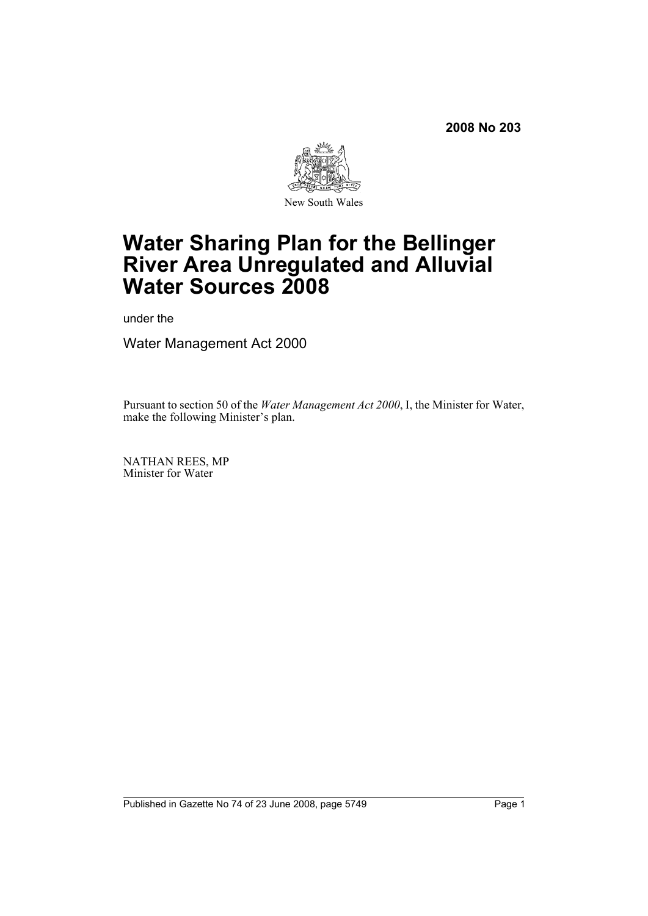**2008 No 203**

New South Wales

# Water Sharing Plan for the Bellinger River Area Unregulated and Alluvial Water Sources 2008

under the

Water Management Act 2000

Pursuant to section 50 of the *Water Management Act 2000*, I, the Minister for Water, make the following Minister's plan.

NATHAN REES, MP
Minister for Water

Published in Gazette No 74 of 23 June 2008, page 5749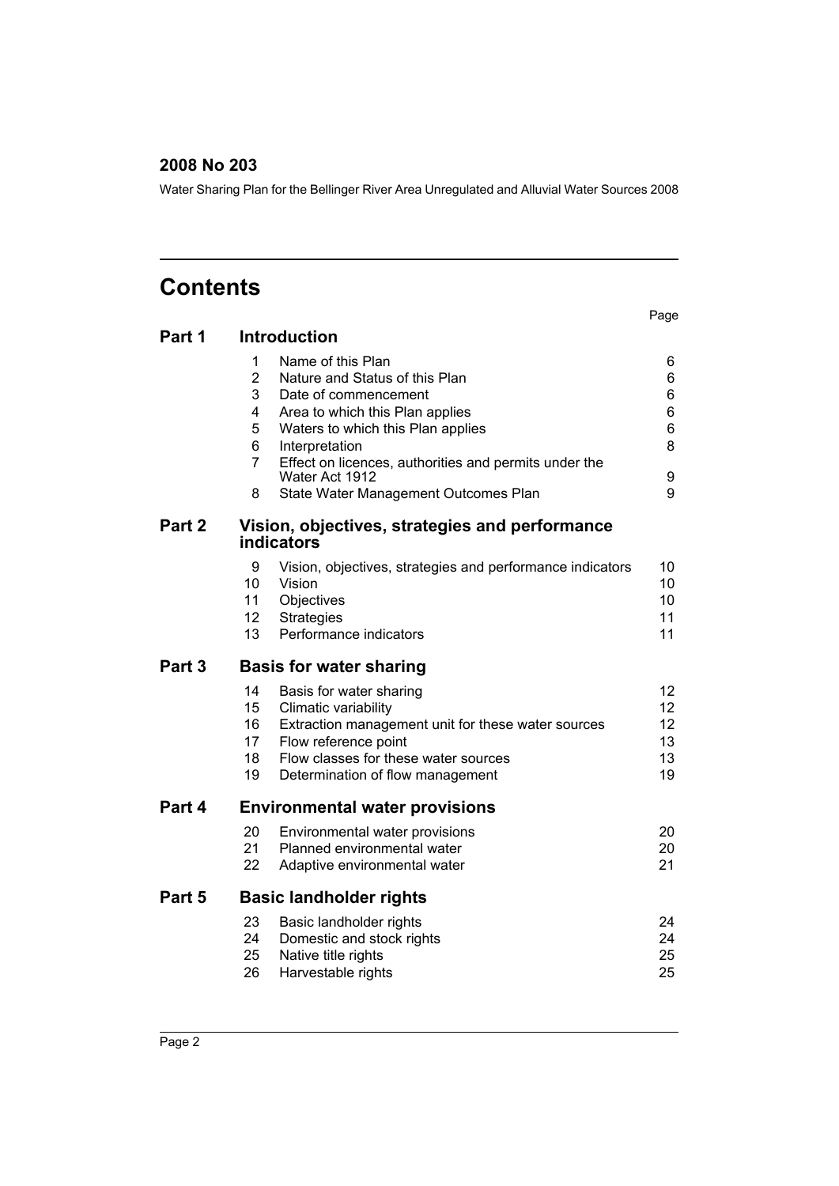**2008 No 203**

Water Sharing Plan for the Bellinger River Area Unregulated and Alluvial Water Sources 2008

# Contents

| | | | Page |
|---|---|---|---|
| **Part 1** | | **Introduction** | |
| | 1 | Name of this Plan | 6 |
| | 2 | Nature and Status of this Plan | 6 |
| | 3 | Date of commencement | 6 |
| | 4 | Area to which this Plan applies | 6 |
| | 5 | Waters to which this Plan applies | 6 |
| | 6 | Interpretation | 8 |
| | 7 | Effect on licences, authorities and permits under the Water Act 1912 | 9 |
| | 8 | State Water Management Outcomes Plan | 9 |
| **Part 2** | | **Vision, objectives, strategies and performance indicators** | |
| | 9 | Vision, objectives, strategies and performance indicators | 10 |
| | 10 | Vision | 10 |
| | 11 | Objectives | 10 |
| | 12 | Strategies | 11 |
| | 13 | Performance indicators | 11 |
| **Part 3** | | **Basis for water sharing** | |
| | 14 | Basis for water sharing | 12 |
| | 15 | Climatic variability | 12 |
| | 16 | Extraction management unit for these water sources | 12 |
| | 17 | Flow reference point | 13 |
| | 18 | Flow classes for these water sources | 13 |
| | 19 | Determination of flow management | 19 |
| **Part 4** | | **Environmental water provisions** | |
| | 20 | Environmental water provisions | 20 |
| | 21 | Planned environmental water | 20 |
| | 22 | Adaptive environmental water | 21 |
| **Part 5** | | **Basic landholder rights** | |
| | 23 | Basic landholder rights | 24 |
| | 24 | Domestic and stock rights | 24 |
| | 25 | Native title rights | 25 |
| | 26 | Harvestable rights | 25 |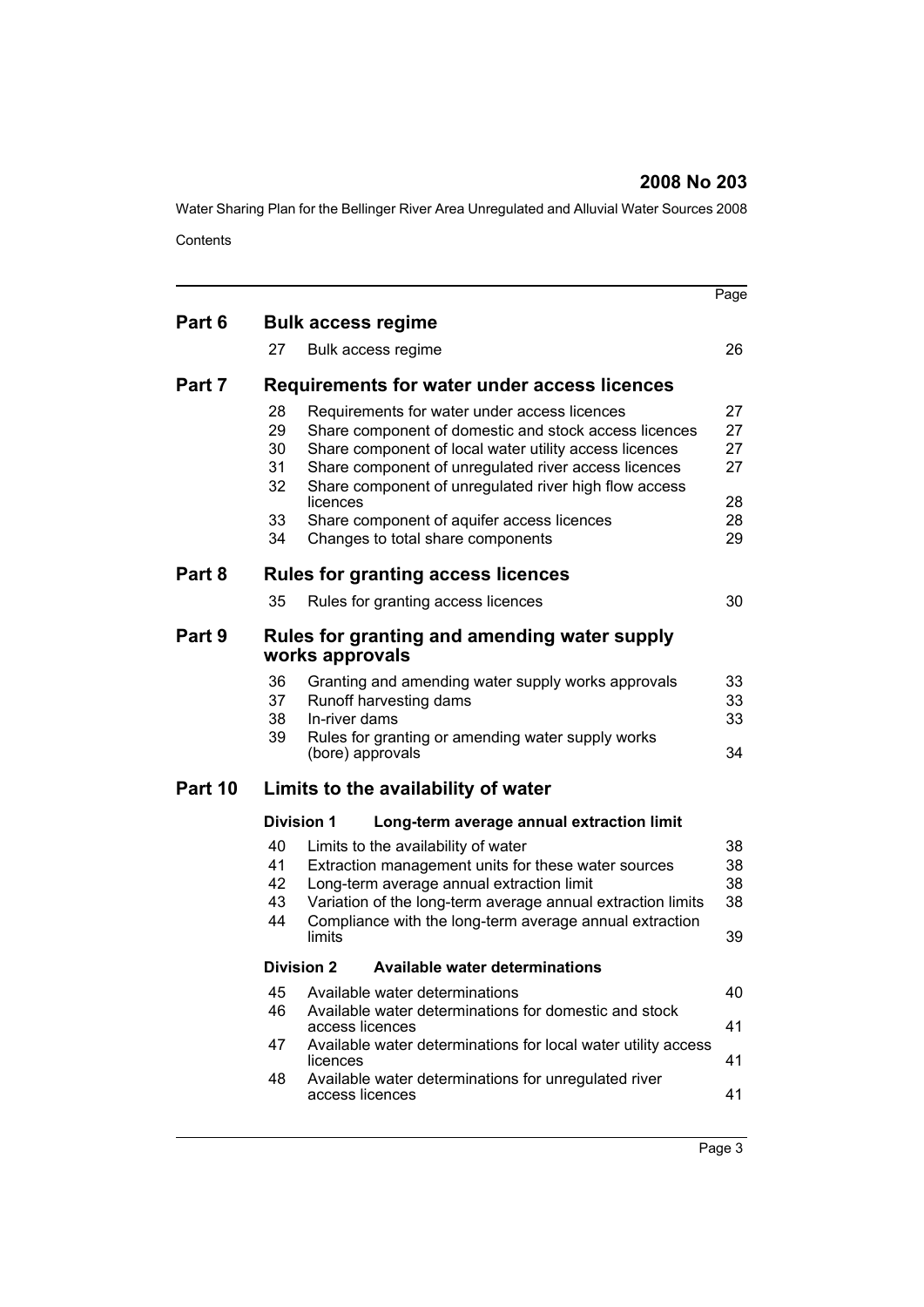Contents

| | | | Page |
|---|---|---|---|
| **Part 6** | | **Bulk access regime** | |
| | 27 | Bulk access regime | 26 |
| **Part 7** | | **Requirements for water under access licences** | |
| | 28 | Requirements for water under access licences | 27 |
| | 29 | Share component of domestic and stock access licences | 27 |
| | 30 | Share component of local water utility access licences | 27 |
| | 31 | Share component of unregulated river access licences | 27 |
| | 32 | Share component of unregulated river high flow access licences | 28 |
| | 33 | Share component of aquifer access licences | 28 |
| | 34 | Changes to total share components | 29 |
| **Part 8** | | **Rules for granting access licences** | |
| | 35 | Rules for granting access licences | 30 |
| **Part 9** | | **Rules for granting and amending water supply works approvals** | |
| | 36 | Granting and amending water supply works approvals | 33 |
| | 37 | Runoff harvesting dams | 33 |
| | 38 | In-river dams | 33 |
| | 39 | Rules for granting or amending water supply works (bore) approvals | 34 |
| **Part 10** | | **Limits to the availability of water** | |
| | **Division 1** | **Long-term average annual extraction limit** | |
| | 40 | Limits to the availability of water | 38 |
| | 41 | Extraction management units for these water sources | 38 |
| | 42 | Long-term average annual extraction limit | 38 |
| | 43 | Variation of the long-term average annual extraction limits | 38 |
| | 44 | Compliance with the long-term average annual extraction limits | 39 |
| | **Division 2** | **Available water determinations** | |
| | 45 | Available water determinations | 40 |
| | 46 | Available water determinations for domestic and stock access licences | 41 |
| | 47 | Available water determinations for local water utility access licences | 41 |
| | 48 | Available water determinations for unregulated river access licences | 41 |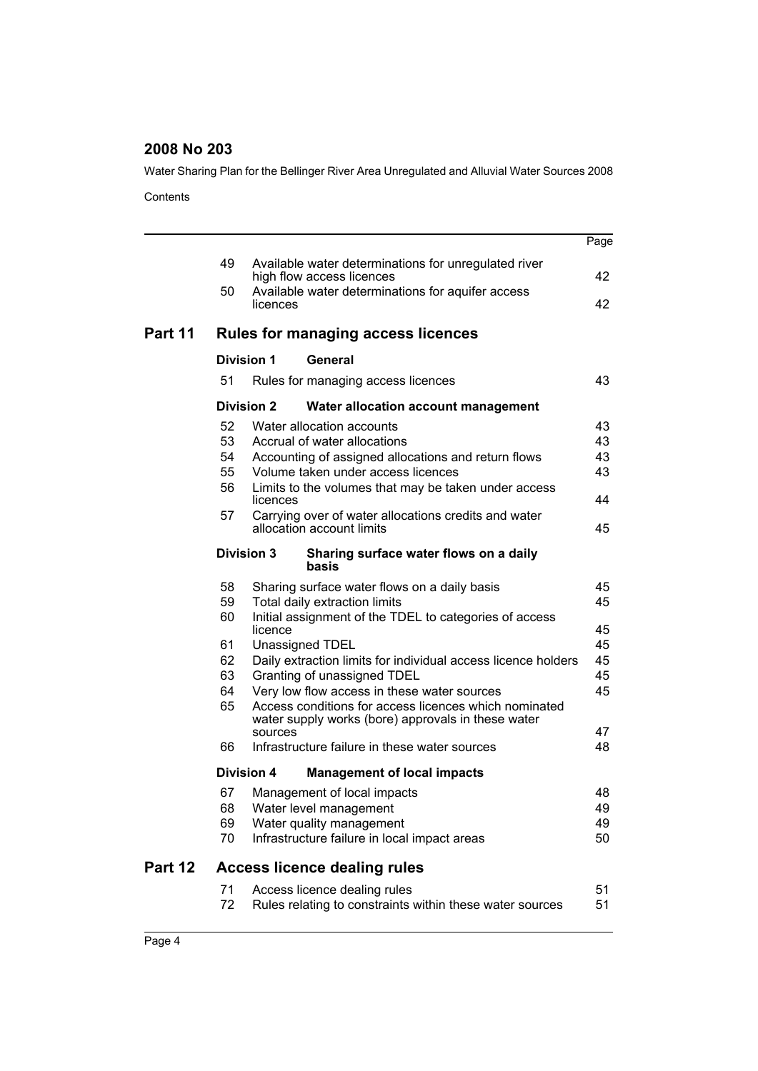| | | | Page |
|---|---|---|---|
| | 49 | Available water determinations for unregulated river high flow access licences | 42 |
| | 50 | Available water determinations for aquifer access licences | 42 |
| **Part 11** | | **Rules for managing access licences** | |
| | **Division 1** | **General** | |
| | 51 | Rules for managing access licences | 43 |
| | **Division 2** | **Water allocation account management** | |
| | 52 | Water allocation accounts | 43 |
| | 53 | Accrual of water allocations | 43 |
| | 54 | Accounting of assigned allocations and return flows | 43 |
| | 55 | Volume taken under access licences | 43 |
| | 56 | Limits to the volumes that may be taken under access licences | 44 |
| | 57 | Carrying over of water allocations credits and water allocation account limits | 45 |
| | **Division 3** | **Sharing surface water flows on a daily basis** | |
| | 58 | Sharing surface water flows on a daily basis | 45 |
| | 59 | Total daily extraction limits | 45 |
| | 60 | Initial assignment of the TDEL to categories of access licence | 45 |
| | 61 | Unassigned TDEL | 45 |
| | 62 | Daily extraction limits for individual access licence holders | 45 |
| | 63 | Granting of unassigned TDEL | 45 |
| | 64 | Very low flow access in these water sources | 45 |
| | 65 | Access conditions for access licences which nominated water supply works (bore) approvals in these water sources | 47 |
| | 66 | Infrastructure failure in these water sources | 48 |
| | **Division 4** | **Management of local impacts** | |
| | 67 | Management of local impacts | 48 |
| | 68 | Water level management | 49 |
| | 69 | Water quality management | 49 |
| | 70 | Infrastructure failure in local impact areas | 50 |
| **Part 12** | | **Access licence dealing rules** | |
| | 71 | Access licence dealing rules | 51 |
| | 72 | Rules relating to constraints within these water sources | 51 |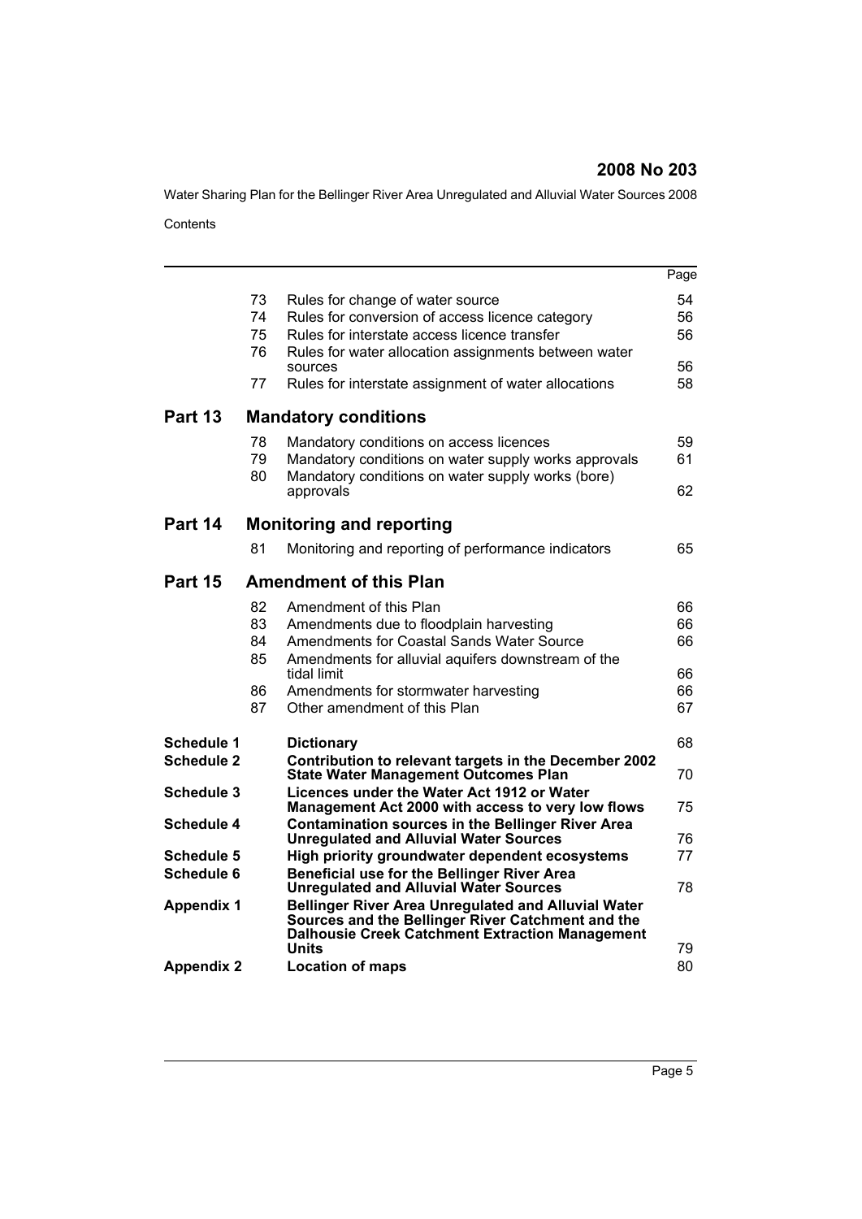| | | | Page |
|---|---|---|---|
| | 73 | Rules for change of water source | 54 |
| | 74 | Rules for conversion of access licence category | 56 |
| | 75 | Rules for interstate access licence transfer | 56 |
| | 76 | Rules for water allocation assignments between water sources | 56 |
| | 77 | Rules for interstate assignment of water allocations | 58 |
| **Part 13** | | **Mandatory conditions** | |
| | 78 | Mandatory conditions on access licences | 59 |
| | 79 | Mandatory conditions on water supply works approvals | 61 |
| | 80 | Mandatory conditions on water supply works (bore) approvals | 62 |
| **Part 14** | | **Monitoring and reporting** | |
| | 81 | Monitoring and reporting of performance indicators | 65 |
| **Part 15** | | **Amendment of this Plan** | |
| | 82 | Amendment of this Plan | 66 |
| | 83 | Amendments due to floodplain harvesting | 66 |
| | 84 | Amendments for Coastal Sands Water Source | 66 |
| | 85 | Amendments for alluvial aquifers downstream of the tidal limit | 66 |
| | 86 | Amendments for stormwater harvesting | 66 |
| | 87 | Other amendment of this Plan | 67 |
| **Schedule 1** | | **Dictionary** | 68 |
| **Schedule 2** | | **Contribution to relevant targets in the December 2002 State Water Management Outcomes Plan** | 70 |
| **Schedule 3** | | **Licences under the Water Act 1912 or Water Management Act 2000 with access to very low flows** | 75 |
| **Schedule 4** | | **Contamination sources in the Bellinger River Area Unregulated and Alluvial Water Sources** | 76 |
| **Schedule 5** | | **High priority groundwater dependent ecosystems** | 77 |
| **Schedule 6** | | **Beneficial use for the Bellinger River Area Unregulated and Alluvial Water Sources** | 78 |
| **Appendix 1** | | **Bellinger River Area Unregulated and Alluvial Water Sources and the Bellinger River Catchment and the Dalhousie Creek Catchment Extraction Management Units** | 79 |
| **Appendix 2** | | **Location of maps** | 80 |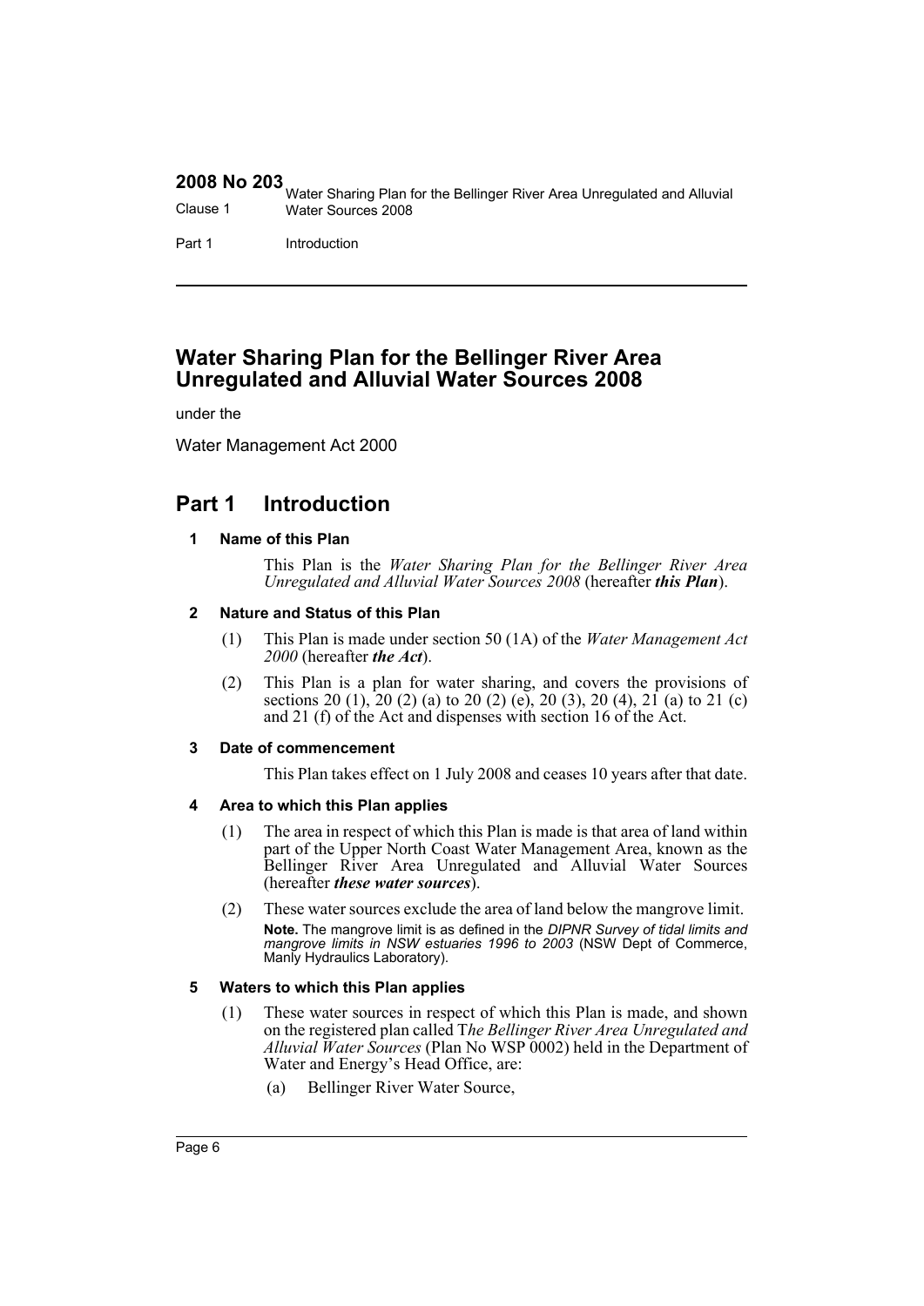# Water Sharing Plan for the Bellinger River Area Unregulated and Alluvial Water Sources 2008

under the

Water Management Act 2000

## Part 1 Introduction

### 1 Name of this Plan

This Plan is the *Water Sharing Plan for the Bellinger River Area Unregulated and Alluvial Water Sources 2008* (hereafter ***this Plan***).

### 2 Nature and Status of this Plan

(1) This Plan is made under section 50 (1A) of the *Water Management Act 2000* (hereafter ***the Act***).

(2) This Plan is a plan for water sharing, and covers the provisions of sections 20 (1), 20 (2) (a) to 20 (2) (e), 20 (3), 20 (4), 21 (a) to 21 (c) and 21 (f) of the Act and dispenses with section 16 of the Act.

### 3 Date of commencement

This Plan takes effect on 1 July 2008 and ceases 10 years after that date.

### 4 Area to which this Plan applies

(1) The area in respect of which this Plan is made is that area of land within part of the Upper North Coast Water Management Area, known as the Bellinger River Area Unregulated and Alluvial Water Sources (hereafter ***these water sources***).

(2) These water sources exclude the area of land below the mangrove limit.

**Note.** The mangrove limit is as defined in the *DIPNR Survey of tidal limits and mangrove limits in NSW estuaries 1996 to 2003* (NSW Dept of Commerce, Manly Hydraulics Laboratory).

### 5 Waters to which this Plan applies

(1) These water sources in respect of which this Plan is made, and shown on the registered plan called T*he Bellinger River Area Unregulated and Alluvial Water Sources* (Plan No WSP 0002) held in the Department of Water and Energy's Head Office, are:

(a) Bellinger River Water Source,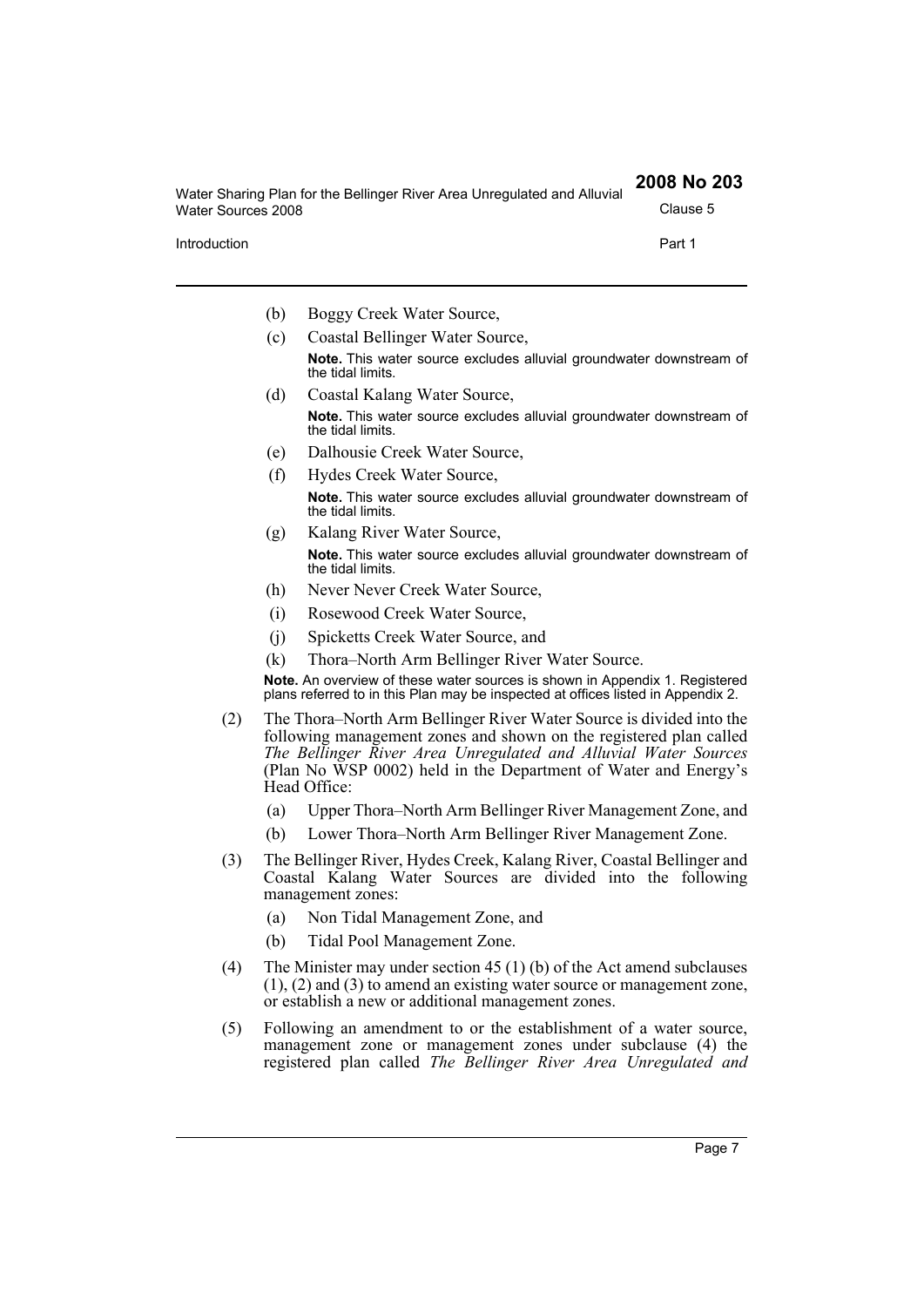(b) Boggy Creek Water Source,

(c) Coastal Bellinger Water Source,

**Note.** This water source excludes alluvial groundwater downstream of the tidal limits.

(d) Coastal Kalang Water Source,

**Note.** This water source excludes alluvial groundwater downstream of the tidal limits.

(e) Dalhousie Creek Water Source,

(f) Hydes Creek Water Source,

**Note.** This water source excludes alluvial groundwater downstream of the tidal limits.

(g) Kalang River Water Source,

**Note.** This water source excludes alluvial groundwater downstream of the tidal limits.

(h) Never Never Creek Water Source,

(i) Rosewood Creek Water Source,

(j) Spicketts Creek Water Source, and

(k) Thora–North Arm Bellinger River Water Source.

**Note.** An overview of these water sources is shown in Appendix 1. Registered plans referred to in this Plan may be inspected at offices listed in Appendix 2.

(2) The Thora–North Arm Bellinger River Water Source is divided into the following management zones and shown on the registered plan called *The Bellinger River Area Unregulated and Alluvial Water Sources* (Plan No WSP 0002) held in the Department of Water and Energy's Head Office:

(a) Upper Thora–North Arm Bellinger River Management Zone, and

(b) Lower Thora–North Arm Bellinger River Management Zone.

(3) The Bellinger River, Hydes Creek, Kalang River, Coastal Bellinger and Coastal Kalang Water Sources are divided into the following management zones:

(a) Non Tidal Management Zone, and

(b) Tidal Pool Management Zone.

(4) The Minister may under section 45 (1) (b) of the Act amend subclauses (1), (2) and (3) to amend an existing water source or management zone, or establish a new or additional management zones.

(5) Following an amendment to or the establishment of a water source, management zone or management zones under subclause (4) the registered plan called *The Bellinger River Area Unregulated and*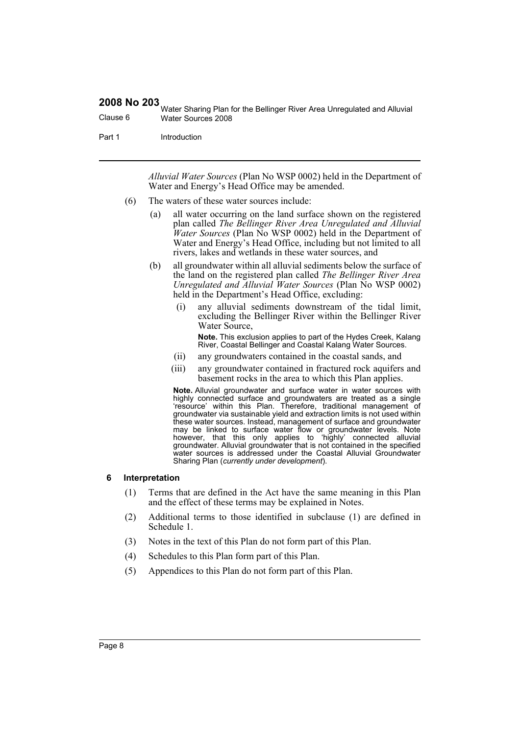*Alluvial Water Sources* (Plan No WSP 0002) held in the Department of Water and Energy's Head Office may be amended.

(6) The waters of these water sources include:

(a) all water occurring on the land surface shown on the registered plan called *The Bellinger River Area Unregulated and Alluvial Water Sources* (Plan No WSP 0002) held in the Department of Water and Energy's Head Office, including but not limited to all rivers, lakes and wetlands in these water sources, and

(b) all groundwater within all alluvial sediments below the surface of the land on the registered plan called *The Bellinger River Area Unregulated and Alluvial Water Sources* (Plan No WSP 0002) held in the Department's Head Office, excluding:

(i) any alluvial sediments downstream of the tidal limit, excluding the Bellinger River within the Bellinger River Water Source,

**Note.** This exclusion applies to part of the Hydes Creek, Kalang River, Coastal Bellinger and Coastal Kalang Water Sources.

(ii) any groundwaters contained in the coastal sands, and

(iii) any groundwater contained in fractured rock aquifers and basement rocks in the area to which this Plan applies.

**Note.** Alluvial groundwater and surface water in water sources with highly connected surface and groundwaters are treated as a single 'resource' within this Plan. Therefore, traditional management of groundwater via sustainable yield and extraction limits is not used within these water sources. Instead, management of surface and groundwater may be linked to surface water flow or groundwater levels. Note however, that this only applies to 'highly' connected alluvial groundwater. Alluvial groundwater that is not contained in the specified water sources is addressed under the Coastal Alluvial Groundwater Sharing Plan (*currently under development*).

### 6 Interpretation

(1) Terms that are defined in the Act have the same meaning in this Plan and the effect of these terms may be explained in Notes.

(2) Additional terms to those identified in subclause (1) are defined in Schedule 1.

(3) Notes in the text of this Plan do not form part of this Plan.

(4) Schedules to this Plan form part of this Plan.

(5) Appendices to this Plan do not form part of this Plan.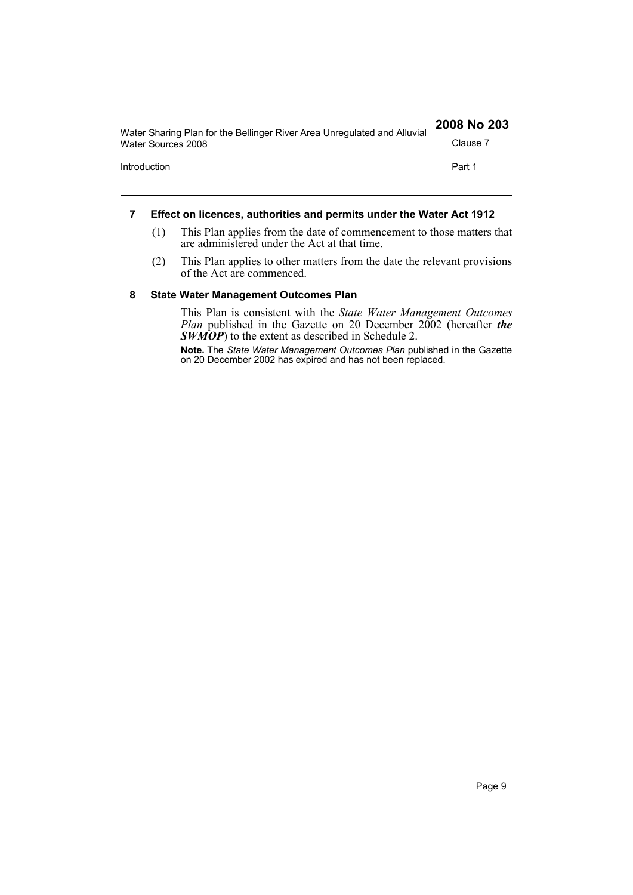### 7 Effect on licences, authorities and permits under the Water Act 1912

(1) This Plan applies from the date of commencement to those matters that are administered under the Act at that time.

(2) This Plan applies to other matters from the date the relevant provisions of the Act are commenced.

### 8 State Water Management Outcomes Plan

This Plan is consistent with the *State Water Management Outcomes Plan* published in the Gazette on 20 December 2002 (hereafter ***the SWMOP***) to the extent as described in Schedule 2.

**Note.** The *State Water Management Outcomes Plan* published in the Gazette on 20 December 2002 has expired and has not been replaced.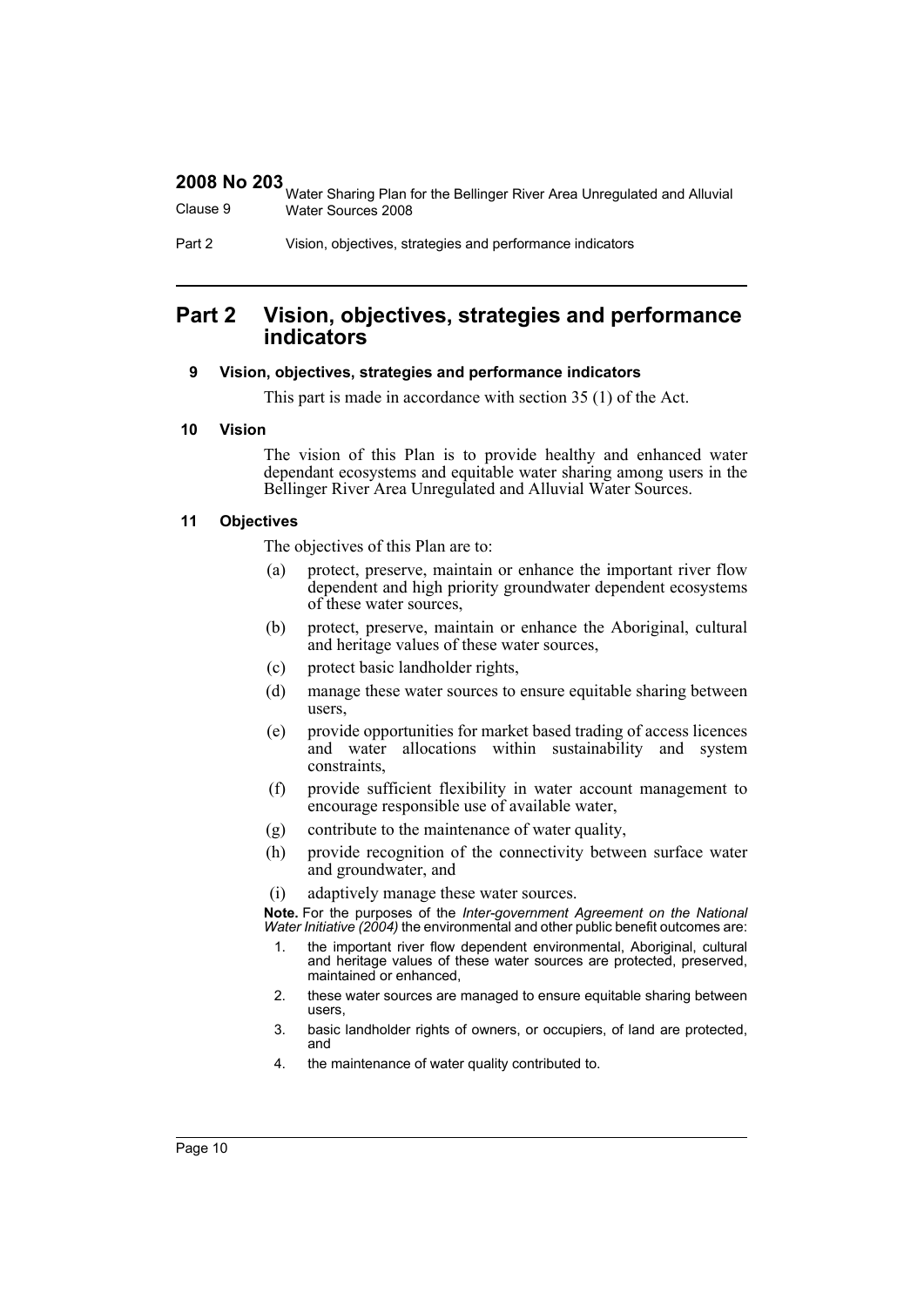## Part 2 Vision, objectives, strategies and performance indicators

### 9 Vision, objectives, strategies and performance indicators

This part is made in accordance with section 35 (1) of the Act.

### 10 Vision

The vision of this Plan is to provide healthy and enhanced water dependant ecosystems and equitable water sharing among users in the Bellinger River Area Unregulated and Alluvial Water Sources.

### 11 Objectives

The objectives of this Plan are to:

(a) protect, preserve, maintain or enhance the important river flow dependent and high priority groundwater dependent ecosystems of these water sources,

(b) protect, preserve, maintain or enhance the Aboriginal, cultural and heritage values of these water sources,

(c) protect basic landholder rights,

(d) manage these water sources to ensure equitable sharing between users,

(e) provide opportunities for market based trading of access licences and water allocations within sustainability and system constraints,

(f) provide sufficient flexibility in water account management to encourage responsible use of available water,

(g) contribute to the maintenance of water quality,

(h) provide recognition of the connectivity between surface water and groundwater, and

(i) adaptively manage these water sources.

**Note.** For the purposes of the *Inter-government Agreement on the National Water Initiative (2004)* the environmental and other public benefit outcomes are:

1. the important river flow dependent environmental, Aboriginal, cultural and heritage values of these water sources are protected, preserved, maintained or enhanced,
2. these water sources are managed to ensure equitable sharing between users,
3. basic landholder rights of owners, or occupiers, of land are protected, and
4. the maintenance of water quality contributed to.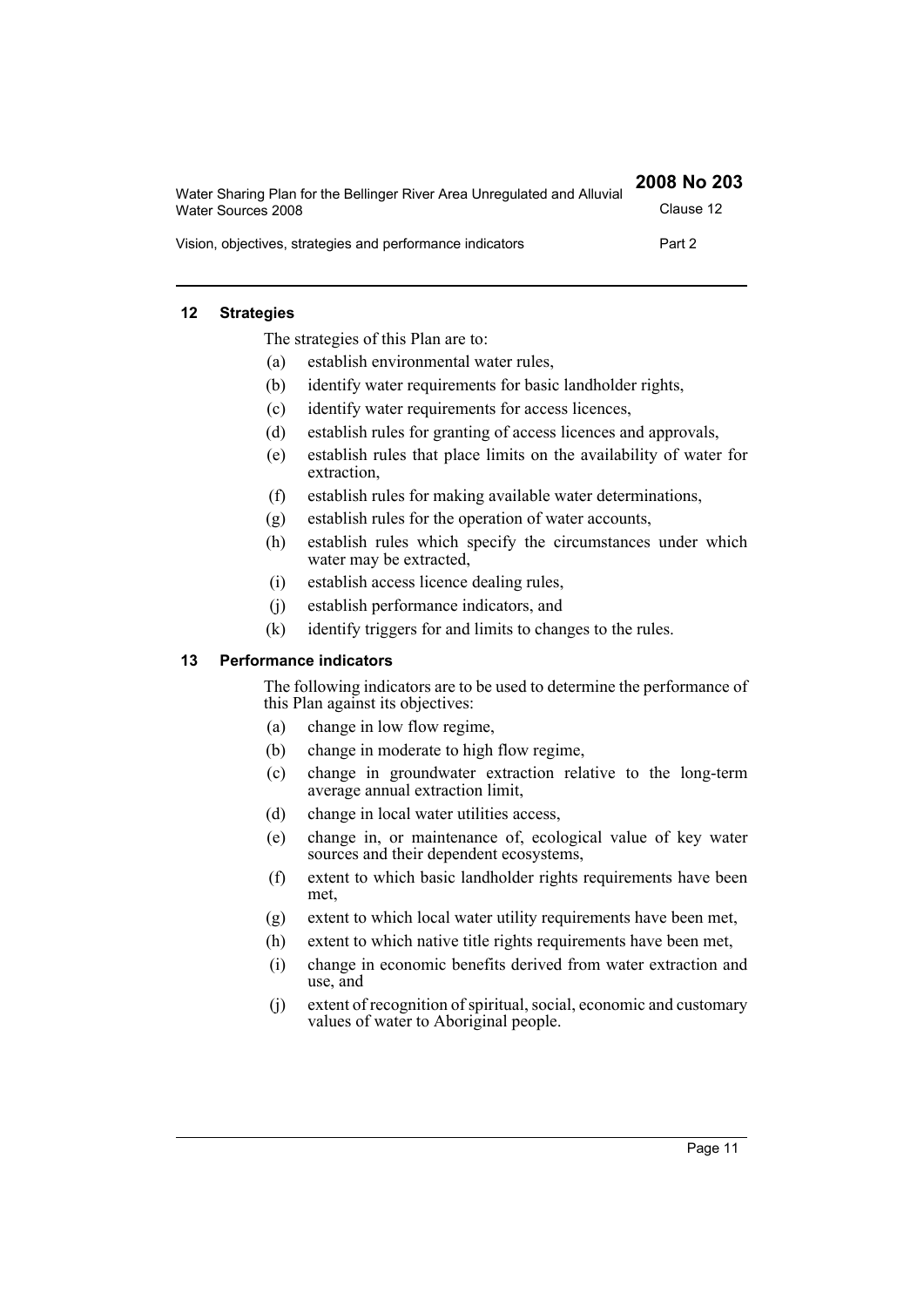### 12 Strategies

The strategies of this Plan are to:

- (a) establish environmental water rules,
- (b) identify water requirements for basic landholder rights,
- (c) identify water requirements for access licences,
- (d) establish rules for granting of access licences and approvals,
- (e) establish rules that place limits on the availability of water for extraction,
- (f) establish rules for making available water determinations,
- (g) establish rules for the operation of water accounts,
- (h) establish rules which specify the circumstances under which water may be extracted,
- (i) establish access licence dealing rules,
- (j) establish performance indicators, and
- (k) identify triggers for and limits to changes to the rules.

### 13 Performance indicators

The following indicators are to be used to determine the performance of this Plan against its objectives:

- (a) change in low flow regime,
- (b) change in moderate to high flow regime,
- (c) change in groundwater extraction relative to the long-term average annual extraction limit,
- (d) change in local water utilities access,
- (e) change in, or maintenance of, ecological value of key water sources and their dependent ecosystems,
- (f) extent to which basic landholder rights requirements have been met,
- (g) extent to which local water utility requirements have been met,
- (h) extent to which native title rights requirements have been met,
- (i) change in economic benefits derived from water extraction and use, and
- (j) extent of recognition of spiritual, social, economic and customary values of water to Aboriginal people.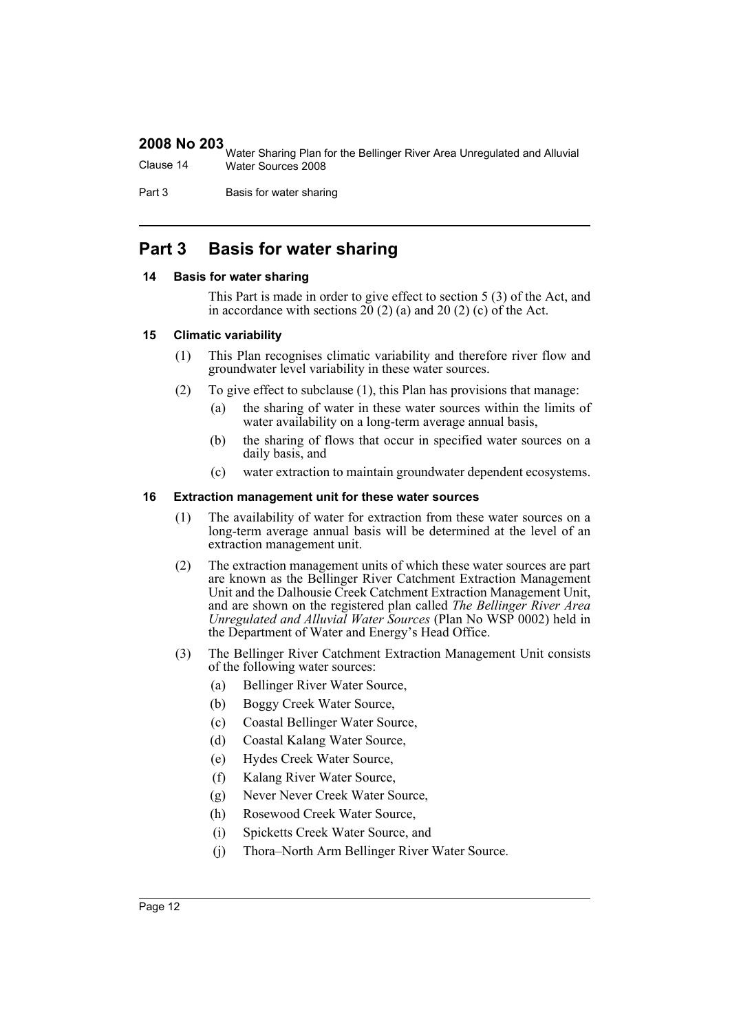## Part 3 Basis for water sharing

### 14 Basis for water sharing

This Part is made in order to give effect to section 5 (3) of the Act, and in accordance with sections 20 (2) (a) and 20 (2) (c) of the Act.

### 15 Climatic variability

(1) This Plan recognises climatic variability and therefore river flow and groundwater level variability in these water sources.

(2) To give effect to subclause (1), this Plan has provisions that manage:

- (a) the sharing of water in these water sources within the limits of water availability on a long-term average annual basis,
- (b) the sharing of flows that occur in specified water sources on a daily basis, and
- (c) water extraction to maintain groundwater dependent ecosystems.

### 16 Extraction management unit for these water sources

(1) The availability of water for extraction from these water sources on a long-term average annual basis will be determined at the level of an extraction management unit.

(2) The extraction management units of which these water sources are part are known as the Bellinger River Catchment Extraction Management Unit and the Dalhousie Creek Catchment Extraction Management Unit, and are shown on the registered plan called *The Bellinger River Area Unregulated and Alluvial Water Sources* (Plan No WSP 0002) held in the Department of Water and Energy's Head Office.

(3) The Bellinger River Catchment Extraction Management Unit consists of the following water sources:

- (a) Bellinger River Water Source,
- (b) Boggy Creek Water Source,
- (c) Coastal Bellinger Water Source,
- (d) Coastal Kalang Water Source,
- (e) Hydes Creek Water Source,
- (f) Kalang River Water Source,
- (g) Never Never Creek Water Source,
- (h) Rosewood Creek Water Source,
- (i) Spicketts Creek Water Source, and
- (j) Thora–North Arm Bellinger River Water Source.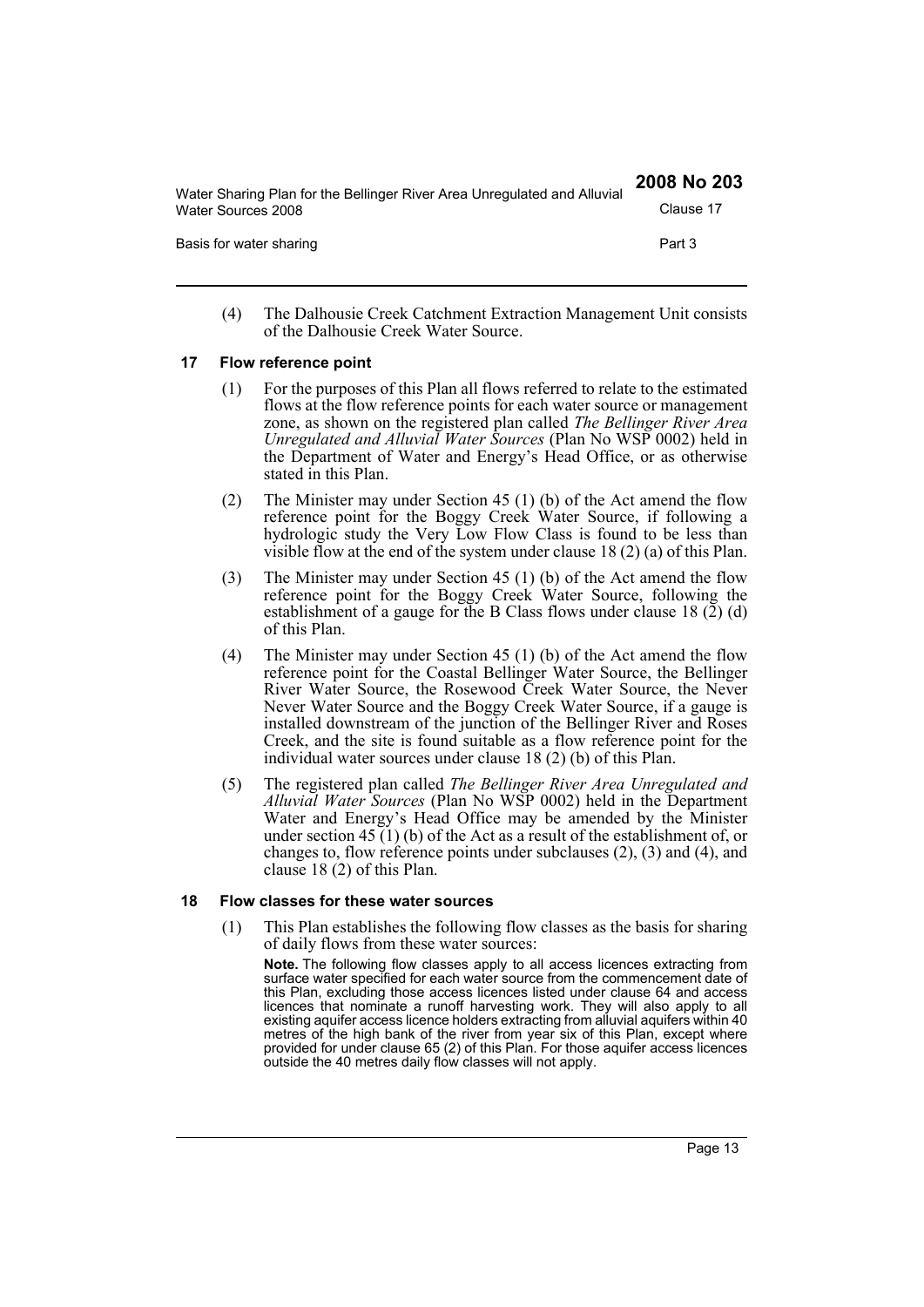(4) The Dalhousie Creek Catchment Extraction Management Unit consists of the Dalhousie Creek Water Source.

### 17 Flow reference point

(1) For the purposes of this Plan all flows referred to relate to the estimated flows at the flow reference points for each water source or management zone, as shown on the registered plan called *The Bellinger River Area Unregulated and Alluvial Water Sources* (Plan No WSP 0002) held in the Department of Water and Energy's Head Office, or as otherwise stated in this Plan.

(2) The Minister may under Section 45 (1) (b) of the Act amend the flow reference point for the Boggy Creek Water Source, if following a hydrologic study the Very Low Flow Class is found to be less than visible flow at the end of the system under clause 18 (2) (a) of this Plan.

(3) The Minister may under Section 45 (1) (b) of the Act amend the flow reference point for the Boggy Creek Water Source, following the establishment of a gauge for the B Class flows under clause 18 (2) (d) of this Plan.

(4) The Minister may under Section 45 (1) (b) of the Act amend the flow reference point for the Coastal Bellinger Water Source, the Bellinger River Water Source, the Rosewood Creek Water Source, the Never Never Water Source and the Boggy Creek Water Source, if a gauge is installed downstream of the junction of the Bellinger River and Roses Creek, and the site is found suitable as a flow reference point for the individual water sources under clause 18 (2) (b) of this Plan.

(5) The registered plan called *The Bellinger River Area Unregulated and Alluvial Water Sources* (Plan No WSP 0002) held in the Department Water and Energy's Head Office may be amended by the Minister under section 45 (1) (b) of the Act as a result of the establishment of, or changes to, flow reference points under subclauses (2), (3) and (4), and clause 18 (2) of this Plan.

### 18 Flow classes for these water sources

(1) This Plan establishes the following flow classes as the basis for sharing of daily flows from these water sources:

**Note.** The following flow classes apply to all access licences extracting from surface water specified for each water source from the commencement date of this Plan, excluding those access licences listed under clause 64 and access licences that nominate a runoff harvesting work. They will also apply to all existing aquifer access licence holders extracting from alluvial aquifers within 40 metres of the high bank of the river from year six of this Plan, except where provided for under clause 65 (2) of this Plan. For those aquifer access licences outside the 40 metres daily flow classes will not apply.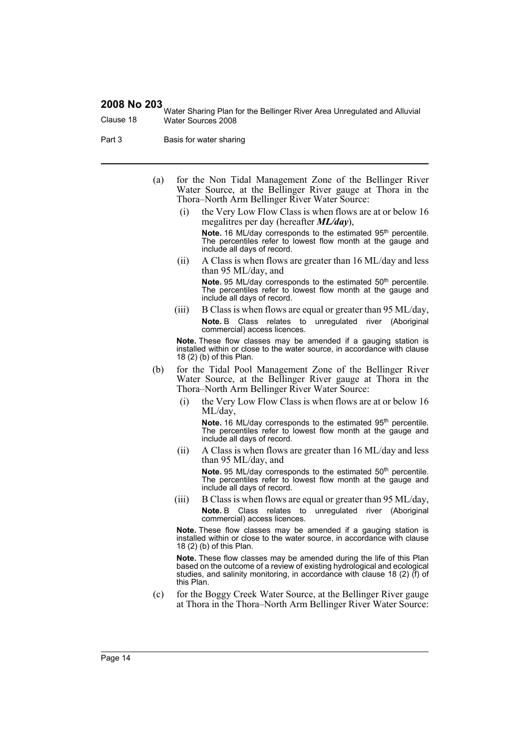(a) for the Non Tidal Management Zone of the Bellinger River Water Source, at the Bellinger River gauge at Thora in the Thora–North Arm Bellinger River Water Source:

   (i) the Very Low Flow Class is when flows are at or below 16 megalitres per day (hereafter ***ML/day***),

   **Note.** 16 ML/day corresponds to the estimated 95th percentile. The percentiles refer to lowest flow month at the gauge and include all days of record.

   (ii) A Class is when flows are greater than 16 ML/day and less than 95 ML/day, and

   **Note.** 95 ML/day corresponds to the estimated 50th percentile. The percentiles refer to lowest flow month at the gauge and include all days of record.

   (iii) B Class is when flows are equal or greater than 95 ML/day,

   **Note.** B Class relates to unregulated river (Aboriginal commercial) access licences.

   **Note.** These flow classes may be amended if a gauging station is installed within or close to the water source, in accordance with clause 18 (2) (b) of this Plan.

(b) for the Tidal Pool Management Zone of the Bellinger River Water Source, at the Bellinger River gauge at Thora in the Thora–North Arm Bellinger River Water Source:

   (i) the Very Low Flow Class is when flows are at or below 16 ML/day,

   **Note.** 16 ML/day corresponds to the estimated 95th percentile. The percentiles refer to lowest flow month at the gauge and include all days of record.

   (ii) A Class is when flows are greater than 16 ML/day and less than 95 ML/day, and

   **Note.** 95 ML/day corresponds to the estimated 50th percentile. The percentiles refer to lowest flow month at the gauge and include all days of record.

   (iii) B Class is when flows are equal or greater than 95 ML/day,

   **Note.** B Class relates to unregulated river (Aboriginal commercial) access licences.

   **Note.** These flow classes may be amended if a gauging station is installed within or close to the water source, in accordance with clause 18 (2) (b) of this Plan.

   **Note.** These flow classes may be amended during the life of this Plan based on the outcome of a review of existing hydrological and ecological studies, and salinity monitoring, in accordance with clause 18 (2) (f) of this Plan.

(c) for the Boggy Creek Water Source, at the Bellinger River gauge at Thora in the Thora–North Arm Bellinger River Water Source: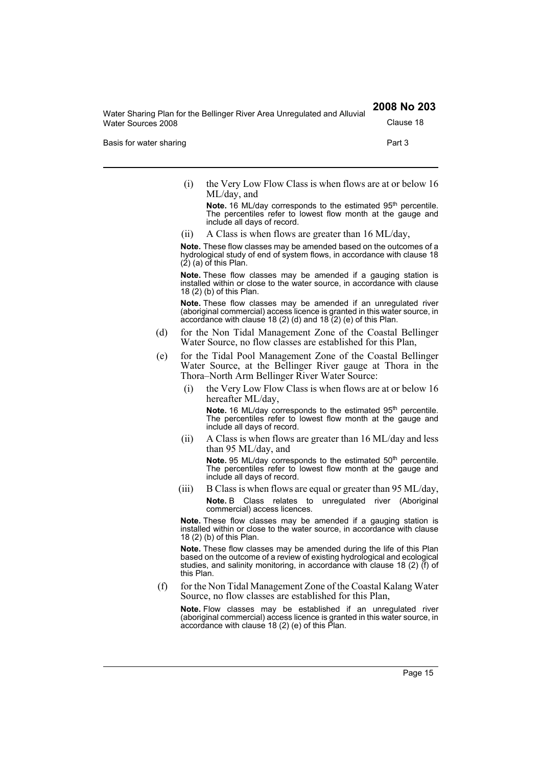(i) the Very Low Flow Class is when flows are at or below 16 ML/day, and

**Note.** 16 ML/day corresponds to the estimated 95th percentile. The percentiles refer to lowest flow month at the gauge and include all days of record.

(ii) A Class is when flows are greater than 16 ML/day,

**Note.** These flow classes may be amended based on the outcomes of a hydrological study of end of system flows, in accordance with clause 18 (2) (a) of this Plan.

**Note.** These flow classes may be amended if a gauging station is installed within or close to the water source, in accordance with clause 18 (2) (b) of this Plan.

**Note.** These flow classes may be amended if an unregulated river (aboriginal commercial) access licence is granted in this water source, in accordance with clause 18 (2) (d) and 18 (2) (e) of this Plan.

(d) for the Non Tidal Management Zone of the Coastal Bellinger Water Source, no flow classes are established for this Plan,

(e) for the Tidal Pool Management Zone of the Coastal Bellinger Water Source, at the Bellinger River gauge at Thora in the Thora–North Arm Bellinger River Water Source:

(i) the Very Low Flow Class is when flows are at or below 16 hereafter ML/day,

**Note.** 16 ML/day corresponds to the estimated 95th percentile. The percentiles refer to lowest flow month at the gauge and include all days of record.

(ii) A Class is when flows are greater than 16 ML/day and less than 95 ML/day, and

**Note.** 95 ML/day corresponds to the estimated 50th percentile. The percentiles refer to lowest flow month at the gauge and include all days of record.

(iii) B Class is when flows are equal or greater than 95 ML/day,

**Note.** B Class relates to unregulated river (Aboriginal commercial) access licences.

**Note.** These flow classes may be amended if a gauging station is installed within or close to the water source, in accordance with clause 18 (2) (b) of this Plan.

**Note.** These flow classes may be amended during the life of this Plan based on the outcome of a review of existing hydrological and ecological studies, and salinity monitoring, in accordance with clause 18 (2) (f) of this Plan.

(f) for the Non Tidal Management Zone of the Coastal Kalang Water Source, no flow classes are established for this Plan,

**Note.** Flow classes may be established if an unregulated river (aboriginal commercial) access licence is granted in this water source, in accordance with clause 18 (2) (e) of this Plan.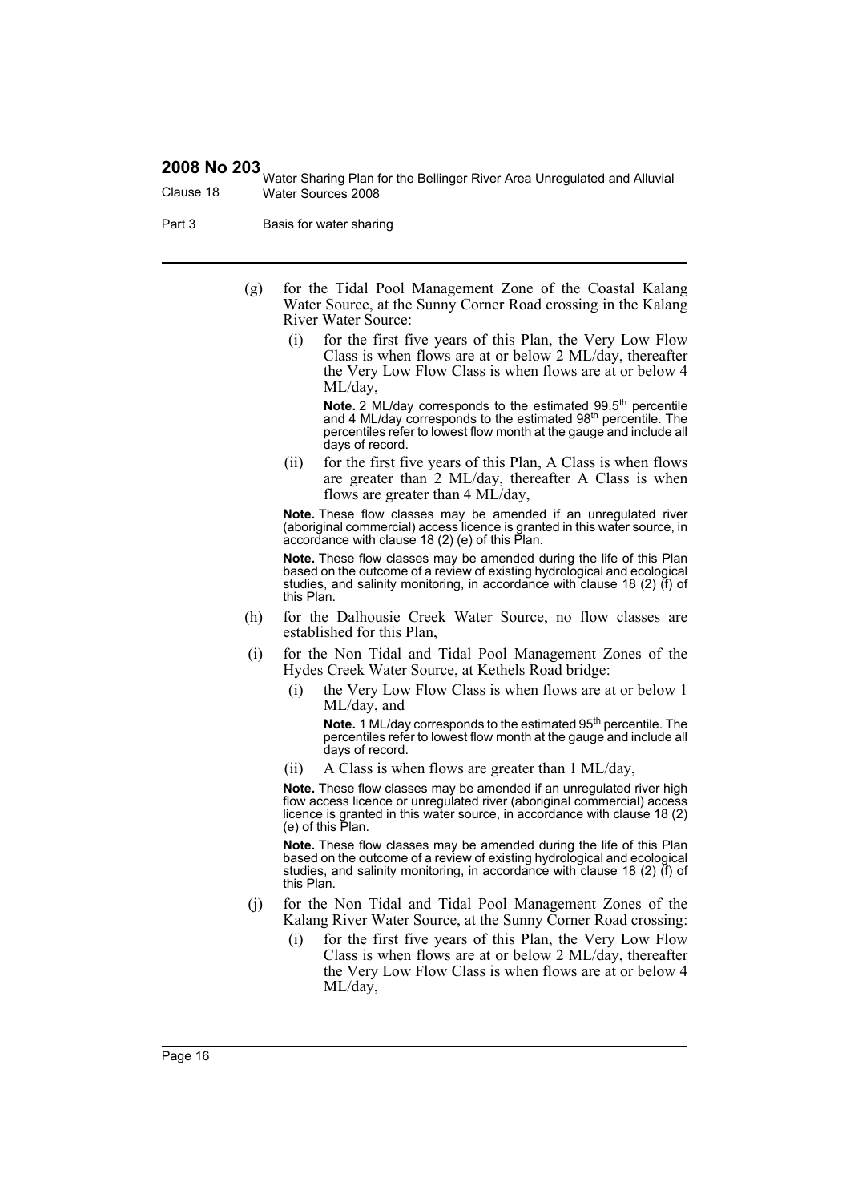(g) for the Tidal Pool Management Zone of the Coastal Kalang Water Source, at the Sunny Corner Road crossing in the Kalang River Water Source:

   (i) for the first five years of this Plan, the Very Low Flow Class is when flows are at or below 2 ML/day, thereafter the Very Low Flow Class is when flows are at or below 4 ML/day,

   **Note.** 2 ML/day corresponds to the estimated 99.5th percentile and 4 ML/day corresponds to the estimated 98th percentile. The percentiles refer to lowest flow month at the gauge and include all days of record.

   (ii) for the first five years of this Plan, A Class is when flows are greater than 2 ML/day, thereafter A Class is when flows are greater than 4 ML/day,

   **Note.** These flow classes may be amended if an unregulated river (aboriginal commercial) access licence is granted in this water source, in accordance with clause 18 (2) (e) of this Plan.

   **Note.** These flow classes may be amended during the life of this Plan based on the outcome of a review of existing hydrological and ecological studies, and salinity monitoring, in accordance with clause 18 (2) (f) of this Plan.

(h) for the Dalhousie Creek Water Source, no flow classes are established for this Plan,

(i) for the Non Tidal and Tidal Pool Management Zones of the Hydes Creek Water Source, at Kethels Road bridge:

   (i) the Very Low Flow Class is when flows are at or below 1 ML/day, and

   **Note.** 1 ML/day corresponds to the estimated 95th percentile. The percentiles refer to lowest flow month at the gauge and include all days of record.

   (ii) A Class is when flows are greater than 1 ML/day,

   **Note.** These flow classes may be amended if an unregulated river high flow access licence or unregulated river (aboriginal commercial) access licence is granted in this water source, in accordance with clause 18 (2) (e) of this Plan.

   **Note.** These flow classes may be amended during the life of this Plan based on the outcome of a review of existing hydrological and ecological studies, and salinity monitoring, in accordance with clause 18 (2) (f) of this Plan.

(j) for the Non Tidal and Tidal Pool Management Zones of the Kalang River Water Source, at the Sunny Corner Road crossing:

   (i) for the first five years of this Plan, the Very Low Flow Class is when flows are at or below 2 ML/day, thereafter the Very Low Flow Class is when flows are at or below 4 ML/day,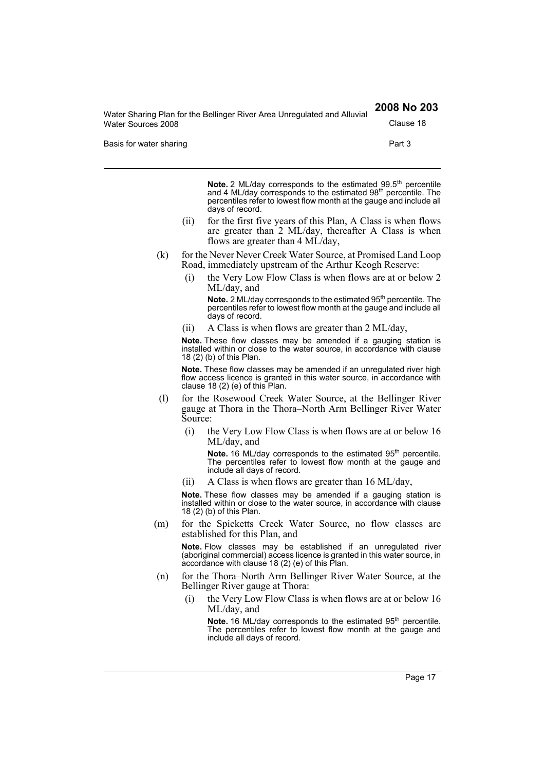**Note.** 2 ML/day corresponds to the estimated 99.5th percentile and 4 ML/day corresponds to the estimated 98th percentile. The percentiles refer to lowest flow month at the gauge and include all days of record.

(ii) for the first five years of this Plan, A Class is when flows are greater than 2 ML/day, thereafter A Class is when flows are greater than 4 ML/day,

(k) for the Never Never Creek Water Source, at Promised Land Loop Road, immediately upstream of the Arthur Keogh Reserve:

(i) the Very Low Flow Class is when flows are at or below 2 ML/day, and

**Note.** 2 ML/day corresponds to the estimated 95th percentile. The percentiles refer to lowest flow month at the gauge and include all days of record.

(ii) A Class is when flows are greater than 2 ML/day,

**Note.** These flow classes may be amended if a gauging station is installed within or close to the water source, in accordance with clause 18 (2) (b) of this Plan.

**Note.** These flow classes may be amended if an unregulated river high flow access licence is granted in this water source, in accordance with clause 18 (2) (e) of this Plan.

(l) for the Rosewood Creek Water Source, at the Bellinger River gauge at Thora in the Thora–North Arm Bellinger River Water Source:

(i) the Very Low Flow Class is when flows are at or below 16 ML/day, and

**Note.** 16 ML/day corresponds to the estimated 95th percentile. The percentiles refer to lowest flow month at the gauge and include all days of record.

(ii) A Class is when flows are greater than 16 ML/day,

**Note.** These flow classes may be amended if a gauging station is installed within or close to the water source, in accordance with clause 18 (2) (b) of this Plan.

(m) for the Spicketts Creek Water Source, no flow classes are established for this Plan, and

**Note.** Flow classes may be established if an unregulated river (aboriginal commercial) access licence is granted in this water source, in accordance with clause 18 (2) (e) of this Plan.

(n) for the Thora–North Arm Bellinger River Water Source, at the Bellinger River gauge at Thora:

(i) the Very Low Flow Class is when flows are at or below 16 ML/day, and

**Note.** 16 ML/day corresponds to the estimated 95th percentile. The percentiles refer to lowest flow month at the gauge and include all days of record.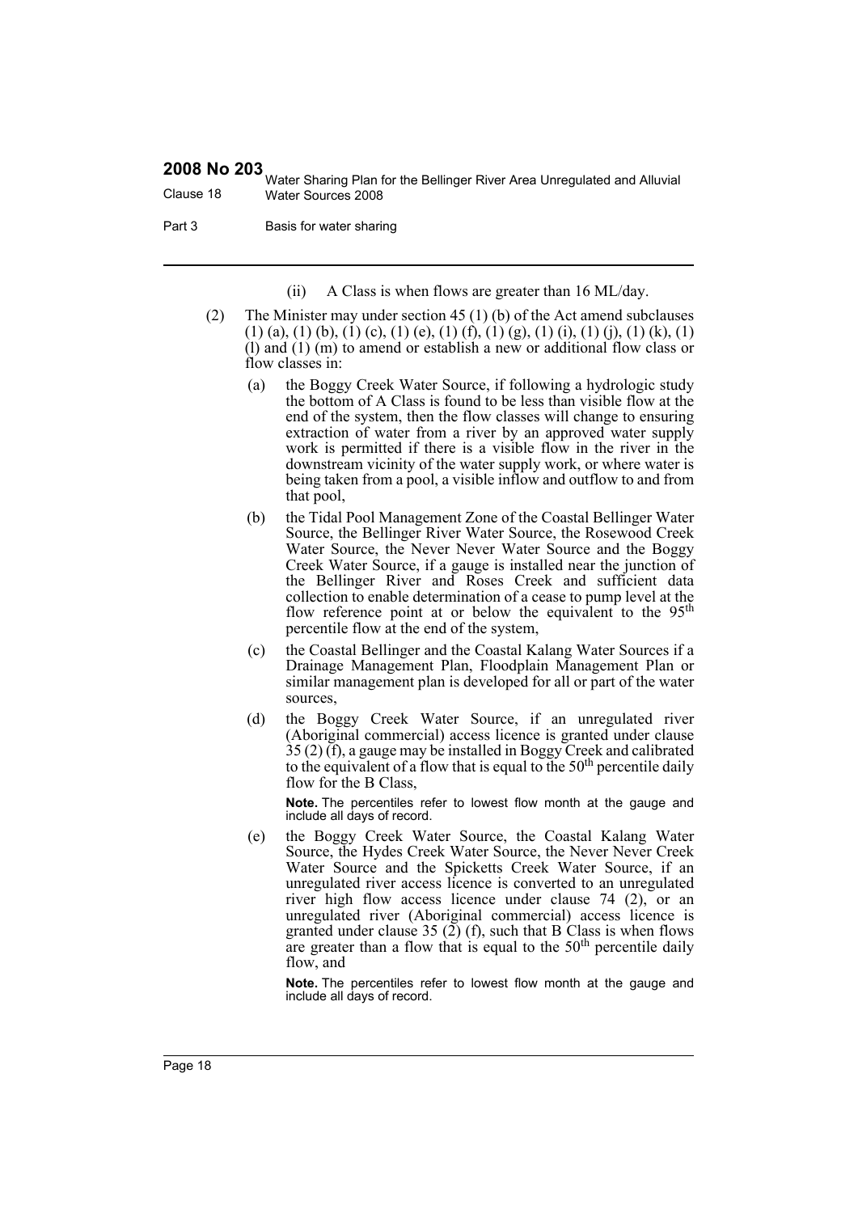(ii) A Class is when flows are greater than 16 ML/day.

(2) The Minister may under section 45 (1) (b) of the Act amend subclauses (1) (a), (1) (b), (1) (c), (1) (e), (1) (f), (1) (g), (1) (i), (1) (j), (1) (k), (1) (l) and (1) (m) to amend or establish a new or additional flow class or flow classes in:

(a) the Boggy Creek Water Source, if following a hydrologic study the bottom of A Class is found to be less than visible flow at the end of the system, then the flow classes will change to ensuring extraction of water from a river by an approved water supply work is permitted if there is a visible flow in the river in the downstream vicinity of the water supply work, or where water is being taken from a pool, a visible inflow and outflow to and from that pool,

(b) the Tidal Pool Management Zone of the Coastal Bellinger Water Source, the Bellinger River Water Source, the Rosewood Creek Water Source, the Never Never Water Source and the Boggy Creek Water Source, if a gauge is installed near the junction of the Bellinger River and Roses Creek and sufficient data collection to enable determination of a cease to pump level at the flow reference point at or below the equivalent to the 95th percentile flow at the end of the system,

(c) the Coastal Bellinger and the Coastal Kalang Water Sources if a Drainage Management Plan, Floodplain Management Plan or similar management plan is developed for all or part of the water sources,

(d) the Boggy Creek Water Source, if an unregulated river (Aboriginal commercial) access licence is granted under clause 35 (2) (f), a gauge may be installed in Boggy Creek and calibrated to the equivalent of a flow that is equal to the 50th percentile daily flow for the B Class,

**Note.** The percentiles refer to lowest flow month at the gauge and include all days of record.

(e) the Boggy Creek Water Source, the Coastal Kalang Water Source, the Hydes Creek Water Source, the Never Never Creek Water Source and the Spicketts Creek Water Source, if an unregulated river access licence is converted to an unregulated river high flow access licence under clause 74 (2), or an unregulated river (Aboriginal commercial) access licence is granted under clause 35 (2) (f), such that B Class is when flows are greater than a flow that is equal to the 50th percentile daily flow, and

**Note.** The percentiles refer to lowest flow month at the gauge and include all days of record.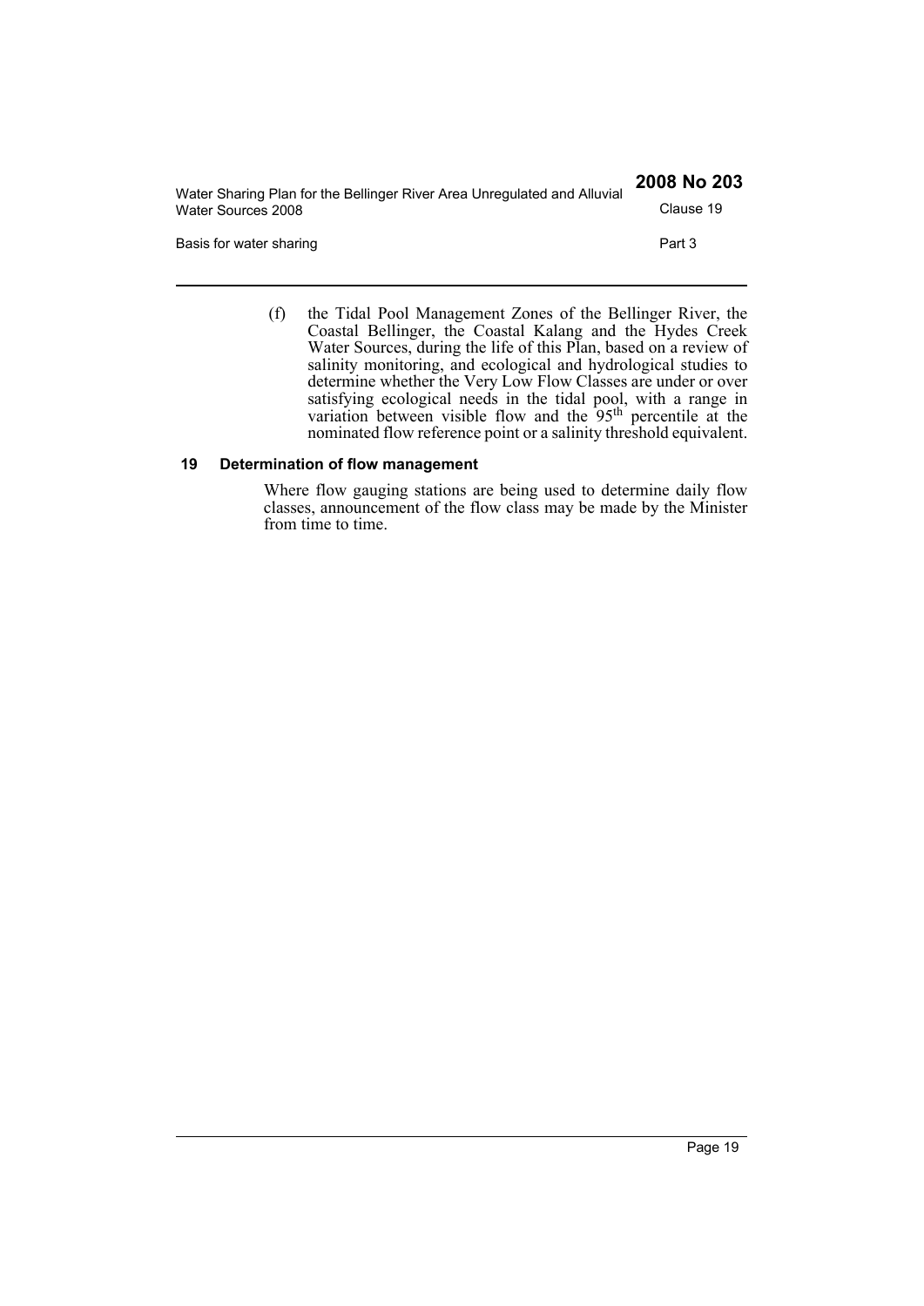(f) the Tidal Pool Management Zones of the Bellinger River, the Coastal Bellinger, the Coastal Kalang and the Hydes Creek Water Sources, during the life of this Plan, based on a review of salinity monitoring, and ecological and hydrological studies to determine whether the Very Low Flow Classes are under or over satisfying ecological needs in the tidal pool, with a range in variation between visible flow and the 95$^{th}$ percentile at the nominated flow reference point or a salinity threshold equivalent.

### 19 Determination of flow management

Where flow gauging stations are being used to determine daily flow classes, announcement of the flow class may be made by the Minister from time to time.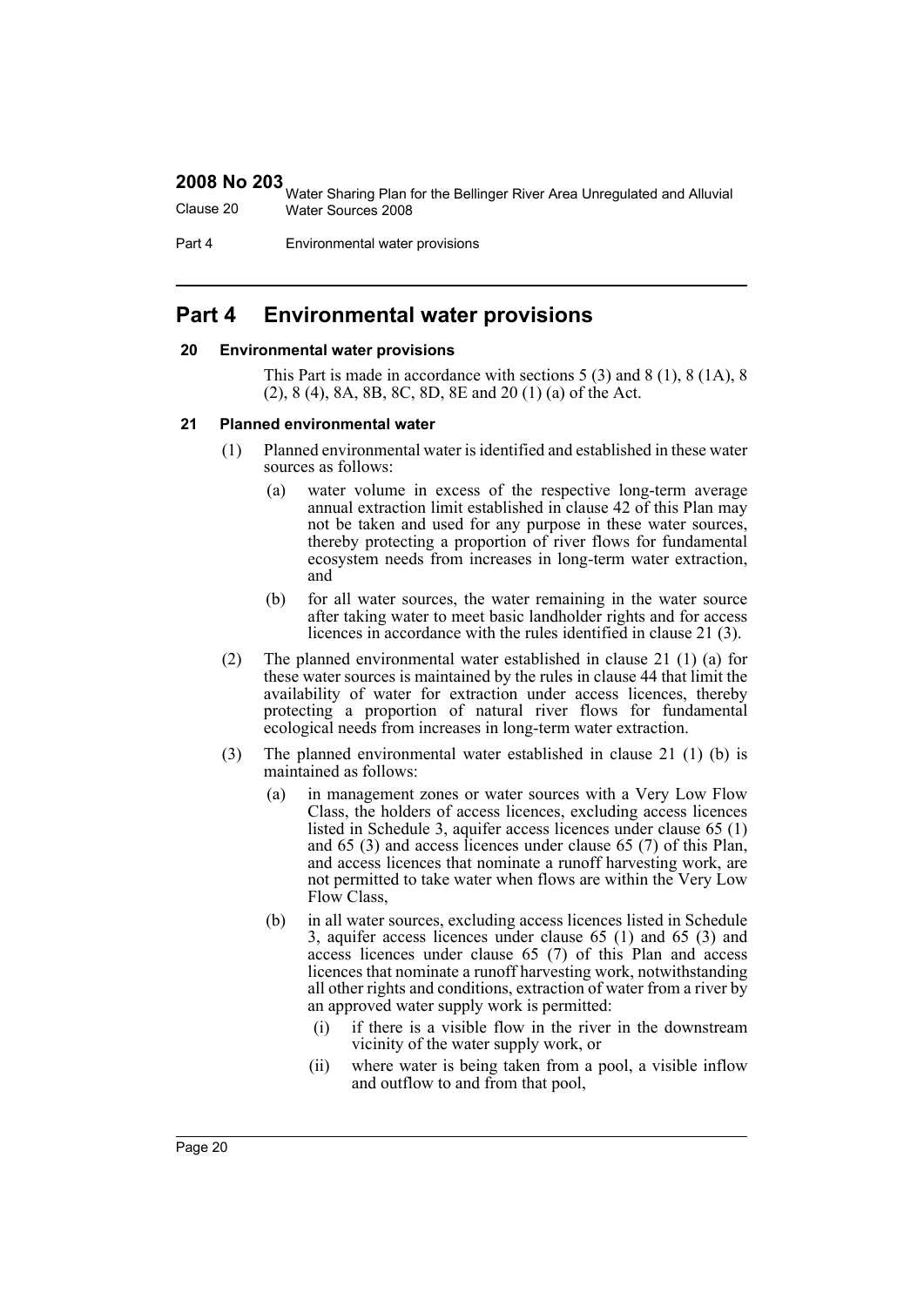# Part 4 Environmental water provisions

### 20 Environmental water provisions

This Part is made in accordance with sections 5 (3) and 8 (1), 8 (1A), 8 (2), 8 (4), 8A, 8B, 8C, 8D, 8E and 20 (1) (a) of the Act.

### 21 Planned environmental water

(1) Planned environmental water is identified and established in these water sources as follows:

- (a) water volume in excess of the respective long-term average annual extraction limit established in clause 42 of this Plan may not be taken and used for any purpose in these water sources, thereby protecting a proportion of river flows for fundamental ecosystem needs from increases in long-term water extraction, and
- (b) for all water sources, the water remaining in the water source after taking water to meet basic landholder rights and for access licences in accordance with the rules identified in clause 21 (3).

(2) The planned environmental water established in clause 21 (1) (a) for these water sources is maintained by the rules in clause 44 that limit the availability of water for extraction under access licences, thereby protecting a proportion of natural river flows for fundamental ecological needs from increases in long-term water extraction.

(3) The planned environmental water established in clause 21 (1) (b) is maintained as follows:

- (a) in management zones or water sources with a Very Low Flow Class, the holders of access licences, excluding access licences listed in Schedule 3, aquifer access licences under clause 65 (1) and 65 (3) and access licences under clause 65 (7) of this Plan, and access licences that nominate a runoff harvesting work, are not permitted to take water when flows are within the Very Low Flow Class,
- (b) in all water sources, excluding access licences listed in Schedule 3, aquifer access licences under clause 65 (1) and 65 (3) and access licences under clause 65 (7) of this Plan and access licences that nominate a runoff harvesting work, notwithstanding all other rights and conditions, extraction of water from a river by an approved water supply work is permitted:
  - (i) if there is a visible flow in the river in the downstream vicinity of the water supply work, or
  - (ii) where water is being taken from a pool, a visible inflow and outflow to and from that pool,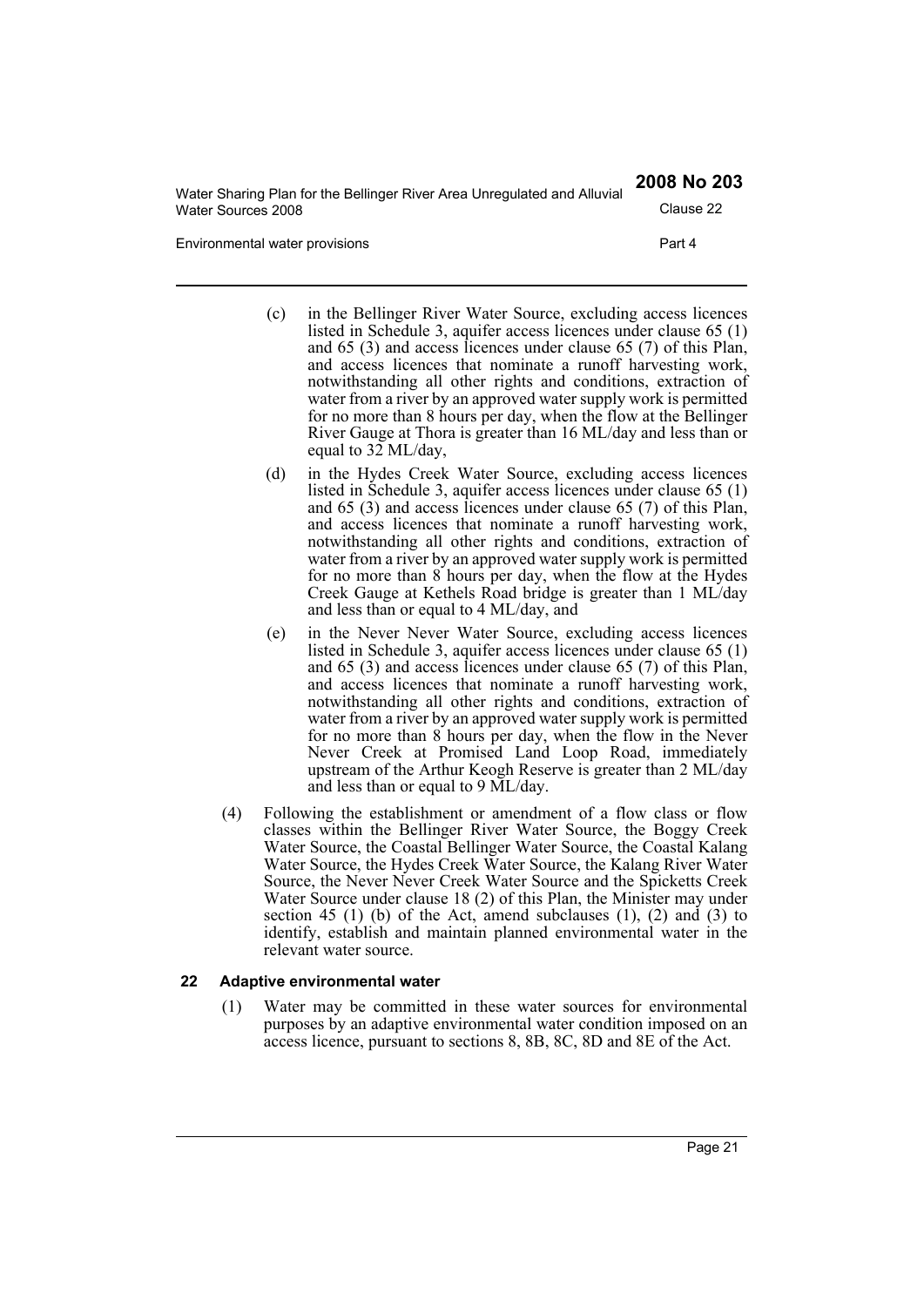(c) in the Bellinger River Water Source, excluding access licences listed in Schedule 3, aquifer access licences under clause 65 (1) and 65 (3) and access licences under clause 65 (7) of this Plan, and access licences that nominate a runoff harvesting work, notwithstanding all other rights and conditions, extraction of water from a river by an approved water supply work is permitted for no more than 8 hours per day, when the flow at the Bellinger River Gauge at Thora is greater than 16 ML/day and less than or equal to 32 ML/day,

(d) in the Hydes Creek Water Source, excluding access licences listed in Schedule 3, aquifer access licences under clause 65 (1) and 65 (3) and access licences under clause 65 (7) of this Plan, and access licences that nominate a runoff harvesting work, notwithstanding all other rights and conditions, extraction of water from a river by an approved water supply work is permitted for no more than 8 hours per day, when the flow at the Hydes Creek Gauge at Kethels Road bridge is greater than 1 ML/day and less than or equal to 4 ML/day, and

(e) in the Never Never Water Source, excluding access licences listed in Schedule 3, aquifer access licences under clause 65 (1) and 65 (3) and access licences under clause 65 (7) of this Plan, and access licences that nominate a runoff harvesting work, notwithstanding all other rights and conditions, extraction of water from a river by an approved water supply work is permitted for no more than 8 hours per day, when the flow in the Never Never Creek at Promised Land Loop Road, immediately upstream of the Arthur Keogh Reserve is greater than 2 ML/day and less than or equal to 9 ML/day.

(4) Following the establishment or amendment of a flow class or flow classes within the Bellinger River Water Source, the Boggy Creek Water Source, the Coastal Bellinger Water Source, the Coastal Kalang Water Source, the Hydes Creek Water Source, the Kalang River Water Source, the Never Never Creek Water Source and the Spicketts Creek Water Source under clause 18 (2) of this Plan, the Minister may under section 45 (1) (b) of the Act, amend subclauses (1), (2) and (3) to identify, establish and maintain planned environmental water in the relevant water source.

### 22 Adaptive environmental water

(1) Water may be committed in these water sources for environmental purposes by an adaptive environmental water condition imposed on an access licence, pursuant to sections 8, 8B, 8C, 8D and 8E of the Act.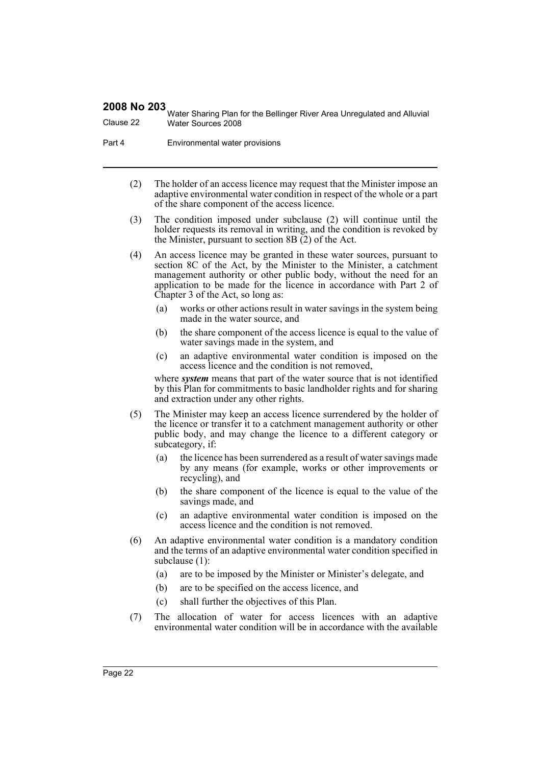(2) The holder of an access licence may request that the Minister impose an adaptive environmental water condition in respect of the whole or a part of the share component of the access licence.

(3) The condition imposed under subclause (2) will continue until the holder requests its removal in writing, and the condition is revoked by the Minister, pursuant to section 8B (2) of the Act.

(4) An access licence may be granted in these water sources, pursuant to section 8C of the Act, by the Minister to the Minister, a catchment management authority or other public body, without the need for an application to be made for the licence in accordance with Part 2 of Chapter 3 of the Act, so long as:

(a) works or other actions result in water savings in the system being made in the water source, and

(b) the share component of the access licence is equal to the value of water savings made in the system, and

(c) an adaptive environmental water condition is imposed on the access licence and the condition is not removed,

where ***system*** means that part of the water source that is not identified by this Plan for commitments to basic landholder rights and for sharing and extraction under any other rights.

(5) The Minister may keep an access licence surrendered by the holder of the licence or transfer it to a catchment management authority or other public body, and may change the licence to a different category or subcategory, if:

(a) the licence has been surrendered as a result of water savings made by any means (for example, works or other improvements or recycling), and

(b) the share component of the licence is equal to the value of the savings made, and

(c) an adaptive environmental water condition is imposed on the access licence and the condition is not removed.

(6) An adaptive environmental water condition is a mandatory condition and the terms of an adaptive environmental water condition specified in subclause (1):

(a) are to be imposed by the Minister or Minister's delegate, and

(b) are to be specified on the access licence, and

(c) shall further the objectives of this Plan.

(7) The allocation of water for access licences with an adaptive environmental water condition will be in accordance with the available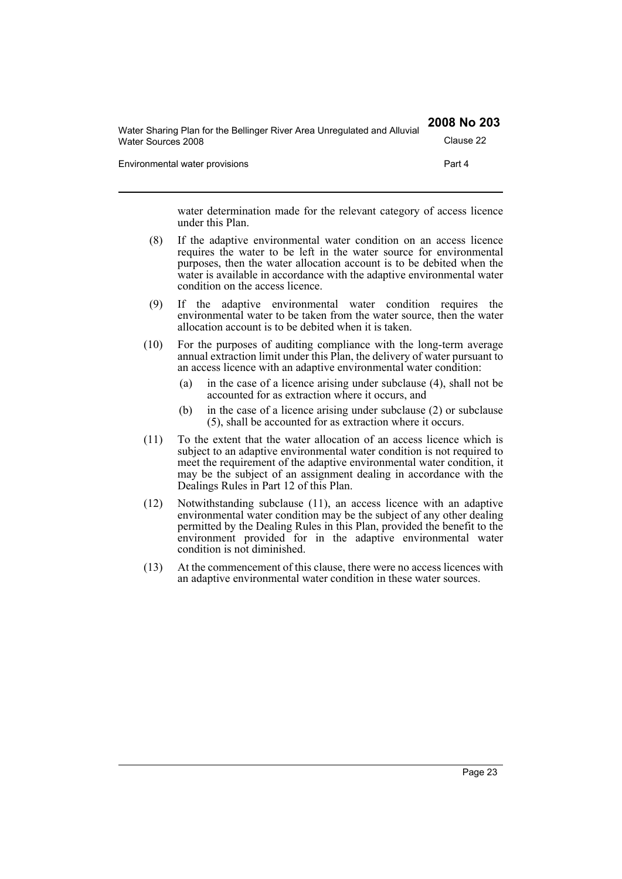water determination made for the relevant category of access licence under this Plan.

(8) If the adaptive environmental water condition on an access licence requires the water to be left in the water source for environmental purposes, then the water allocation account is to be debited when the water is available in accordance with the adaptive environmental water condition on the access licence.

(9) If the adaptive environmental water condition requires the environmental water to be taken from the water source, then the water allocation account is to be debited when it is taken.

(10) For the purposes of auditing compliance with the long-term average annual extraction limit under this Plan, the delivery of water pursuant to an access licence with an adaptive environmental water condition:

(a) in the case of a licence arising under subclause (4), shall not be accounted for as extraction where it occurs, and

(b) in the case of a licence arising under subclause (2) or subclause (5), shall be accounted for as extraction where it occurs.

(11) To the extent that the water allocation of an access licence which is subject to an adaptive environmental water condition is not required to meet the requirement of the adaptive environmental water condition, it may be the subject of an assignment dealing in accordance with the Dealings Rules in Part 12 of this Plan.

(12) Notwithstanding subclause (11), an access licence with an adaptive environmental water condition may be the subject of any other dealing permitted by the Dealing Rules in this Plan, provided the benefit to the environment provided for in the adaptive environmental water condition is not diminished.

(13) At the commencement of this clause, there were no access licences with an adaptive environmental water condition in these water sources.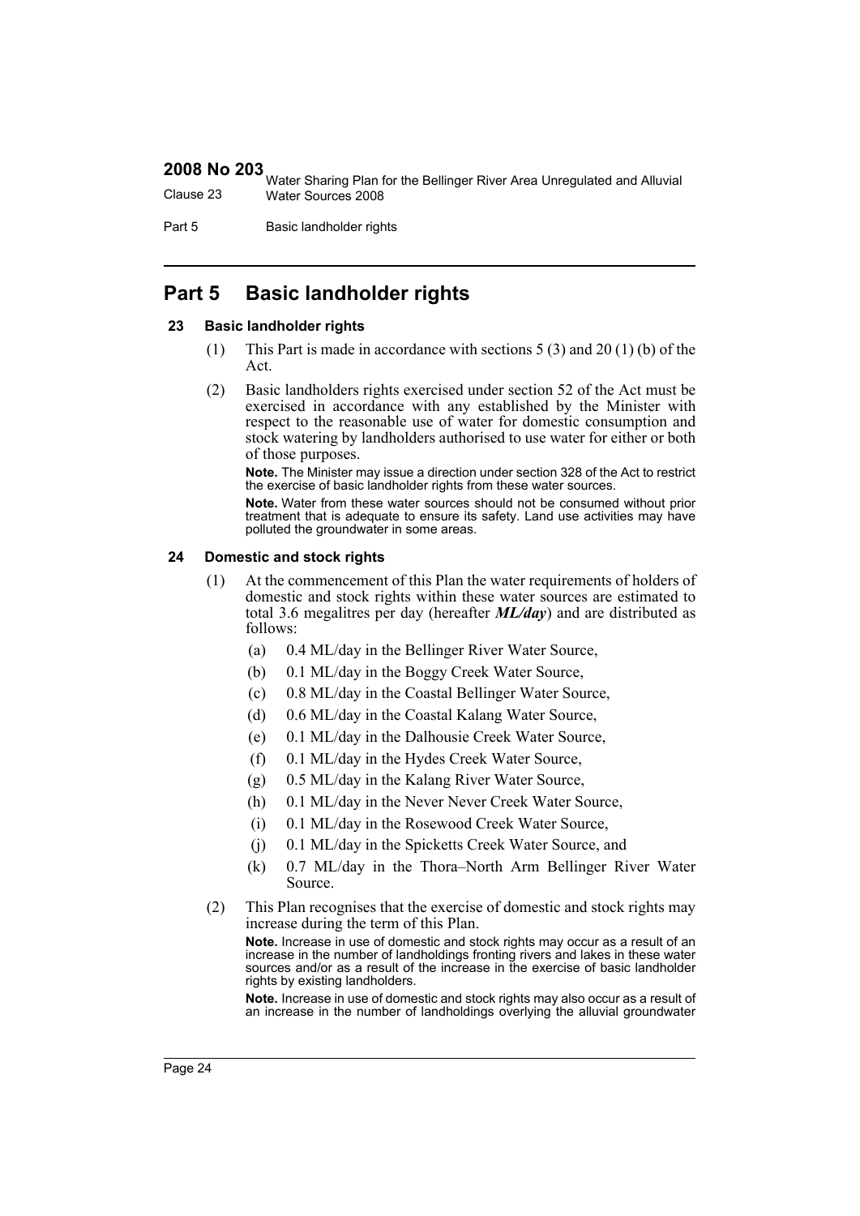# Part 5 Basic landholder rights

### 23 Basic landholder rights

(1) This Part is made in accordance with sections 5 (3) and 20 (1) (b) of the Act.

(2) Basic landholders rights exercised under section 52 of the Act must be exercised in accordance with any established by the Minister with respect to the reasonable use of water for domestic consumption and stock watering by landholders authorised to use water for either or both of those purposes.

**Note.** The Minister may issue a direction under section 328 of the Act to restrict the exercise of basic landholder rights from these water sources.

**Note.** Water from these water sources should not be consumed without prior treatment that is adequate to ensure its safety. Land use activities may have polluted the groundwater in some areas.

### 24 Domestic and stock rights

(1) At the commencement of this Plan the water requirements of holders of domestic and stock rights within these water sources are estimated to total 3.6 megalitres per day (hereafter ***ML/day***) and are distributed as follows:

- (a) 0.4 ML/day in the Bellinger River Water Source,
- (b) 0.1 ML/day in the Boggy Creek Water Source,
- (c) 0.8 ML/day in the Coastal Bellinger Water Source,
- (d) 0.6 ML/day in the Coastal Kalang Water Source,
- (e) 0.1 ML/day in the Dalhousie Creek Water Source,
- (f) 0.1 ML/day in the Hydes Creek Water Source,
- (g) 0.5 ML/day in the Kalang River Water Source,
- (h) 0.1 ML/day in the Never Never Creek Water Source,
- (i) 0.1 ML/day in the Rosewood Creek Water Source,
- (j) 0.1 ML/day in the Spicketts Creek Water Source, and
- (k) 0.7 ML/day in the Thora–North Arm Bellinger River Water Source.

(2) This Plan recognises that the exercise of domestic and stock rights may increase during the term of this Plan.

**Note.** Increase in use of domestic and stock rights may occur as a result of an increase in the number of landholdings fronting rivers and lakes in these water sources and/or as a result of the increase in the exercise of basic landholder rights by existing landholders.

**Note.** Increase in use of domestic and stock rights may also occur as a result of an increase in the number of landholdings overlying the alluvial groundwater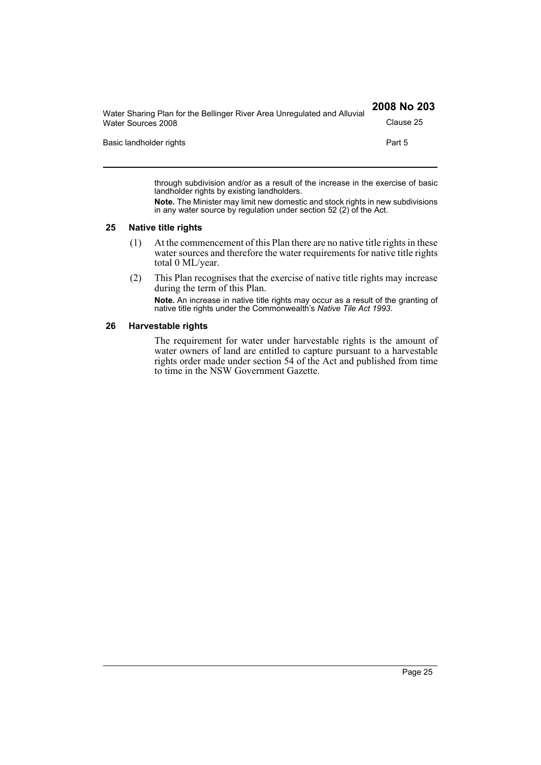through subdivision and/or as a result of the increase in the exercise of basic landholder rights by existing landholders.

**Note.** The Minister may limit new domestic and stock rights in new subdivisions in any water source by regulation under section 52 (2) of the Act.

### 25 Native title rights

(1) At the commencement of this Plan there are no native title rights in these water sources and therefore the water requirements for native title rights total 0 ML/year.

(2) This Plan recognises that the exercise of native title rights may increase during the term of this Plan.

**Note.** An increase in native title rights may occur as a result of the granting of native title rights under the Commonwealth's *Native Tile Act 1993*.

### 26 Harvestable rights

The requirement for water under harvestable rights is the amount of water owners of land are entitled to capture pursuant to a harvestable rights order made under section 54 of the Act and published from time to time in the NSW Government Gazette.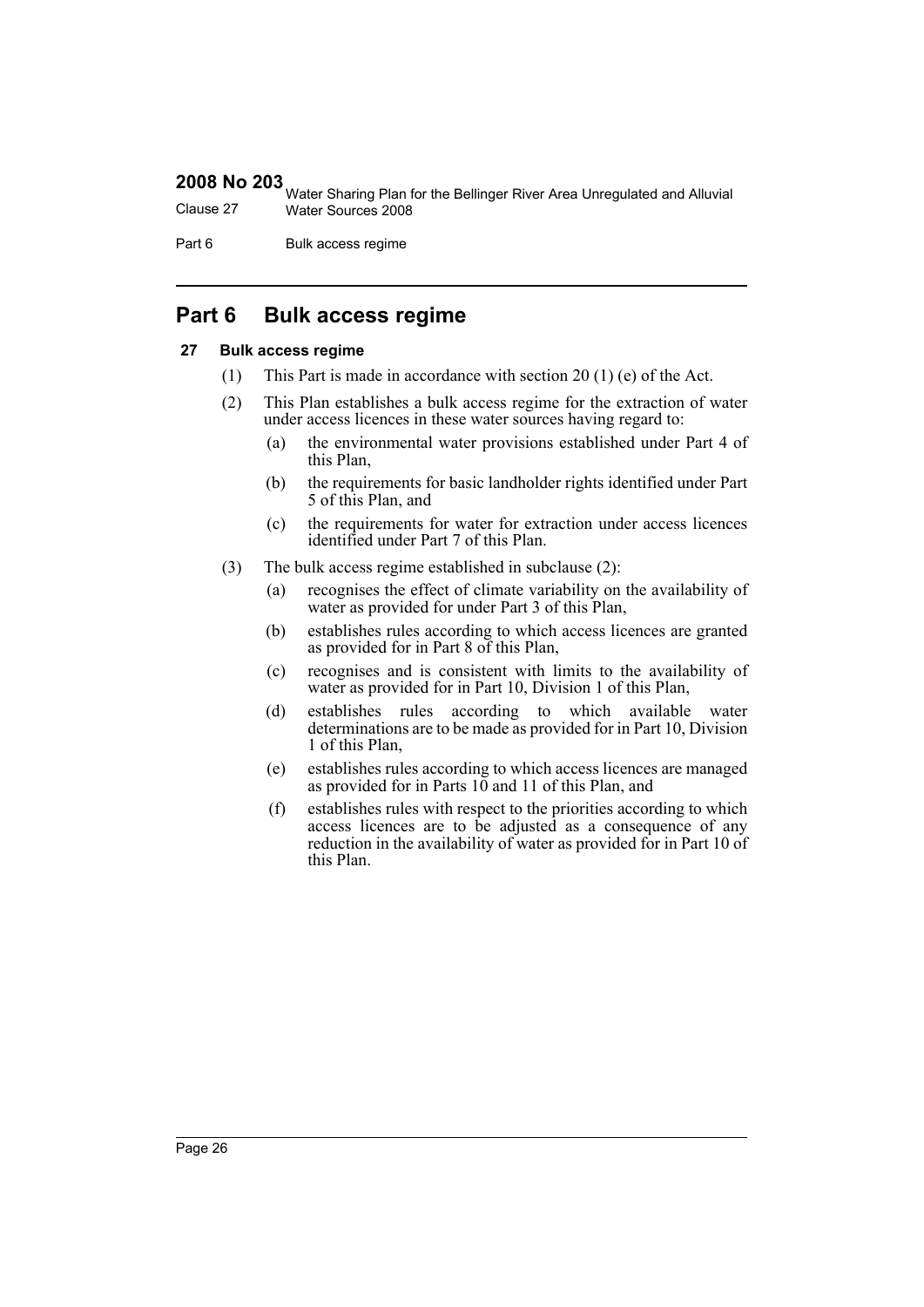# Part 6 Bulk access regime

## 27 Bulk access regime

(1) This Part is made in accordance with section 20 (1) (e) of the Act.

(2) This Plan establishes a bulk access regime for the extraction of water under access licences in these water sources having regard to:

- (a) the environmental water provisions established under Part 4 of this Plan,
- (b) the requirements for basic landholder rights identified under Part 5 of this Plan, and
- (c) the requirements for water for extraction under access licences identified under Part 7 of this Plan.

(3) The bulk access regime established in subclause (2):

- (a) recognises the effect of climate variability on the availability of water as provided for under Part 3 of this Plan,
- (b) establishes rules according to which access licences are granted as provided for in Part 8 of this Plan,
- (c) recognises and is consistent with limits to the availability of water as provided for in Part 10, Division 1 of this Plan,
- (d) establishes rules according to which available water determinations are to be made as provided for in Part 10, Division 1 of this Plan,
- (e) establishes rules according to which access licences are managed as provided for in Parts 10 and 11 of this Plan, and
- (f) establishes rules with respect to the priorities according to which access licences are to be adjusted as a consequence of any reduction in the availability of water as provided for in Part 10 of this Plan.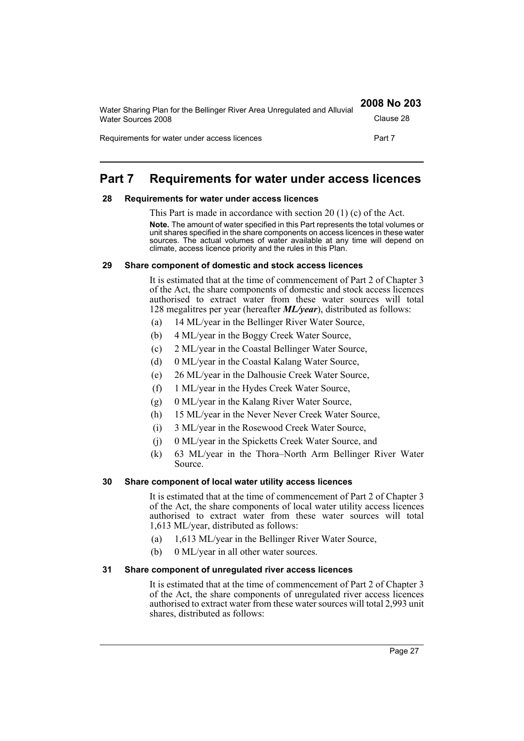# Part 7 Requirements for water under access licences

### 28 Requirements for water under access licences

This Part is made in accordance with section 20 (1) (c) of the Act.

**Note.** The amount of water specified in this Part represents the total volumes or unit shares specified in the share components on access licences in these water sources. The actual volumes of water available at any time will depend on climate, access licence priority and the rules in this Plan.

### 29 Share component of domestic and stock access licences

It is estimated that at the time of commencement of Part 2 of Chapter 3 of the Act, the share components of domestic and stock access licences authorised to extract water from these water sources will total 128 megalitres per year (hereafter ***ML/year***), distributed as follows:

(a) 14 ML/year in the Bellinger River Water Source,

(b) 4 ML/year in the Boggy Creek Water Source,

(c) 2 ML/year in the Coastal Bellinger Water Source,

(d) 0 ML/year in the Coastal Kalang Water Source,

(e) 26 ML/year in the Dalhousie Creek Water Source,

(f) 1 ML/year in the Hydes Creek Water Source,

(g) 0 ML/year in the Kalang River Water Source,

(h) 15 ML/year in the Never Never Creek Water Source,

(i) 3 ML/year in the Rosewood Creek Water Source,

(j) 0 ML/year in the Spicketts Creek Water Source, and

(k) 63 ML/year in the Thora–North Arm Bellinger River Water Source.

### 30 Share component of local water utility access licences

It is estimated that at the time of commencement of Part 2 of Chapter 3 of the Act, the share components of local water utility access licences authorised to extract water from these water sources will total 1,613 ML/year, distributed as follows:

(a) 1,613 ML/year in the Bellinger River Water Source,

(b) 0 ML/year in all other water sources.

### 31 Share component of unregulated river access licences

It is estimated that at the time of commencement of Part 2 of Chapter 3 of the Act, the share components of unregulated river access licences authorised to extract water from these water sources will total 2,993 unit shares, distributed as follows: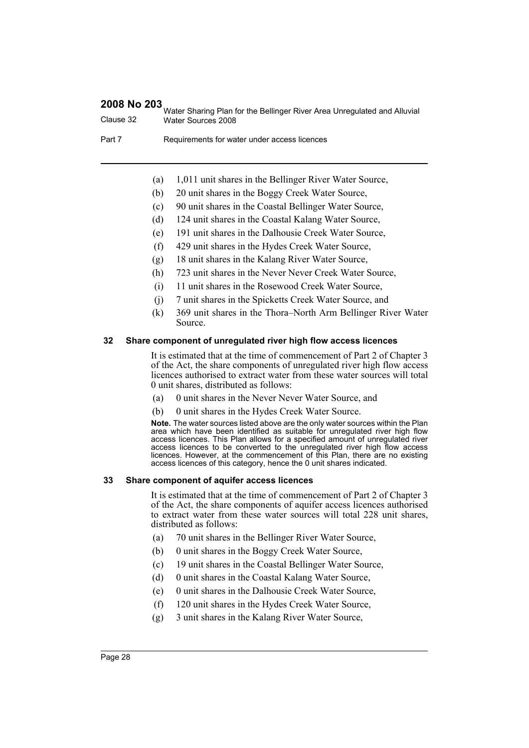(a) 1,011 unit shares in the Bellinger River Water Source,

(b) 20 unit shares in the Boggy Creek Water Source,

(c) 90 unit shares in the Coastal Bellinger Water Source,

(d) 124 unit shares in the Coastal Kalang Water Source,

(e) 191 unit shares in the Dalhousie Creek Water Source,

(f) 429 unit shares in the Hydes Creek Water Source,

(g) 18 unit shares in the Kalang River Water Source,

(h) 723 unit shares in the Never Never Creek Water Source,

(i) 11 unit shares in the Rosewood Creek Water Source,

(j) 7 unit shares in the Spicketts Creek Water Source, and

(k) 369 unit shares in the Thora–North Arm Bellinger River Water Source.

### 32 Share component of unregulated river high flow access licences

It is estimated that at the time of commencement of Part 2 of Chapter 3 of the Act, the share components of unregulated river high flow access licences authorised to extract water from these water sources will total 0 unit shares, distributed as follows:

(a) 0 unit shares in the Never Never Water Source, and

(b) 0 unit shares in the Hydes Creek Water Source.

**Note.** The water sources listed above are the only water sources within the Plan area which have been identified as suitable for unregulated river high flow access licences. This Plan allows for a specified amount of unregulated river access licences to be converted to the unregulated river high flow access licences. However, at the commencement of this Plan, there are no existing access licences of this category, hence the 0 unit shares indicated.

### 33 Share component of aquifer access licences

It is estimated that at the time of commencement of Part 2 of Chapter 3 of the Act, the share components of aquifer access licences authorised to extract water from these water sources will total 228 unit shares, distributed as follows:

(a) 70 unit shares in the Bellinger River Water Source,

(b) 0 unit shares in the Boggy Creek Water Source,

(c) 19 unit shares in the Coastal Bellinger Water Source,

(d) 0 unit shares in the Coastal Kalang Water Source,

(e) 0 unit shares in the Dalhousie Creek Water Source,

(f) 120 unit shares in the Hydes Creek Water Source,

(g) 3 unit shares in the Kalang River Water Source,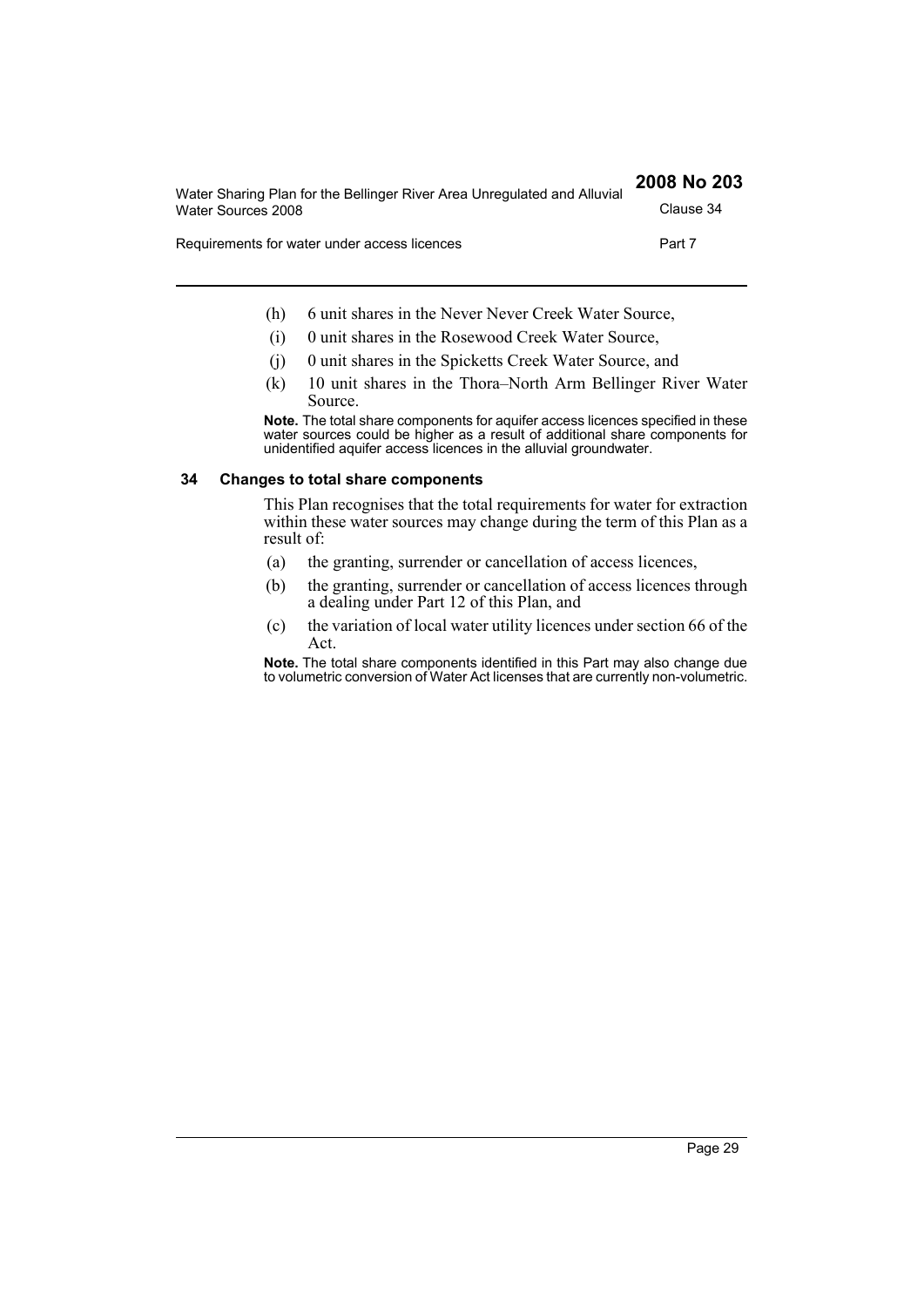(h) 6 unit shares in the Never Never Creek Water Source,

(i) 0 unit shares in the Rosewood Creek Water Source,

(j) 0 unit shares in the Spicketts Creek Water Source, and

(k) 10 unit shares in the Thora–North Arm Bellinger River Water Source.

**Note.** The total share components for aquifer access licences specified in these water sources could be higher as a result of additional share components for unidentified aquifer access licences in the alluvial groundwater.

### 34 Changes to total share components

This Plan recognises that the total requirements for water for extraction within these water sources may change during the term of this Plan as a result of:

(a) the granting, surrender or cancellation of access licences,

(b) the granting, surrender or cancellation of access licences through a dealing under Part 12 of this Plan, and

(c) the variation of local water utility licences under section 66 of the Act.

**Note.** The total share components identified in this Part may also change due to volumetric conversion of Water Act licenses that are currently non-volumetric.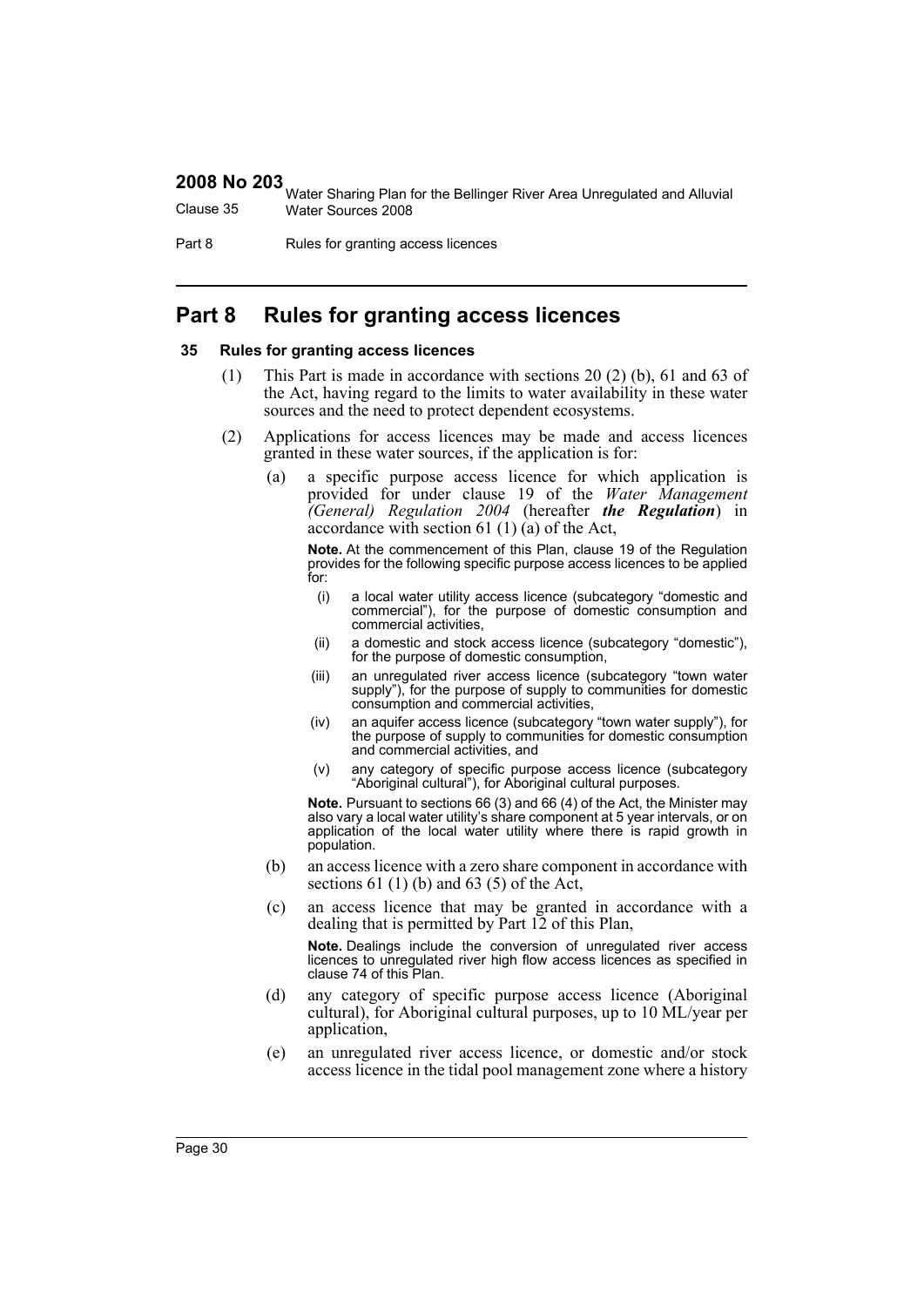## Part 8 Rules for granting access licences

### 35 Rules for granting access licences

(1) This Part is made in accordance with sections 20 (2) (b), 61 and 63 of the Act, having regard to the limits to water availability in these water sources and the need to protect dependent ecosystems.

(2) Applications for access licences may be made and access licences granted in these water sources, if the application is for:

(a) a specific purpose access licence for which application is provided for under clause 19 of the *Water Management (General) Regulation 2004* (hereafter ***the Regulation***) in accordance with section 61 (1) (a) of the Act,

**Note.** At the commencement of this Plan, clause 19 of the Regulation provides for the following specific purpose access licences to be applied for:

(i) a local water utility access licence (subcategory "domestic and commercial"), for the purpose of domestic consumption and commercial activities,

(ii) a domestic and stock access licence (subcategory "domestic"), for the purpose of domestic consumption,

(iii) an unregulated river access licence (subcategory "town water supply"), for the purpose of supply to communities for domestic consumption and commercial activities,

(iv) an aquifer access licence (subcategory "town water supply"), for the purpose of supply to communities for domestic consumption and commercial activities, and

(v) any category of specific purpose access licence (subcategory "Aboriginal cultural"), for Aboriginal cultural purposes.

**Note.** Pursuant to sections 66 (3) and 66 (4) of the Act, the Minister may also vary a local water utility's share component at 5 year intervals, or on application of the local water utility where there is rapid growth in population.

(b) an access licence with a zero share component in accordance with sections 61 (1) (b) and 63 (5) of the Act,

(c) an access licence that may be granted in accordance with a dealing that is permitted by Part 12 of this Plan,

**Note.** Dealings include the conversion of unregulated river access licences to unregulated river high flow access licences as specified in clause 74 of this Plan.

(d) any category of specific purpose access licence (Aboriginal cultural), for Aboriginal cultural purposes, up to 10 ML/year per application,

(e) an unregulated river access licence, or domestic and/or stock access licence in the tidal pool management zone where a history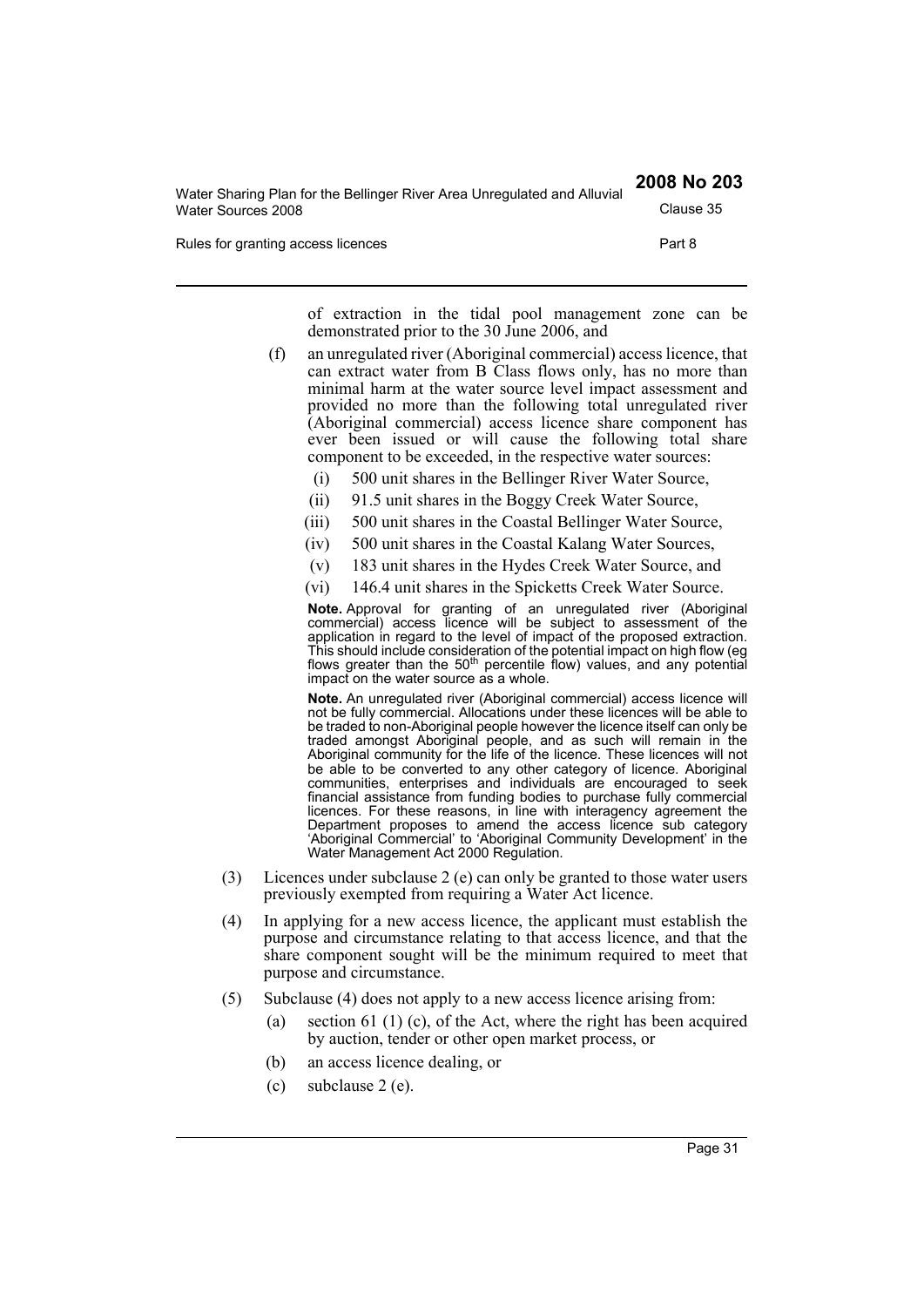of extraction in the tidal pool management zone can be demonstrated prior to the 30 June 2006, and

(f) an unregulated river (Aboriginal commercial) access licence, that can extract water from B Class flows only, has no more than minimal harm at the water source level impact assessment and provided no more than the following total unregulated river (Aboriginal commercial) access licence share component has ever been issued or will cause the following total share component to be exceeded, in the respective water sources:

- (i) 500 unit shares in the Bellinger River Water Source,
- (ii) 91.5 unit shares in the Boggy Creek Water Source,
- (iii) 500 unit shares in the Coastal Bellinger Water Source,
- (iv) 500 unit shares in the Coastal Kalang Water Sources,
- (v) 183 unit shares in the Hydes Creek Water Source, and
- (vi) 146.4 unit shares in the Spicketts Creek Water Source.

**Note.** Approval for granting of an unregulated river (Aboriginal commercial) access licence will be subject to assessment of the application in regard to the level of impact of the proposed extraction. This should include consideration of the potential impact on high flow (eg flows greater than the 50th percentile flow) values, and any potential impact on the water source as a whole.

**Note.** An unregulated river (Aboriginal commercial) access licence will not be fully commercial. Allocations under these licences will be able to be traded to non-Aboriginal people however the licence itself can only be traded amongst Aboriginal people, and as such will remain in the Aboriginal community for the life of the licence. These licences will not be able to be converted to any other category of licence. Aboriginal communities, enterprises and individuals are encouraged to seek financial assistance from funding bodies to purchase fully commercial licences. For these reasons, in line with interagency agreement the Department proposes to amend the access licence sub category 'Aboriginal Commercial' to 'Aboriginal Community Development' in the Water Management Act 2000 Regulation.

(3) Licences under subclause 2 (e) can only be granted to those water users previously exempted from requiring a Water Act licence.

(4) In applying for a new access licence, the applicant must establish the purpose and circumstance relating to that access licence, and that the share component sought will be the minimum required to meet that purpose and circumstance.

(5) Subclause (4) does not apply to a new access licence arising from:

- (a) section 61 (1) (c), of the Act, where the right has been acquired by auction, tender or other open market process, or
- (b) an access licence dealing, or
- (c) subclause 2 (e).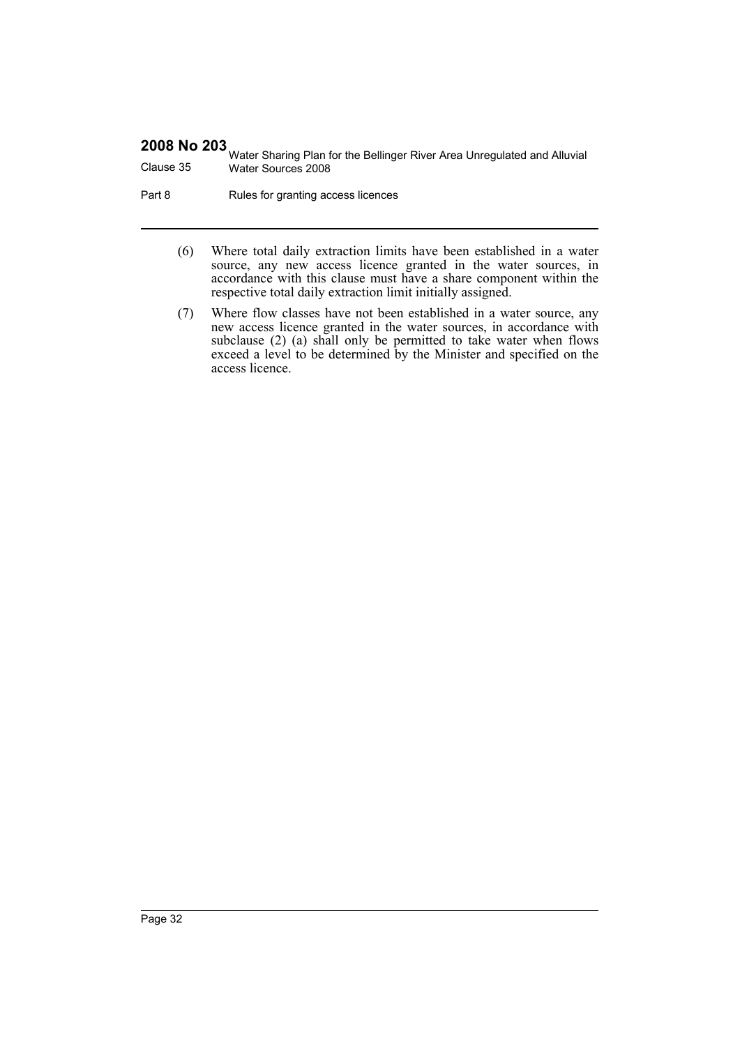(6) Where total daily extraction limits have been established in a water source, any new access licence granted in the water sources, in accordance with this clause must have a share component within the respective total daily extraction limit initially assigned.

(7) Where flow classes have not been established in a water source, any new access licence granted in the water sources, in accordance with subclause (2) (a) shall only be permitted to take water when flows exceed a level to be determined by the Minister and specified on the access licence.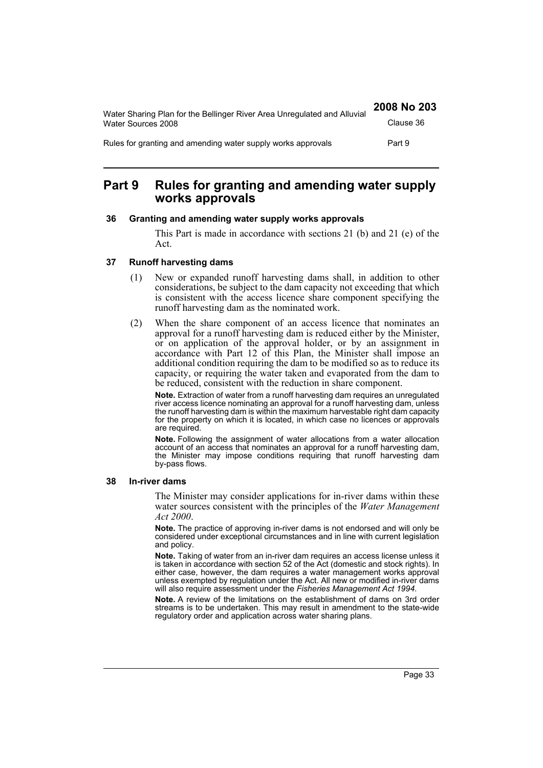# Part 9 Rules for granting and amending water supply works approvals

### 36 Granting and amending water supply works approvals

This Part is made in accordance with sections 21 (b) and 21 (e) of the Act.

### 37 Runoff harvesting dams

(1) New or expanded runoff harvesting dams shall, in addition to other considerations, be subject to the dam capacity not exceeding that which is consistent with the access licence share component specifying the runoff harvesting dam as the nominated work.

(2) When the share component of an access licence that nominates an approval for a runoff harvesting dam is reduced either by the Minister, or on application of the approval holder, or by an assignment in accordance with Part 12 of this Plan, the Minister shall impose an additional condition requiring the dam to be modified so as to reduce its capacity, or requiring the water taken and evaporated from the dam to be reduced, consistent with the reduction in share component.

**Note.** Extraction of water from a runoff harvesting dam requires an unregulated river access licence nominating an approval for a runoff harvesting dam, unless the runoff harvesting dam is within the maximum harvestable right dam capacity for the property on which it is located, in which case no licences or approvals are required.

**Note.** Following the assignment of water allocations from a water allocation account of an access that nominates an approval for a runoff harvesting dam, the Minister may impose conditions requiring that runoff harvesting dam by-pass flows.

### 38 In-river dams

The Minister may consider applications for in-river dams within these water sources consistent with the principles of the *Water Management Act 2000*.

**Note.** The practice of approving in-river dams is not endorsed and will only be considered under exceptional circumstances and in line with current legislation and policy.

**Note.** Taking of water from an in-river dam requires an access license unless it is taken in accordance with section 52 of the Act (domestic and stock rights). In either case, however, the dam requires a water management works approval unless exempted by regulation under the Act. All new or modified in-river dams will also require assessment under the *Fisheries Management Act 1994*.

**Note.** A review of the limitations on the establishment of dams on 3rd order streams is to be undertaken. This may result in amendment to the state-wide regulatory order and application across water sharing plans.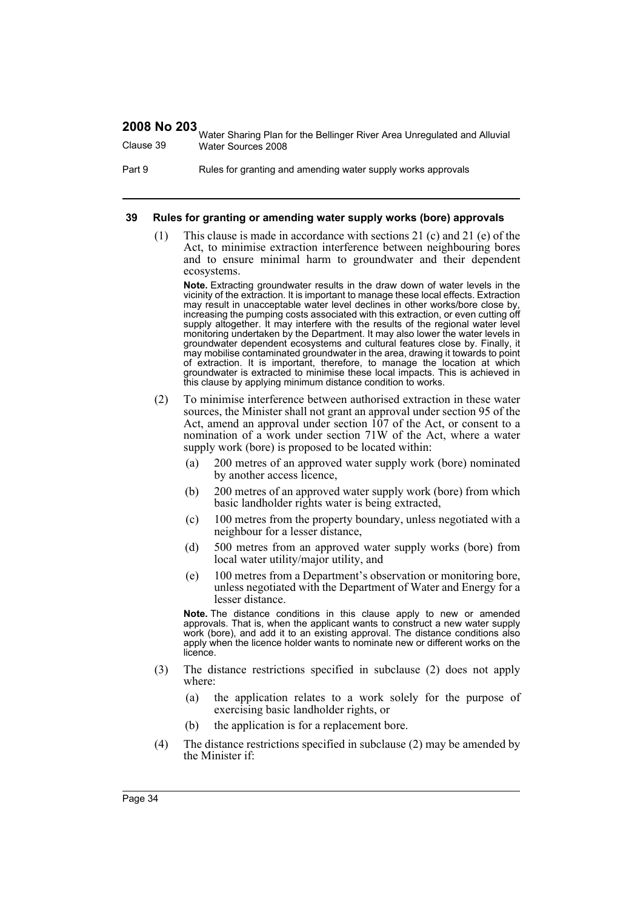#### 39 Rules for granting or amending water supply works (bore) approvals

(1) This clause is made in accordance with sections 21 (c) and 21 (e) of the Act, to minimise extraction interference between neighbouring bores and to ensure minimal harm to groundwater and their dependent ecosystems.

**Note.** Extracting groundwater results in the draw down of water levels in the vicinity of the extraction. It is important to manage these local effects. Extraction may result in unacceptable water level declines in other works/bore close by, increasing the pumping costs associated with this extraction, or even cutting off supply altogether. It may interfere with the results of the regional water level monitoring undertaken by the Department. It may also lower the water levels in groundwater dependent ecosystems and cultural features close by. Finally, it may mobilise contaminated groundwater in the area, drawing it towards to point of extraction. It is important, therefore, to manage the location at which groundwater is extracted to minimise these local impacts. This is achieved in this clause by applying minimum distance condition to works.

(2) To minimise interference between authorised extraction in these water sources, the Minister shall not grant an approval under section 95 of the Act, amend an approval under section 107 of the Act, or consent to a nomination of a work under section 71W of the Act, where a water supply work (bore) is proposed to be located within:

(a) 200 metres of an approved water supply work (bore) nominated by another access licence,

(b) 200 metres of an approved water supply work (bore) from which basic landholder rights water is being extracted,

(c) 100 metres from the property boundary, unless negotiated with a neighbour for a lesser distance,

(d) 500 metres from an approved water supply works (bore) from local water utility/major utility, and

(e) 100 metres from a Department's observation or monitoring bore, unless negotiated with the Department of Water and Energy for a lesser distance.

**Note.** The distance conditions in this clause apply to new or amended approvals. That is, when the applicant wants to construct a new water supply work (bore), and add it to an existing approval. The distance conditions also apply when the licence holder wants to nominate new or different works on the licence.

(3) The distance restrictions specified in subclause (2) does not apply where:

(a) the application relates to a work solely for the purpose of exercising basic landholder rights, or

(b) the application is for a replacement bore.

(4) The distance restrictions specified in subclause (2) may be amended by the Minister if: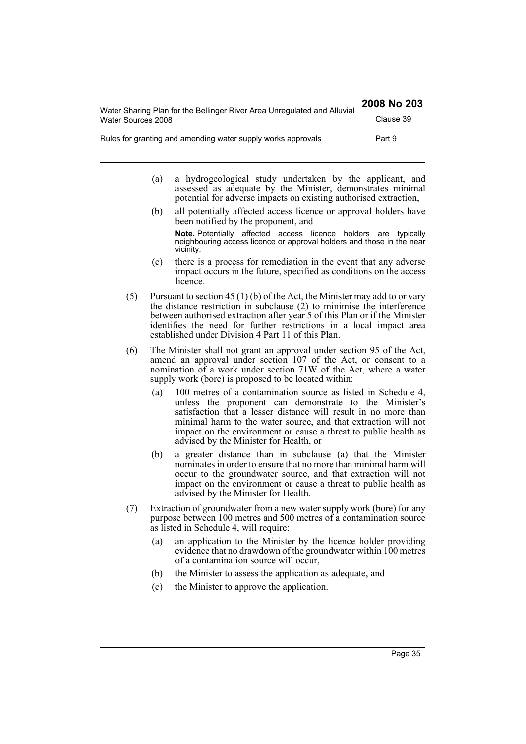(a) a hydrogeological study undertaken by the applicant, and assessed as adequate by the Minister, demonstrates minimal potential for adverse impacts on existing authorised extraction,

(b) all potentially affected access licence or approval holders have been notified by the proponent, and

**Note.** Potentially affected access licence holders are typically neighbouring access licence or approval holders and those in the near vicinity.

(c) there is a process for remediation in the event that any adverse impact occurs in the future, specified as conditions on the access licence.

(5) Pursuant to section 45 (1) (b) of the Act, the Minister may add to or vary the distance restriction in subclause (2) to minimise the interference between authorised extraction after year 5 of this Plan or if the Minister identifies the need for further restrictions in a local impact area established under Division 4 Part 11 of this Plan.

(6) The Minister shall not grant an approval under section 95 of the Act, amend an approval under section 107 of the Act, or consent to a nomination of a work under section 71W of the Act, where a water supply work (bore) is proposed to be located within:

(a) 100 metres of a contamination source as listed in Schedule 4, unless the proponent can demonstrate to the Minister's satisfaction that a lesser distance will result in no more than minimal harm to the water source, and that extraction will not impact on the environment or cause a threat to public health as advised by the Minister for Health, or

(b) a greater distance than in subclause (a) that the Minister nominates in order to ensure that no more than minimal harm will occur to the groundwater source, and that extraction will not impact on the environment or cause a threat to public health as advised by the Minister for Health.

(7) Extraction of groundwater from a new water supply work (bore) for any purpose between 100 metres and 500 metres of a contamination source as listed in Schedule 4, will require:

(a) an application to the Minister by the licence holder providing evidence that no drawdown of the groundwater within 100 metres of a contamination source will occur,

(b) the Minister to assess the application as adequate, and

(c) the Minister to approve the application.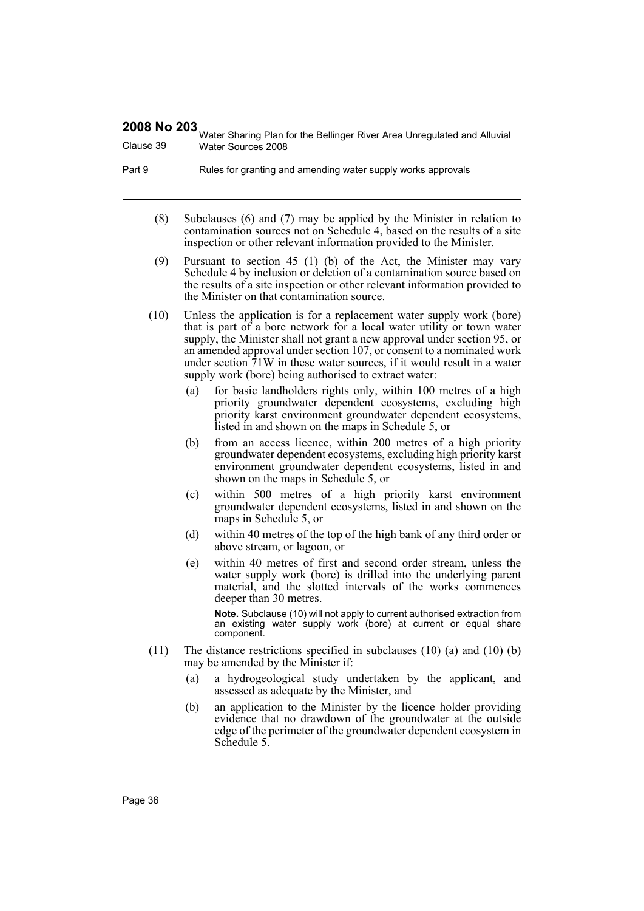(8) Subclauses (6) and (7) may be applied by the Minister in relation to contamination sources not on Schedule 4, based on the results of a site inspection or other relevant information provided to the Minister.

(9) Pursuant to section 45 (1) (b) of the Act, the Minister may vary Schedule 4 by inclusion or deletion of a contamination source based on the results of a site inspection or other relevant information provided to the Minister on that contamination source.

(10) Unless the application is for a replacement water supply work (bore) that is part of a bore network for a local water utility or town water supply, the Minister shall not grant a new approval under section 95, or an amended approval under section 107, or consent to a nominated work under section 71W in these water sources, if it would result in a water supply work (bore) being authorised to extract water:

- (a) for basic landholders rights only, within 100 metres of a high priority groundwater dependent ecosystems, excluding high priority karst environment groundwater dependent ecosystems, listed in and shown on the maps in Schedule 5, or
- (b) from an access licence, within 200 metres of a high priority groundwater dependent ecosystems, excluding high priority karst environment groundwater dependent ecosystems, listed in and shown on the maps in Schedule 5, or
- (c) within 500 metres of a high priority karst environment groundwater dependent ecosystems, listed in and shown on the maps in Schedule 5, or
- (d) within 40 metres of the top of the high bank of any third order or above stream, or lagoon, or
- (e) within 40 metres of first and second order stream, unless the water supply work (bore) is drilled into the underlying parent material, and the slotted intervals of the works commences deeper than 30 metres.

**Note.** Subclause (10) will not apply to current authorised extraction from an existing water supply work (bore) at current or equal share component.

(11) The distance restrictions specified in subclauses (10) (a) and (10) (b) may be amended by the Minister if:

- (a) a hydrogeological study undertaken by the applicant, and assessed as adequate by the Minister, and
- (b) an application to the Minister by the licence holder providing evidence that no drawdown of the groundwater at the outside edge of the perimeter of the groundwater dependent ecosystem in Schedule 5.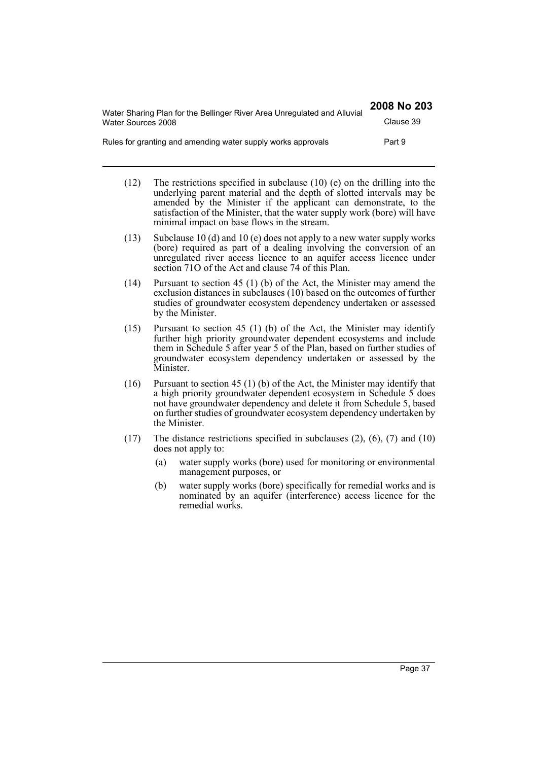(12) The restrictions specified in subclause (10) (e) on the drilling into the underlying parent material and the depth of slotted intervals may be amended by the Minister if the applicant can demonstrate, to the satisfaction of the Minister, that the water supply work (bore) will have minimal impact on base flows in the stream.

(13) Subclause 10 (d) and 10 (e) does not apply to a new water supply works (bore) required as part of a dealing involving the conversion of an unregulated river access licence to an aquifer access licence under section 71O of the Act and clause 74 of this Plan.

(14) Pursuant to section 45 (1) (b) of the Act, the Minister may amend the exclusion distances in subclauses (10) based on the outcomes of further studies of groundwater ecosystem dependency undertaken or assessed by the Minister.

(15) Pursuant to section 45 (1) (b) of the Act, the Minister may identify further high priority groundwater dependent ecosystems and include them in Schedule 5 after year 5 of the Plan, based on further studies of groundwater ecosystem dependency undertaken or assessed by the Minister.

(16) Pursuant to section 45 (1) (b) of the Act, the Minister may identify that a high priority groundwater dependent ecosystem in Schedule 5 does not have groundwater dependency and delete it from Schedule 5, based on further studies of groundwater ecosystem dependency undertaken by the Minister.

(17) The distance restrictions specified in subclauses (2), (6), (7) and (10) does not apply to:

- (a) water supply works (bore) used for monitoring or environmental management purposes, or
- (b) water supply works (bore) specifically for remedial works and is nominated by an aquifer (interference) access licence for the remedial works.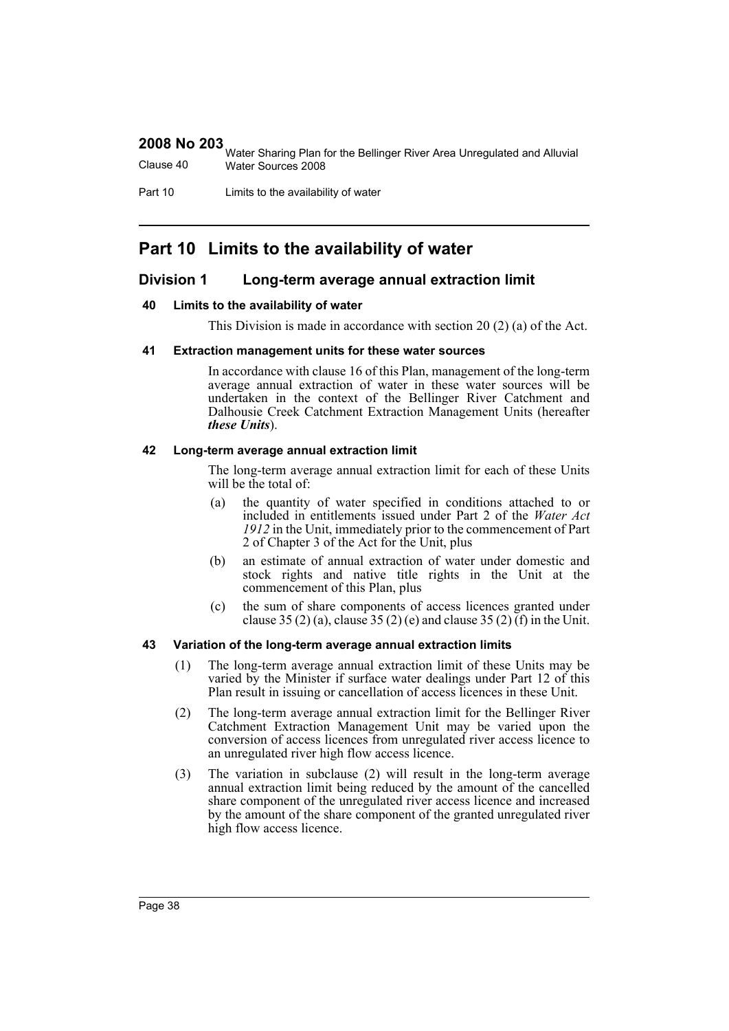# Part 10 Limits to the availability of water

## Division 1 Long-term average annual extraction limit

### 40 Limits to the availability of water

This Division is made in accordance with section 20 (2) (a) of the Act.

### 41 Extraction management units for these water sources

In accordance with clause 16 of this Plan, management of the long-term average annual extraction of water in these water sources will be undertaken in the context of the Bellinger River Catchment and Dalhousie Creek Catchment Extraction Management Units (hereafter ***these Units***).

### 42 Long-term average annual extraction limit

The long-term average annual extraction limit for each of these Units will be the total of:

(a) the quantity of water specified in conditions attached to or included in entitlements issued under Part 2 of the *Water Act 1912* in the Unit, immediately prior to the commencement of Part 2 of Chapter 3 of the Act for the Unit, plus

(b) an estimate of annual extraction of water under domestic and stock rights and native title rights in the Unit at the commencement of this Plan, plus

(c) the sum of share components of access licences granted under clause 35 (2) (a), clause 35 (2) (e) and clause 35 (2) (f) in the Unit.

### 43 Variation of the long-term average annual extraction limits

(1) The long-term average annual extraction limit of these Units may be varied by the Minister if surface water dealings under Part 12 of this Plan result in issuing or cancellation of access licences in these Unit.

(2) The long-term average annual extraction limit for the Bellinger River Catchment Extraction Management Unit may be varied upon the conversion of access licences from unregulated river access licence to an unregulated river high flow access licence.

(3) The variation in subclause (2) will result in the long-term average annual extraction limit being reduced by the amount of the cancelled share component of the unregulated river access licence and increased by the amount of the share component of the granted unregulated river high flow access licence.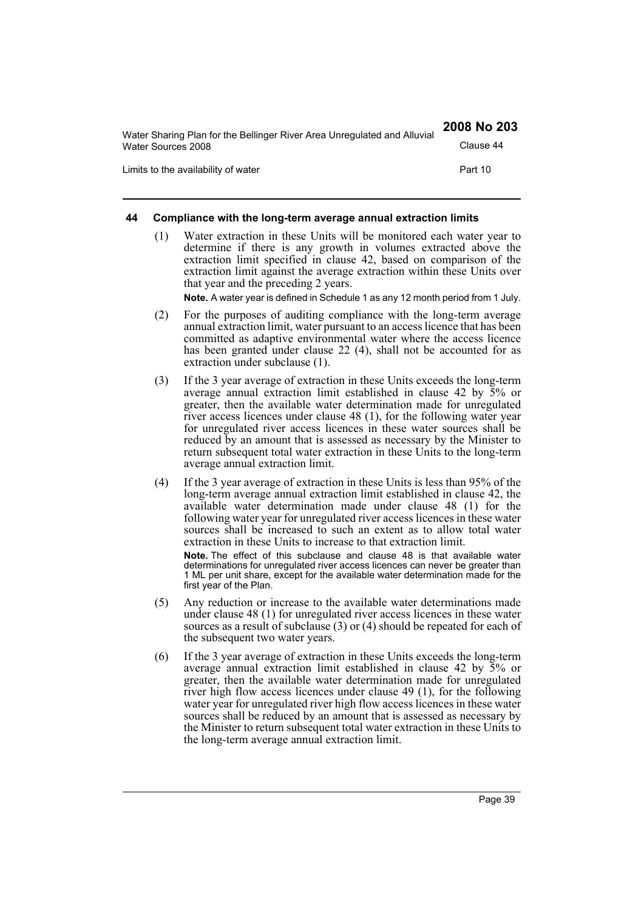### 44 Compliance with the long-term average annual extraction limits

(1) Water extraction in these Units will be monitored each water year to determine if there is any growth in volumes extracted above the extraction limit specified in clause 42, based on comparison of the extraction limit against the average extraction within these Units over that year and the preceding 2 years.

**Note.** A water year is defined in Schedule 1 as any 12 month period from 1 July.

(2) For the purposes of auditing compliance with the long-term average annual extraction limit, water pursuant to an access licence that has been committed as adaptive environmental water where the access licence has been granted under clause 22 (4), shall not be accounted for as extraction under subclause (1).

(3) If the 3 year average of extraction in these Units exceeds the long-term average annual extraction limit established in clause 42 by 5% or greater, then the available water determination made for unregulated river access licences under clause 48 (1), for the following water year for unregulated river access licences in these water sources shall be reduced by an amount that is assessed as necessary by the Minister to return subsequent total water extraction in these Units to the long-term average annual extraction limit.

(4) If the 3 year average of extraction in these Units is less than 95% of the long-term average annual extraction limit established in clause 42, the available water determination made under clause 48 (1) for the following water year for unregulated river access licences in these water sources shall be increased to such an extent as to allow total water extraction in these Units to increase to that extraction limit.

**Note.** The effect of this subclause and clause 48 is that available water determinations for unregulated river access licences can never be greater than 1 ML per unit share, except for the available water determination made for the first year of the Plan.

(5) Any reduction or increase to the available water determinations made under clause 48 (1) for unregulated river access licences in these water sources as a result of subclause (3) or (4) should be repeated for each of the subsequent two water years.

(6) If the 3 year average of extraction in these Units exceeds the long-term average annual extraction limit established in clause 42 by 5% or greater, then the available water determination made for unregulated river high flow access licences under clause 49 (1), for the following water year for unregulated river high flow access licences in these water sources shall be reduced by an amount that is assessed as necessary by the Minister to return subsequent total water extraction in these Units to the long-term average annual extraction limit.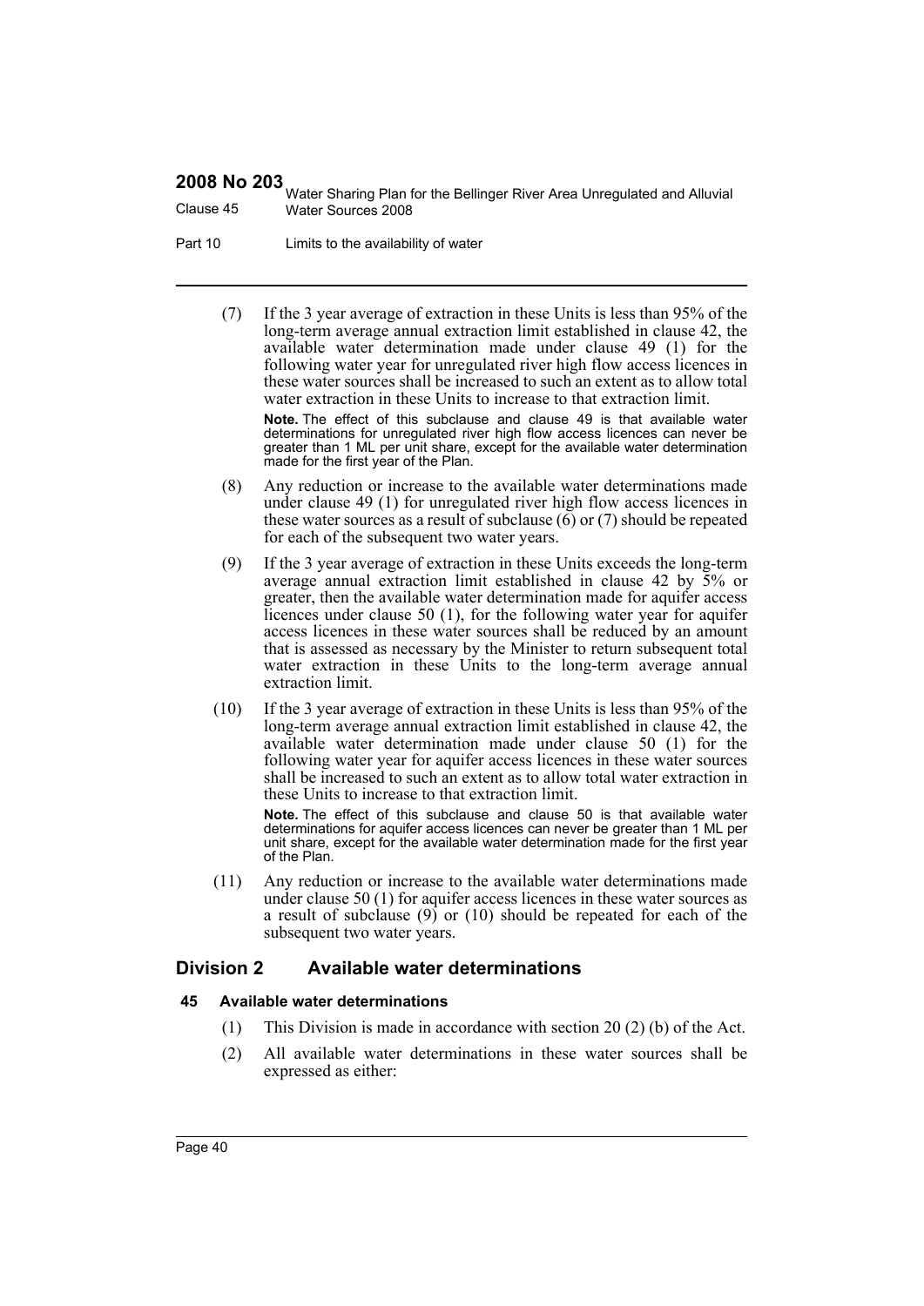(7) If the 3 year average of extraction in these Units is less than 95% of the long-term average annual extraction limit established in clause 42, the available water determination made under clause 49 (1) for the following water year for unregulated river high flow access licences in these water sources shall be increased to such an extent as to allow total water extraction in these Units to increase to that extraction limit.

**Note.** The effect of this subclause and clause 49 is that available water determinations for unregulated river high flow access licences can never be greater than 1 ML per unit share, except for the available water determination made for the first year of the Plan.

(8) Any reduction or increase to the available water determinations made under clause 49 (1) for unregulated river high flow access licences in these water sources as a result of subclause (6) or (7) should be repeated for each of the subsequent two water years.

(9) If the 3 year average of extraction in these Units exceeds the long-term average annual extraction limit established in clause 42 by 5% or greater, then the available water determination made for aquifer access licences under clause 50 (1), for the following water year for aquifer access licences in these water sources shall be reduced by an amount that is assessed as necessary by the Minister to return subsequent total water extraction in these Units to the long-term average annual extraction limit.

(10) If the 3 year average of extraction in these Units is less than 95% of the long-term average annual extraction limit established in clause 42, the available water determination made under clause 50 (1) for the following water year for aquifer access licences in these water sources shall be increased to such an extent as to allow total water extraction in these Units to increase to that extraction limit.

**Note.** The effect of this subclause and clause 50 is that available water determinations for aquifer access licences can never be greater than 1 ML per unit share, except for the available water determination made for the first year of the Plan.

(11) Any reduction or increase to the available water determinations made under clause 50 (1) for aquifer access licences in these water sources as a result of subclause (9) or (10) should be repeated for each of the subsequent two water years.

## Division 2 Available water determinations

### 45 Available water determinations

(1) This Division is made in accordance with section 20 (2) (b) of the Act.

(2) All available water determinations in these water sources shall be expressed as either: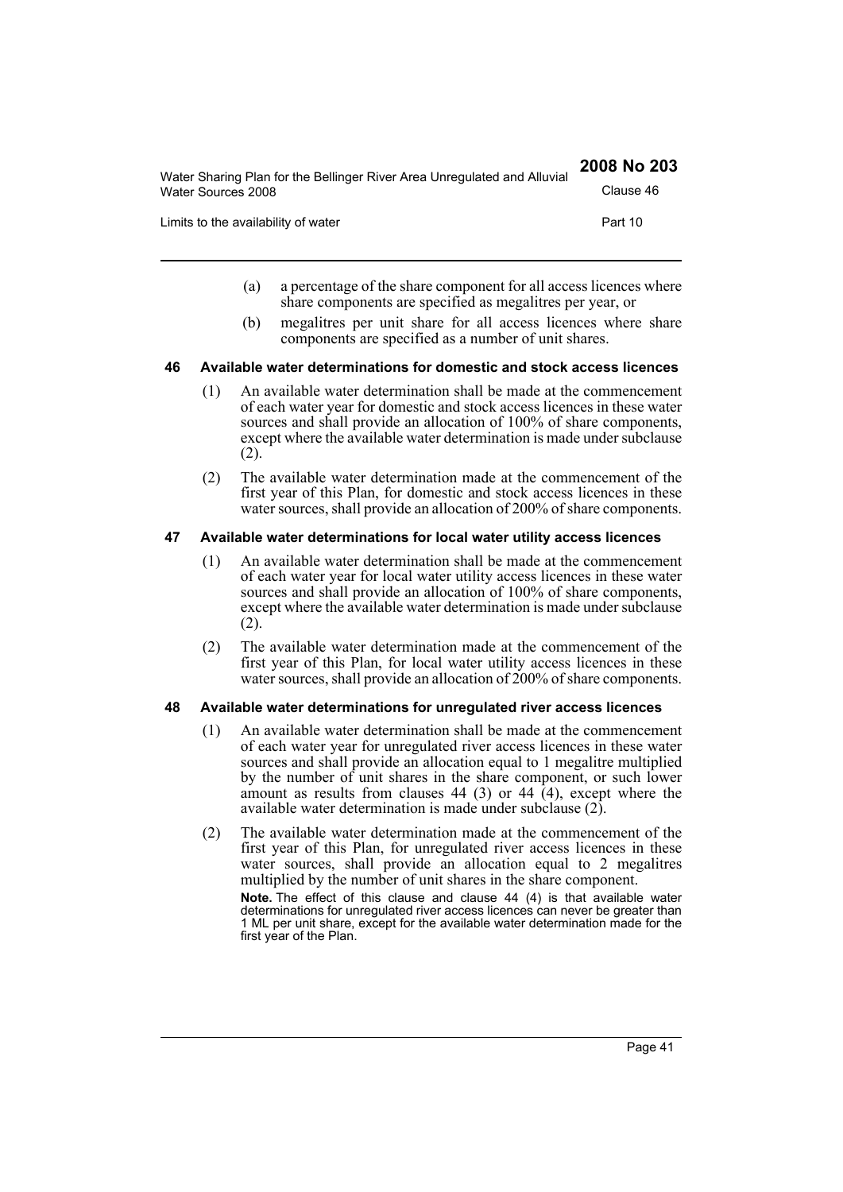(a) a percentage of the share component for all access licences where share components are specified as megalitres per year, or

(b) megalitres per unit share for all access licences where share components are specified as a number of unit shares.

### 46 Available water determinations for domestic and stock access licences

(1) An available water determination shall be made at the commencement of each water year for domestic and stock access licences in these water sources and shall provide an allocation of 100% of share components, except where the available water determination is made under subclause (2).

(2) The available water determination made at the commencement of the first year of this Plan, for domestic and stock access licences in these water sources, shall provide an allocation of 200% of share components.

### 47 Available water determinations for local water utility access licences

(1) An available water determination shall be made at the commencement of each water year for local water utility access licences in these water sources and shall provide an allocation of 100% of share components, except where the available water determination is made under subclause (2).

(2) The available water determination made at the commencement of the first year of this Plan, for local water utility access licences in these water sources, shall provide an allocation of 200% of share components.

### 48 Available water determinations for unregulated river access licences

(1) An available water determination shall be made at the commencement of each water year for unregulated river access licences in these water sources and shall provide an allocation equal to 1 megalitre multiplied by the number of unit shares in the share component, or such lower amount as results from clauses 44 (3) or 44 (4), except where the available water determination is made under subclause (2).

(2) The available water determination made at the commencement of the first year of this Plan, for unregulated river access licences in these water sources, shall provide an allocation equal to 2 megalitres multiplied by the number of unit shares in the share component.

**Note.** The effect of this clause and clause 44 (4) is that available water determinations for unregulated river access licences can never be greater than 1 ML per unit share, except for the available water determination made for the first year of the Plan.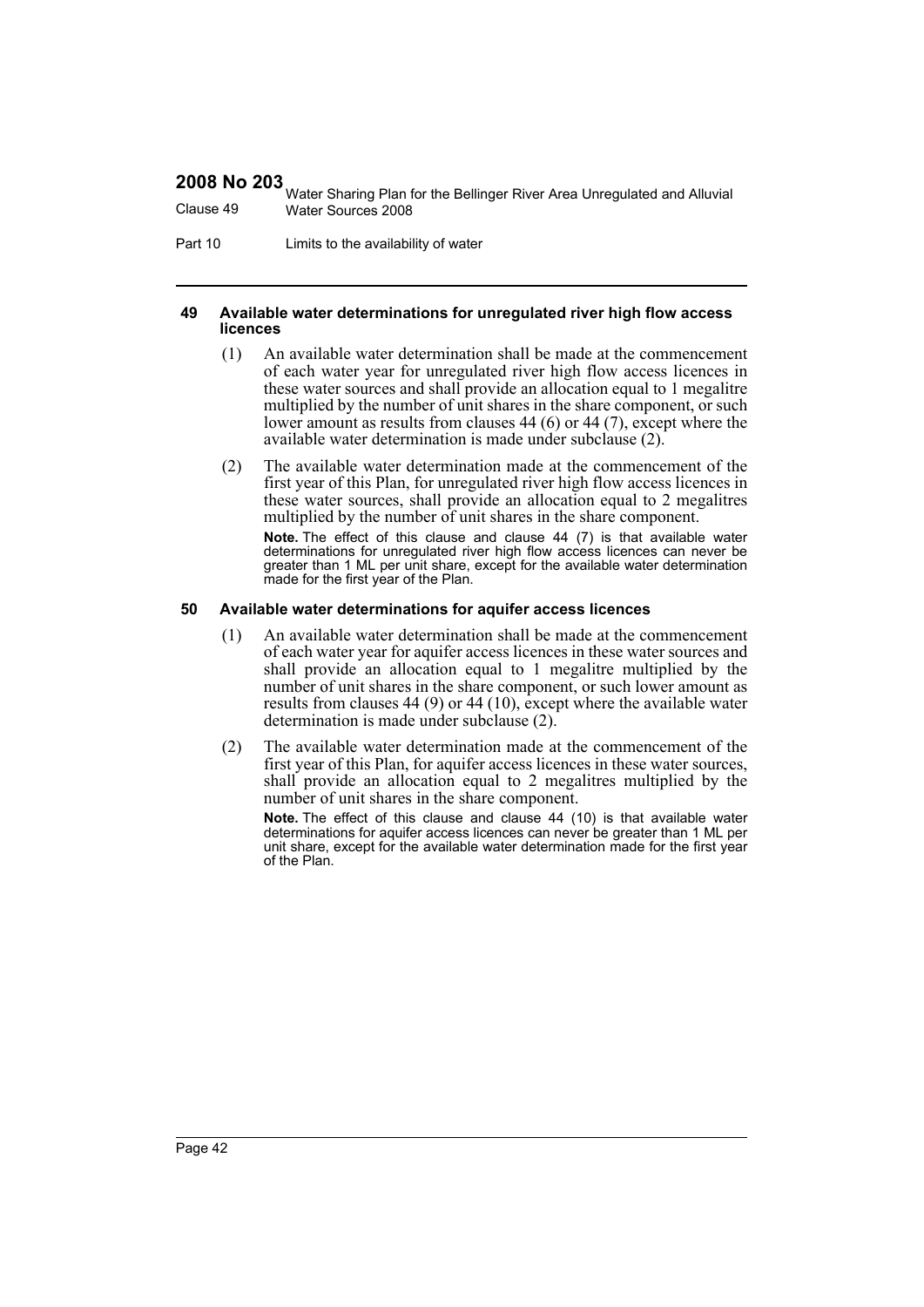#### 49 Available water determinations for unregulated river high flow access licences

(1) An available water determination shall be made at the commencement of each water year for unregulated river high flow access licences in these water sources and shall provide an allocation equal to 1 megalitre multiplied by the number of unit shares in the share component, or such lower amount as results from clauses 44 (6) or 44 (7), except where the available water determination is made under subclause (2).

(2) The available water determination made at the commencement of the first year of this Plan, for unregulated river high flow access licences in these water sources, shall provide an allocation equal to 2 megalitres multiplied by the number of unit shares in the share component.

**Note.** The effect of this clause and clause 44 (7) is that available water determinations for unregulated river high flow access licences can never be greater than 1 ML per unit share, except for the available water determination made for the first year of the Plan.

#### 50 Available water determinations for aquifer access licences

(1) An available water determination shall be made at the commencement of each water year for aquifer access licences in these water sources and shall provide an allocation equal to 1 megalitre multiplied by the number of unit shares in the share component, or such lower amount as results from clauses 44 (9) or 44 (10), except where the available water determination is made under subclause (2).

(2) The available water determination made at the commencement of the first year of this Plan, for aquifer access licences in these water sources, shall provide an allocation equal to 2 megalitres multiplied by the number of unit shares in the share component.

**Note.** The effect of this clause and clause 44 (10) is that available water determinations for aquifer access licences can never be greater than 1 ML per unit share, except for the available water determination made for the first year of the Plan.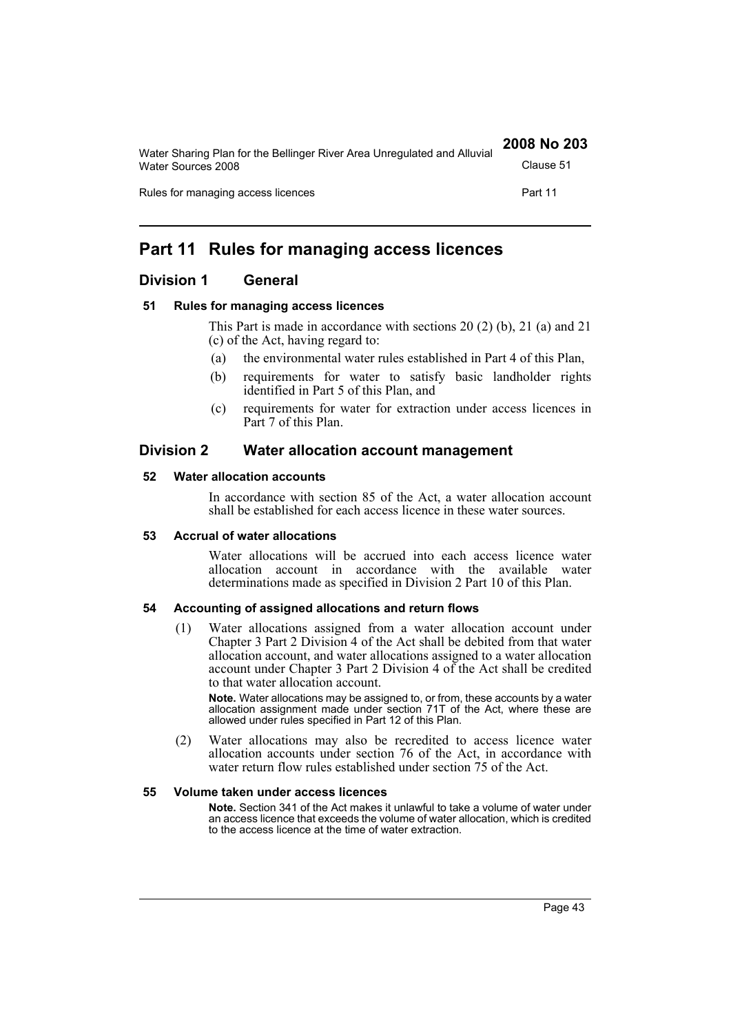# Part 11 Rules for managing access licences

## Division 1 General

### 51 Rules for managing access licences

This Part is made in accordance with sections 20 (2) (b), 21 (a) and 21 (c) of the Act, having regard to:

- (a) the environmental water rules established in Part 4 of this Plan,
- (b) requirements for water to satisfy basic landholder rights identified in Part 5 of this Plan, and
- (c) requirements for water for extraction under access licences in Part 7 of this Plan.

## Division 2 Water allocation account management

### 52 Water allocation accounts

In accordance with section 85 of the Act, a water allocation account shall be established for each access licence in these water sources.

### 53 Accrual of water allocations

Water allocations will be accrued into each access licence water allocation account in accordance with the available water determinations made as specified in Division 2 Part 10 of this Plan.

### 54 Accounting of assigned allocations and return flows

(1) Water allocations assigned from a water allocation account under Chapter 3 Part 2 Division 4 of the Act shall be debited from that water allocation account, and water allocations assigned to a water allocation account under Chapter 3 Part 2 Division 4 of the Act shall be credited to that water allocation account.

**Note.** Water allocations may be assigned to, or from, these accounts by a water allocation assignment made under section 71T of the Act, where these are allowed under rules specified in Part 12 of this Plan.

(2) Water allocations may also be recredited to access licence water allocation accounts under section 76 of the Act, in accordance with water return flow rules established under section 75 of the Act.

### 55 Volume taken under access licences

**Note.** Section 341 of the Act makes it unlawful to take a volume of water under an access licence that exceeds the volume of water allocation, which is credited to the access licence at the time of water extraction.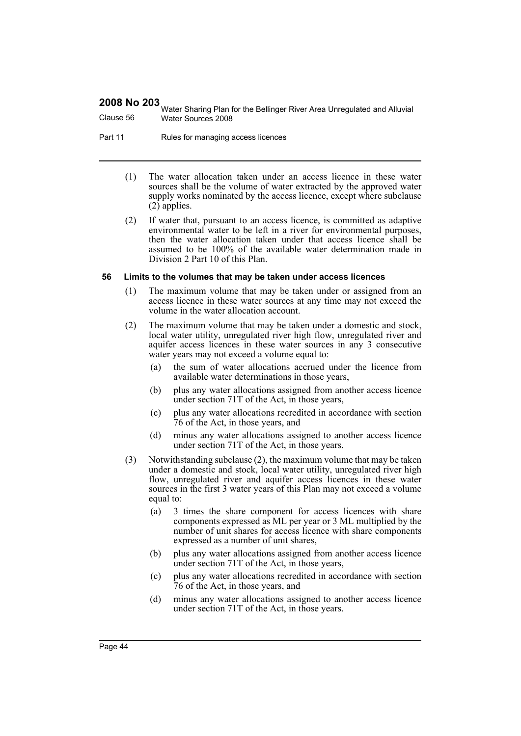(1) The water allocation taken under an access licence in these water sources shall be the volume of water extracted by the approved water supply works nominated by the access licence, except where subclause (2) applies.

(2) If water that, pursuant to an access licence, is committed as adaptive environmental water to be left in a river for environmental purposes, then the water allocation taken under that access licence shall be assumed to be 100% of the available water determination made in Division 2 Part 10 of this Plan.

### 56 Limits to the volumes that may be taken under access licences

(1) The maximum volume that may be taken under or assigned from an access licence in these water sources at any time may not exceed the volume in the water allocation account.

(2) The maximum volume that may be taken under a domestic and stock, local water utility, unregulated river high flow, unregulated river and aquifer access licences in these water sources in any 3 consecutive water years may not exceed a volume equal to:

- (a) the sum of water allocations accrued under the licence from available water determinations in those years,
- (b) plus any water allocations assigned from another access licence under section 71T of the Act, in those years,
- (c) plus any water allocations recredited in accordance with section 76 of the Act, in those years, and
- (d) minus any water allocations assigned to another access licence under section 71T of the Act, in those years.

(3) Notwithstanding subclause (2), the maximum volume that may be taken under a domestic and stock, local water utility, unregulated river high flow, unregulated river and aquifer access licences in these water sources in the first 3 water years of this Plan may not exceed a volume equal to:

- (a) 3 times the share component for access licences with share components expressed as ML per year or 3 ML multiplied by the number of unit shares for access licence with share components expressed as a number of unit shares,
- (b) plus any water allocations assigned from another access licence under section 71T of the Act, in those years,
- (c) plus any water allocations recredited in accordance with section 76 of the Act, in those years, and
- (d) minus any water allocations assigned to another access licence under section 71T of the Act, in those years.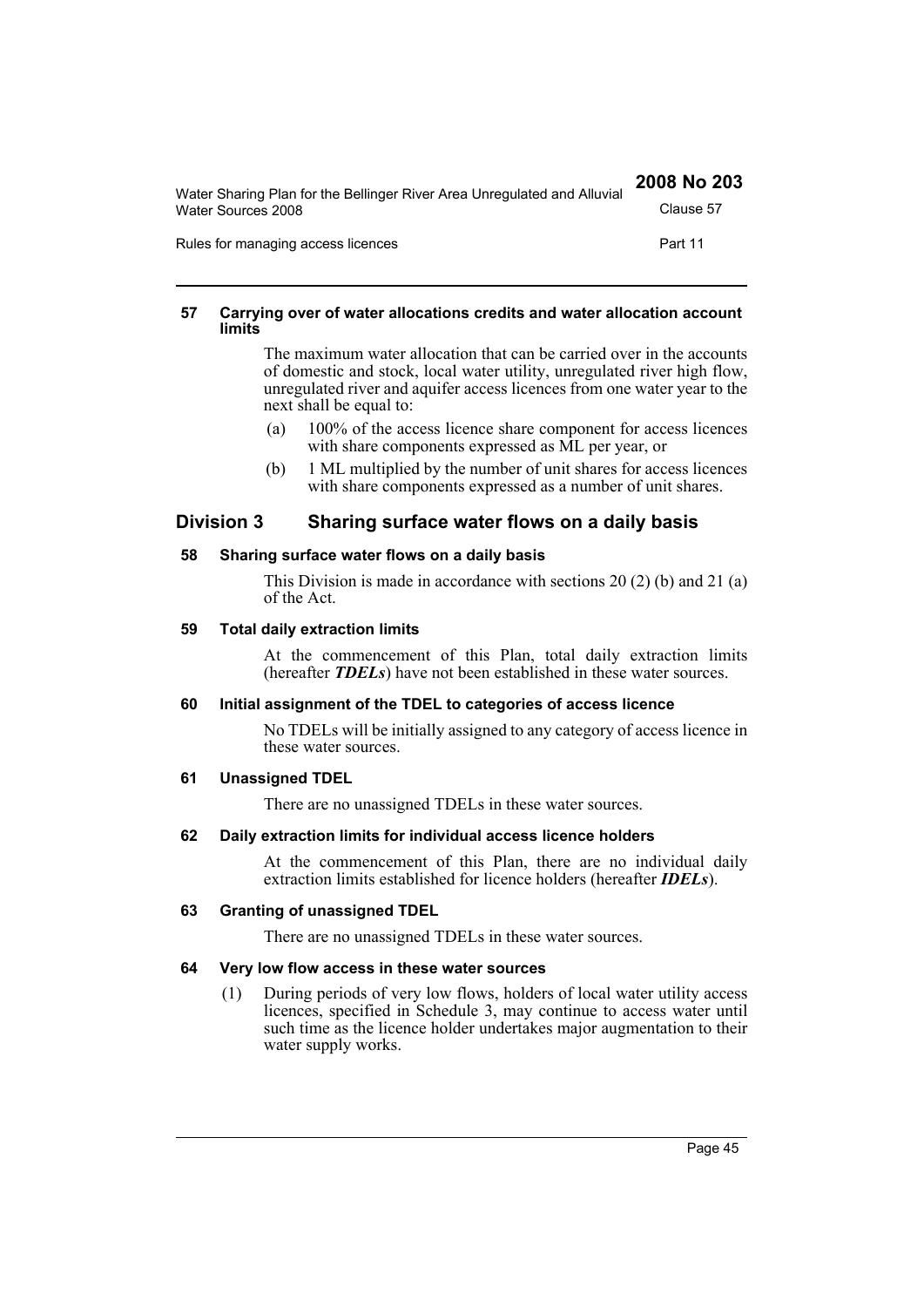#### 57 Carrying over of water allocations credits and water allocation account limits

The maximum water allocation that can be carried over in the accounts of domestic and stock, local water utility, unregulated river high flow, unregulated river and aquifer access licences from one water year to the next shall be equal to:

(a) 100% of the access licence share component for access licences with share components expressed as ML per year, or

(b) 1 ML multiplied by the number of unit shares for access licences with share components expressed as a number of unit shares.

## Division 3 Sharing surface water flows on a daily basis

#### 58 Sharing surface water flows on a daily basis

This Division is made in accordance with sections 20 (2) (b) and 21 (a) of the Act.

#### 59 Total daily extraction limits

At the commencement of this Plan, total daily extraction limits (hereafter ***TDELs***) have not been established in these water sources.

#### 60 Initial assignment of the TDEL to categories of access licence

No TDELs will be initially assigned to any category of access licence in these water sources.

#### 61 Unassigned TDEL

There are no unassigned TDELs in these water sources.

#### 62 Daily extraction limits for individual access licence holders

At the commencement of this Plan, there are no individual daily extraction limits established for licence holders (hereafter ***IDELs***).

#### 63 Granting of unassigned TDEL

There are no unassigned TDELs in these water sources.

#### 64 Very low flow access in these water sources

(1) During periods of very low flows, holders of local water utility access licences, specified in Schedule 3, may continue to access water until such time as the licence holder undertakes major augmentation to their water supply works.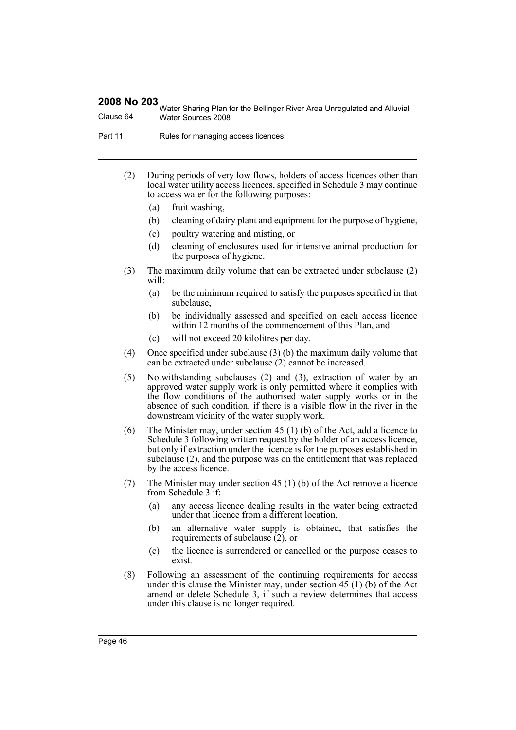(2) During periods of very low flows, holders of access licences other than local water utility access licences, specified in Schedule 3 may continue to access water for the following purposes:

  (a) fruit washing,

  (b) cleaning of dairy plant and equipment for the purpose of hygiene,

  (c) poultry watering and misting, or

  (d) cleaning of enclosures used for intensive animal production for the purposes of hygiene.

(3) The maximum daily volume that can be extracted under subclause (2) will:

  (a) be the minimum required to satisfy the purposes specified in that subclause,

  (b) be individually assessed and specified on each access licence within 12 months of the commencement of this Plan, and

  (c) will not exceed 20 kilolitres per day.

(4) Once specified under subclause (3) (b) the maximum daily volume that can be extracted under subclause (2) cannot be increased.

(5) Notwithstanding subclauses (2) and (3), extraction of water by an approved water supply work is only permitted where it complies with the flow conditions of the authorised water supply works or in the absence of such condition, if there is a visible flow in the river in the downstream vicinity of the water supply work.

(6) The Minister may, under section 45 (1) (b) of the Act, add a licence to Schedule 3 following written request by the holder of an access licence, but only if extraction under the licence is for the purposes established in subclause (2), and the purpose was on the entitlement that was replaced by the access licence.

(7) The Minister may under section 45 (1) (b) of the Act remove a licence from Schedule 3 if:

  (a) any access licence dealing results in the water being extracted under that licence from a different location,

  (b) an alternative water supply is obtained, that satisfies the requirements of subclause (2), or

  (c) the licence is surrendered or cancelled or the purpose ceases to exist.

(8) Following an assessment of the continuing requirements for access under this clause the Minister may, under section 45 (1) (b) of the Act amend or delete Schedule 3, if such a review determines that access under this clause is no longer required.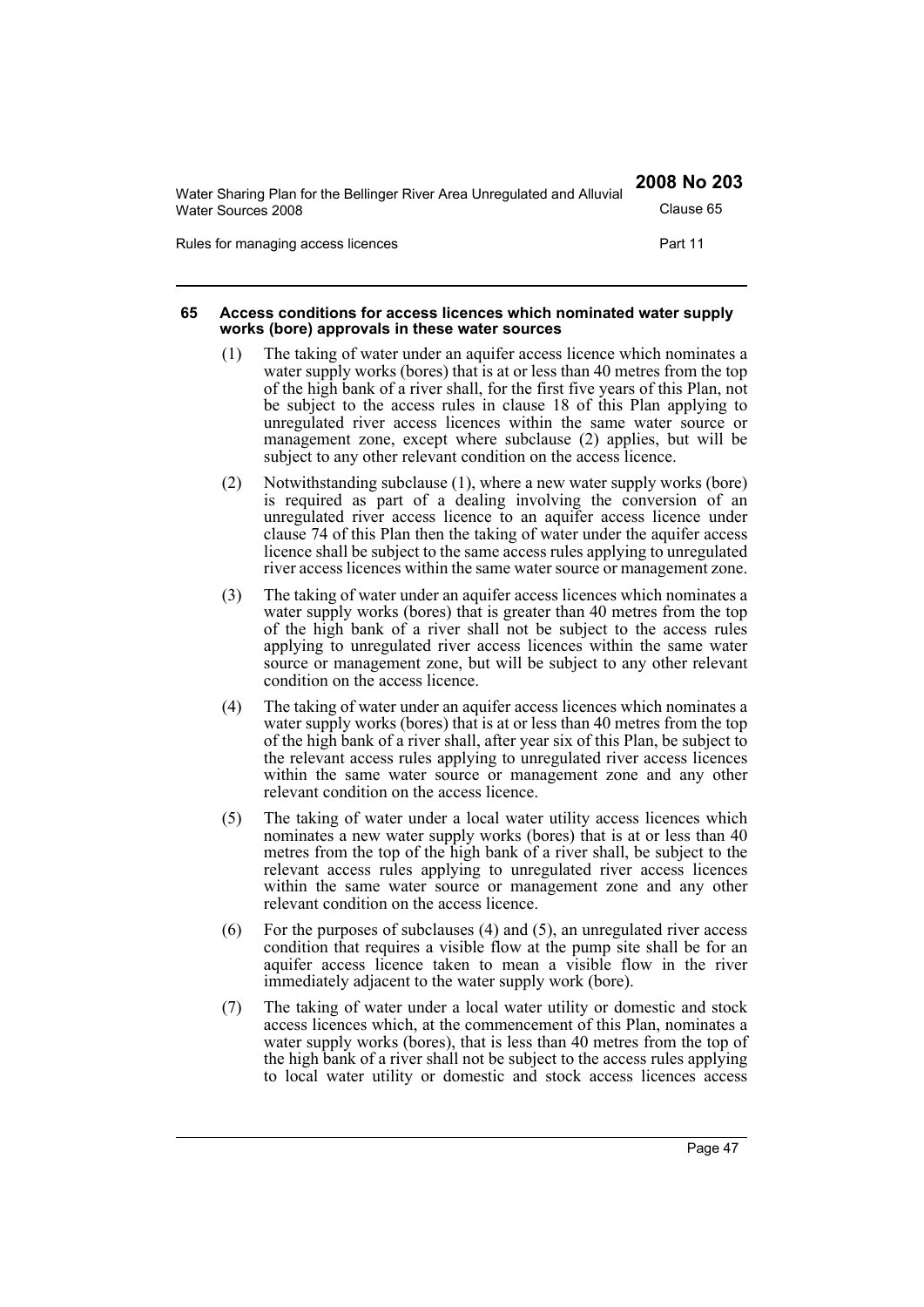#### 65 Access conditions for access licences which nominated water supply works (bore) approvals in these water sources

(1) The taking of water under an aquifer access licence which nominates a water supply works (bores) that is at or less than 40 metres from the top of the high bank of a river shall, for the first five years of this Plan, not be subject to the access rules in clause 18 of this Plan applying to unregulated river access licences within the same water source or management zone, except where subclause (2) applies, but will be subject to any other relevant condition on the access licence.

(2) Notwithstanding subclause (1), where a new water supply works (bore) is required as part of a dealing involving the conversion of an unregulated river access licence to an aquifer access licence under clause 74 of this Plan then the taking of water under the aquifer access licence shall be subject to the same access rules applying to unregulated river access licences within the same water source or management zone.

(3) The taking of water under an aquifer access licences which nominates a water supply works (bores) that is greater than 40 metres from the top of the high bank of a river shall not be subject to the access rules applying to unregulated river access licences within the same water source or management zone, but will be subject to any other relevant condition on the access licence.

(4) The taking of water under an aquifer access licences which nominates a water supply works (bores) that is at or less than 40 metres from the top of the high bank of a river shall, after year six of this Plan, be subject to the relevant access rules applying to unregulated river access licences within the same water source or management zone and any other relevant condition on the access licence.

(5) The taking of water under a local water utility access licences which nominates a new water supply works (bores) that is at or less than 40 metres from the top of the high bank of a river shall, be subject to the relevant access rules applying to unregulated river access licences within the same water source or management zone and any other relevant condition on the access licence.

(6) For the purposes of subclauses (4) and (5), an unregulated river access condition that requires a visible flow at the pump site shall be for an aquifer access licence taken to mean a visible flow in the river immediately adjacent to the water supply work (bore).

(7) The taking of water under a local water utility or domestic and stock access licences which, at the commencement of this Plan, nominates a water supply works (bores), that is less than 40 metres from the top of the high bank of a river shall not be subject to the access rules applying to local water utility or domestic and stock access licences access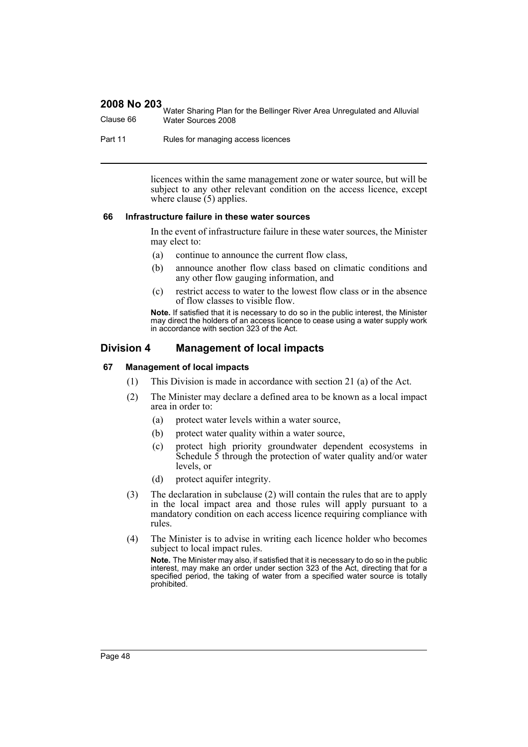licences within the same management zone or water source, but will be subject to any other relevant condition on the access licence, except where clause (5) applies.

#### 66 Infrastructure failure in these water sources

In the event of infrastructure failure in these water sources, the Minister may elect to:

(a) continue to announce the current flow class,

(b) announce another flow class based on climatic conditions and any other flow gauging information, and

(c) restrict access to water to the lowest flow class or in the absence of flow classes to visible flow.

**Note.** If satisfied that it is necessary to do so in the public interest, the Minister may direct the holders of an access licence to cease using a water supply work in accordance with section 323 of the Act.

### Division 4 Management of local impacts

#### 67 Management of local impacts

(1) This Division is made in accordance with section 21 (a) of the Act.

(2) The Minister may declare a defined area to be known as a local impact area in order to:

(a) protect water levels within a water source,

(b) protect water quality within a water source,

(c) protect high priority groundwater dependent ecosystems in Schedule 5 through the protection of water quality and/or water levels, or

(d) protect aquifer integrity.

(3) The declaration in subclause (2) will contain the rules that are to apply in the local impact area and those rules will apply pursuant to a mandatory condition on each access licence requiring compliance with rules.

(4) The Minister is to advise in writing each licence holder who becomes subject to local impact rules.

**Note.** The Minister may also, if satisfied that it is necessary to do so in the public interest, may make an order under section 323 of the Act, directing that for a specified period, the taking of water from a specified water source is totally prohibited.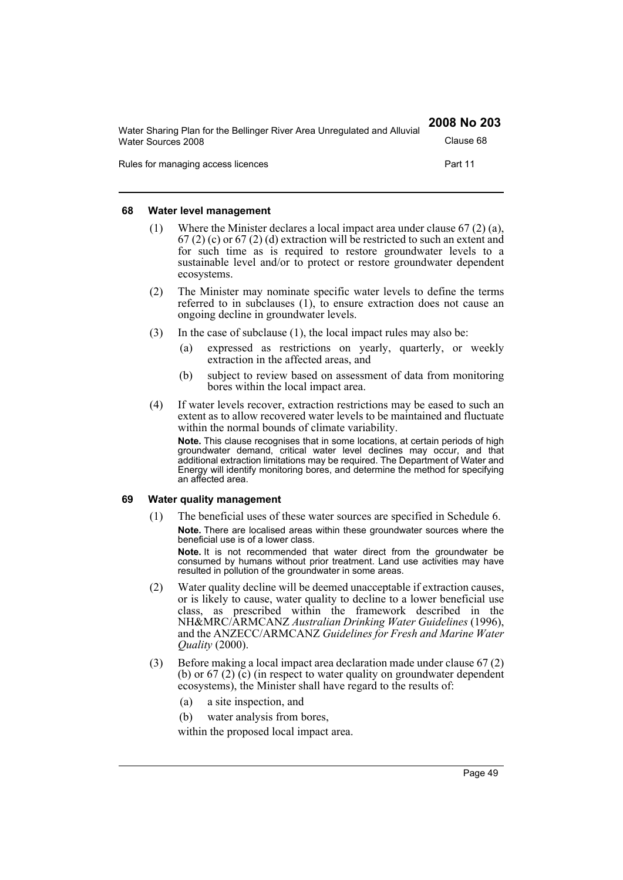#### 68 Water level management

(1) Where the Minister declares a local impact area under clause 67 (2) (a), 67 (2) (c) or 67 (2) (d) extraction will be restricted to such an extent and for such time as is required to restore groundwater levels to a sustainable level and/or to protect or restore groundwater dependent ecosystems.

(2) The Minister may nominate specific water levels to define the terms referred to in subclauses (1), to ensure extraction does not cause an ongoing decline in groundwater levels.

(3) In the case of subclause (1), the local impact rules may also be:

- (a) expressed as restrictions on yearly, quarterly, or weekly extraction in the affected areas, and
- (b) subject to review based on assessment of data from monitoring bores within the local impact area.

(4) If water levels recover, extraction restrictions may be eased to such an extent as to allow recovered water levels to be maintained and fluctuate within the normal bounds of climate variability.

**Note.** This clause recognises that in some locations, at certain periods of high groundwater demand, critical water level declines may occur, and that additional extraction limitations may be required. The Department of Water and Energy will identify monitoring bores, and determine the method for specifying an affected area.

#### 69 Water quality management

(1) The beneficial uses of these water sources are specified in Schedule 6.

**Note.** There are localised areas within these groundwater sources where the beneficial use is of a lower class.

**Note.** It is not recommended that water direct from the groundwater be consumed by humans without prior treatment. Land use activities may have resulted in pollution of the groundwater in some areas.

(2) Water quality decline will be deemed unacceptable if extraction causes, or is likely to cause, water quality to decline to a lower beneficial use class, as prescribed within the framework described in the NH&MRC/ARMCANZ *Australian Drinking Water Guidelines* (1996), and the ANZECC/ARMCANZ *Guidelines for Fresh and Marine Water Quality* (2000).

(3) Before making a local impact area declaration made under clause 67 (2) (b) or 67 (2) (c) (in respect to water quality on groundwater dependent ecosystems), the Minister shall have regard to the results of:

- (a) a site inspection, and
- (b) water analysis from bores,

within the proposed local impact area.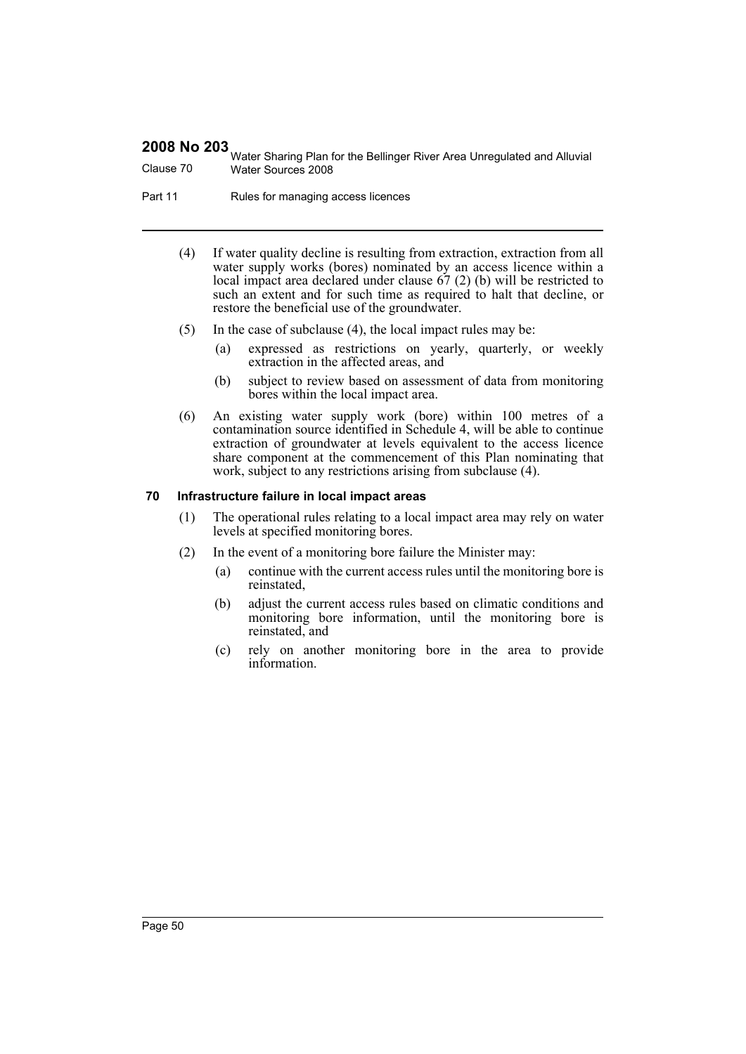(4) If water quality decline is resulting from extraction, extraction from all water supply works (bores) nominated by an access licence within a local impact area declared under clause 67 (2) (b) will be restricted to such an extent and for such time as required to halt that decline, or restore the beneficial use of the groundwater.

(5) In the case of subclause (4), the local impact rules may be:

(a) expressed as restrictions on yearly, quarterly, or weekly extraction in the affected areas, and

(b) subject to review based on assessment of data from monitoring bores within the local impact area.

(6) An existing water supply work (bore) within 100 metres of a contamination source identified in Schedule 4, will be able to continue extraction of groundwater at levels equivalent to the access licence share component at the commencement of this Plan nominating that work, subject to any restrictions arising from subclause (4).

### 70 Infrastructure failure in local impact areas

(1) The operational rules relating to a local impact area may rely on water levels at specified monitoring bores.

(2) In the event of a monitoring bore failure the Minister may:

(a) continue with the current access rules until the monitoring bore is reinstated,

(b) adjust the current access rules based on climatic conditions and monitoring bore information, until the monitoring bore is reinstated, and

(c) rely on another monitoring bore in the area to provide information.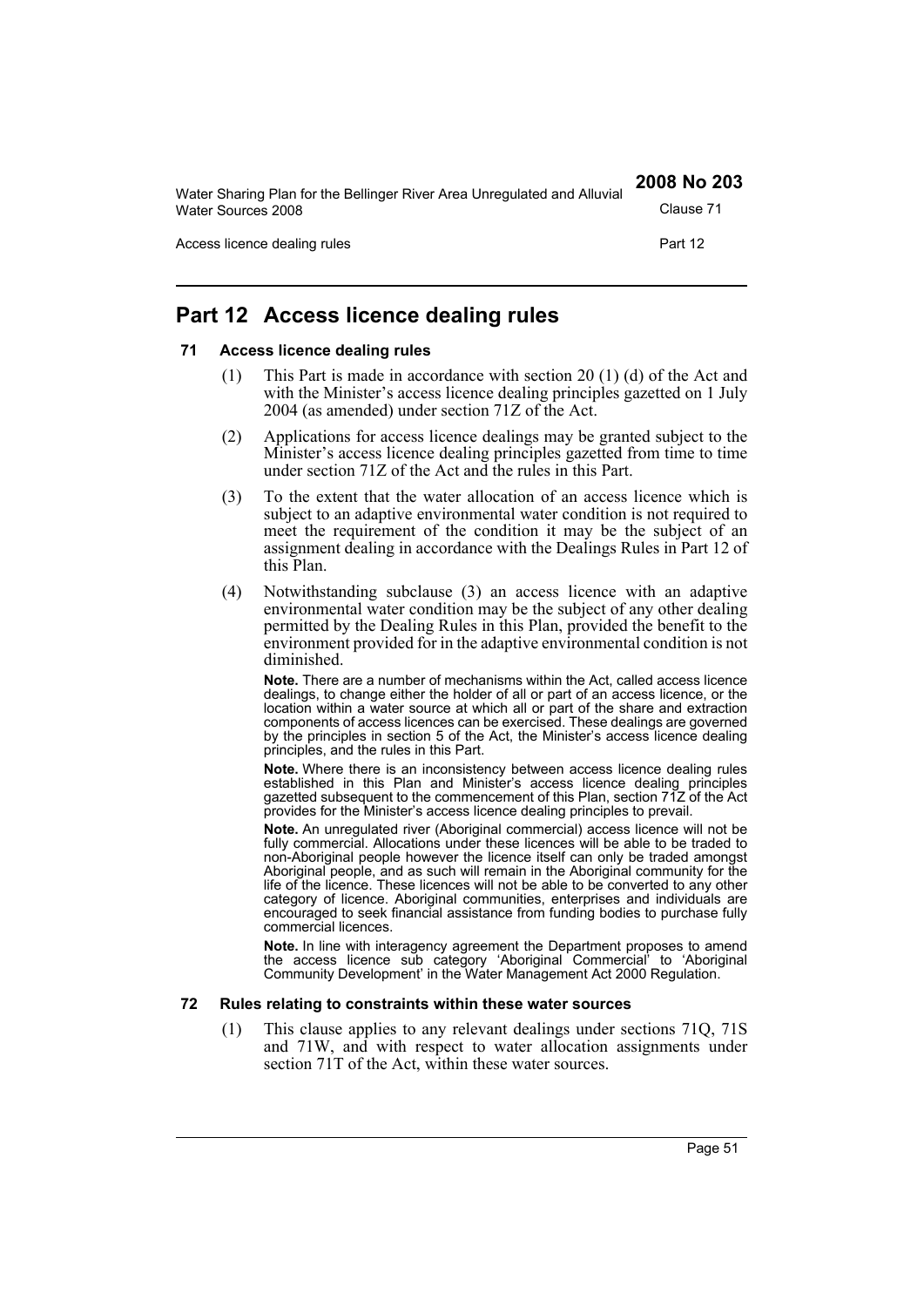# Part 12 Access licence dealing rules

### 71 Access licence dealing rules

(1) This Part is made in accordance with section 20 (1) (d) of the Act and with the Minister's access licence dealing principles gazetted on 1 July 2004 (as amended) under section 71Z of the Act.

(2) Applications for access licence dealings may be granted subject to the Minister's access licence dealing principles gazetted from time to time under section 71Z of the Act and the rules in this Part.

(3) To the extent that the water allocation of an access licence which is subject to an adaptive environmental water condition is not required to meet the requirement of the condition it may be the subject of an assignment dealing in accordance with the Dealings Rules in Part 12 of this Plan.

(4) Notwithstanding subclause (3) an access licence with an adaptive environmental water condition may be the subject of any other dealing permitted by the Dealing Rules in this Plan, provided the benefit to the environment provided for in the adaptive environmental condition is not diminished.

**Note.** There are a number of mechanisms within the Act, called access licence dealings, to change either the holder of all or part of an access licence, or the location within a water source at which all or part of the share and extraction components of access licences can be exercised. These dealings are governed by the principles in section 5 of the Act, the Minister's access licence dealing principles, and the rules in this Part.

**Note.** Where there is an inconsistency between access licence dealing rules established in this Plan and Minister's access licence dealing principles gazetted subsequent to the commencement of this Plan, section 71Z of the Act provides for the Minister's access licence dealing principles to prevail.

**Note.** An unregulated river (Aboriginal commercial) access licence will not be fully commercial. Allocations under these licences will be able to be traded to non-Aboriginal people however the licence itself can only be traded amongst Aboriginal people, and as such will remain in the Aboriginal community for the life of the licence. These licences will not be able to be converted to any other category of licence. Aboriginal communities, enterprises and individuals are encouraged to seek financial assistance from funding bodies to purchase fully commercial licences.

**Note.** In line with interagency agreement the Department proposes to amend the access licence sub category 'Aboriginal Commercial' to 'Aboriginal Community Development' in the Water Management Act 2000 Regulation.

### 72 Rules relating to constraints within these water sources

(1) This clause applies to any relevant dealings under sections 71Q, 71S and 71W, and with respect to water allocation assignments under section 71T of the Act, within these water sources.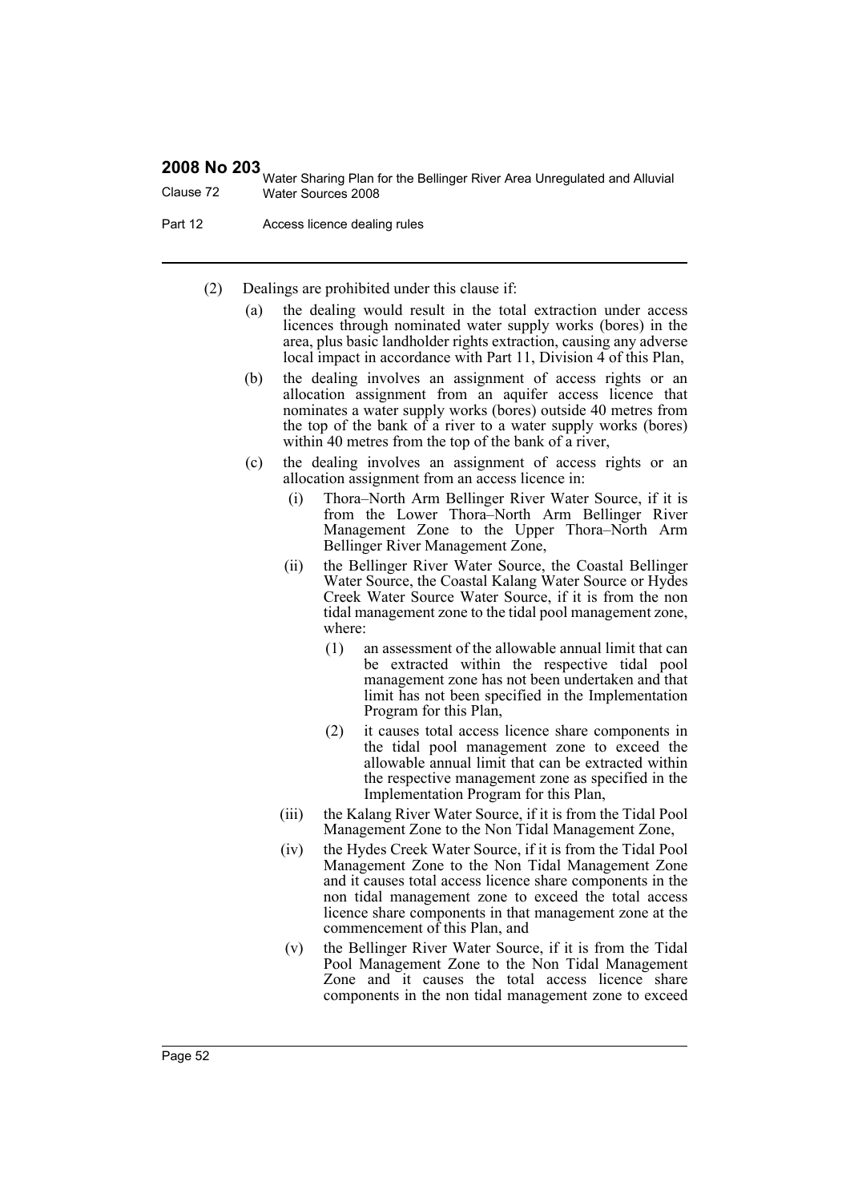(2) Dealings are prohibited under this clause if:

(a) the dealing would result in the total extraction under access licences through nominated water supply works (bores) in the area, plus basic landholder rights extraction, causing any adverse local impact in accordance with Part 11, Division 4 of this Plan,

(b) the dealing involves an assignment of access rights or an allocation assignment from an aquifer access licence that nominates a water supply works (bores) outside 40 metres from the top of the bank of a river to a water supply works (bores) within 40 metres from the top of the bank of a river,

(c) the dealing involves an assignment of access rights or an allocation assignment from an access licence in:

(i) Thora–North Arm Bellinger River Water Source, if it is from the Lower Thora–North Arm Bellinger River Management Zone to the Upper Thora–North Arm Bellinger River Management Zone,

(ii) the Bellinger River Water Source, the Coastal Bellinger Water Source, the Coastal Kalang Water Source or Hydes Creek Water Source Water Source, if it is from the non tidal management zone to the tidal pool management zone, where:

(1) an assessment of the allowable annual limit that can be extracted within the respective tidal pool management zone has not been undertaken and that limit has not been specified in the Implementation Program for this Plan,

(2) it causes total access licence share components in the tidal pool management zone to exceed the allowable annual limit that can be extracted within the respective management zone as specified in the Implementation Program for this Plan,

(iii) the Kalang River Water Source, if it is from the Tidal Pool Management Zone to the Non Tidal Management Zone,

(iv) the Hydes Creek Water Source, if it is from the Tidal Pool Management Zone to the Non Tidal Management Zone and it causes total access licence share components in the non tidal management zone to exceed the total access licence share components in that management zone at the commencement of this Plan, and

(v) the Bellinger River Water Source, if it is from the Tidal Pool Management Zone to the Non Tidal Management Zone and it causes the total access licence share components in the non tidal management zone to exceed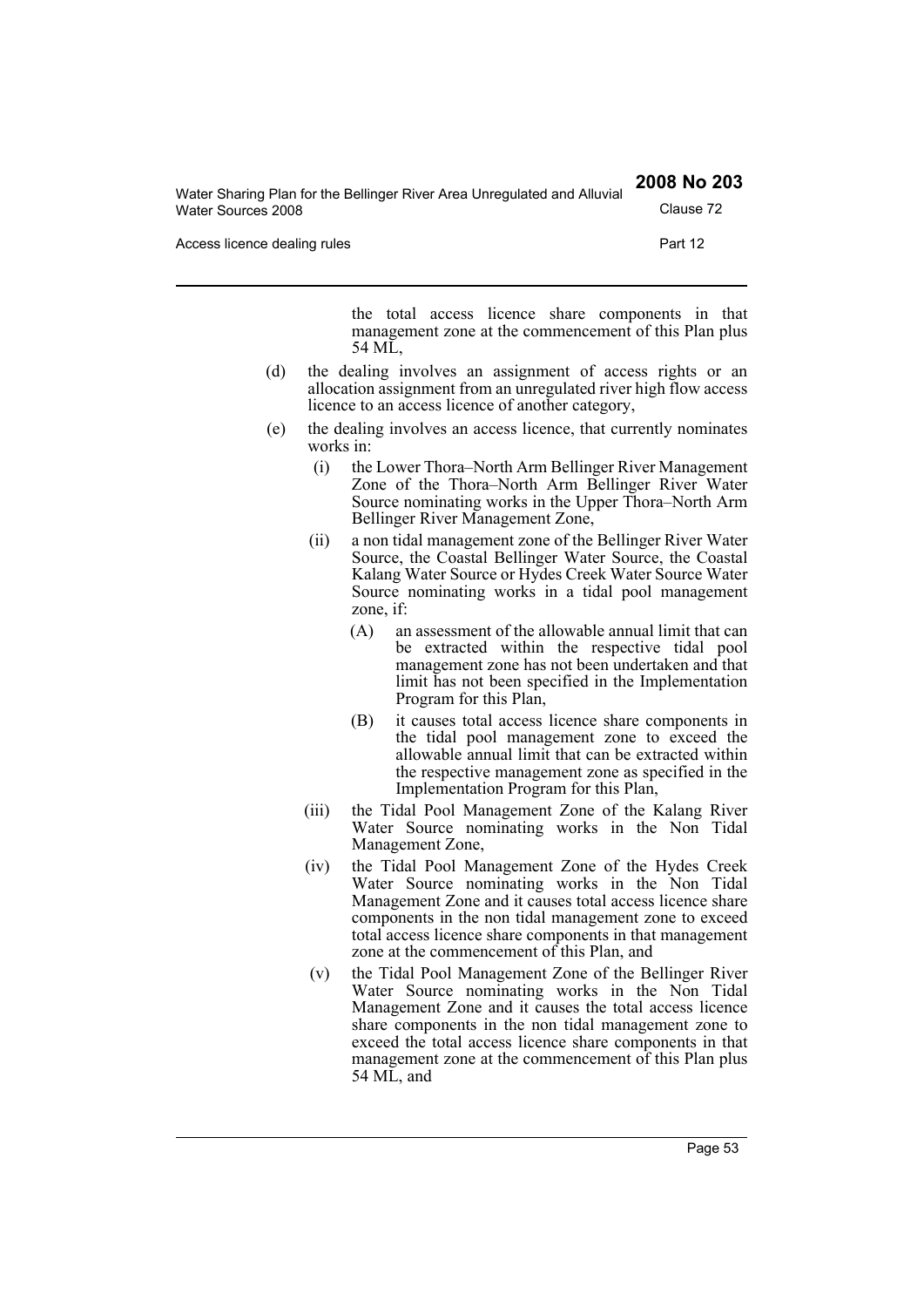the total access licence share components in that management zone at the commencement of this Plan plus 54 ML,

(d) the dealing involves an assignment of access rights or an allocation assignment from an unregulated river high flow access licence to an access licence of another category,

(e) the dealing involves an access licence, that currently nominates works in:

   (i) the Lower Thora–North Arm Bellinger River Management Zone of the Thora–North Arm Bellinger River Water Source nominating works in the Upper Thora–North Arm Bellinger River Management Zone,

   (ii) a non tidal management zone of the Bellinger River Water Source, the Coastal Bellinger Water Source, the Coastal Kalang Water Source or Hydes Creek Water Source Water Source nominating works in a tidal pool management zone, if:

      (A) an assessment of the allowable annual limit that can be extracted within the respective tidal pool management zone has not been undertaken and that limit has not been specified in the Implementation Program for this Plan,

      (B) it causes total access licence share components in the tidal pool management zone to exceed the allowable annual limit that can be extracted within the respective management zone as specified in the Implementation Program for this Plan,

   (iii) the Tidal Pool Management Zone of the Kalang River Water Source nominating works in the Non Tidal Management Zone,

   (iv) the Tidal Pool Management Zone of the Hydes Creek Water Source nominating works in the Non Tidal Management Zone and it causes total access licence share components in the non tidal management zone to exceed total access licence share components in that management zone at the commencement of this Plan, and

   (v) the Tidal Pool Management Zone of the Bellinger River Water Source nominating works in the Non Tidal Management Zone and it causes the total access licence share components in the non tidal management zone to exceed the total access licence share components in that management zone at the commencement of this Plan plus 54 ML, and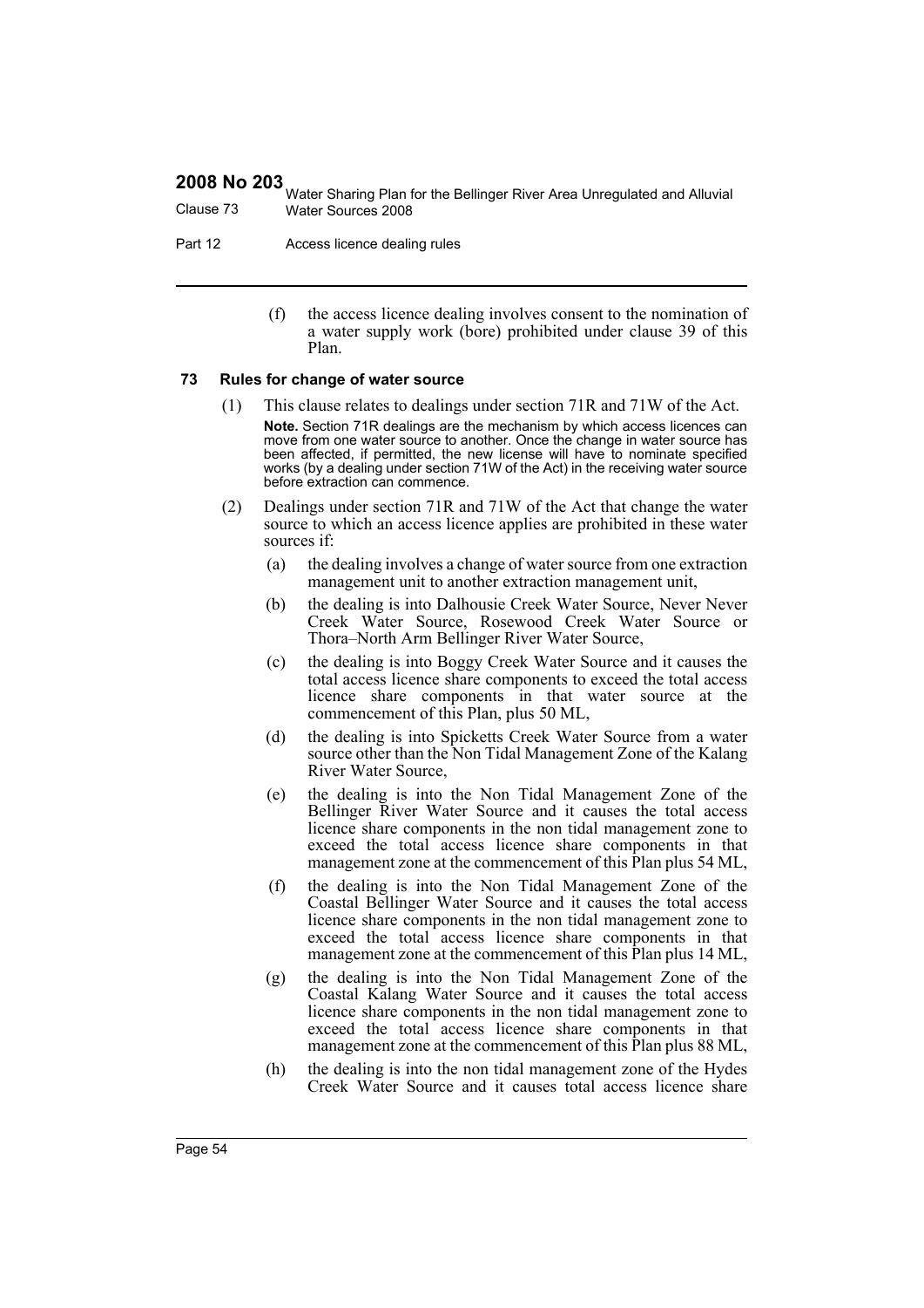(f) the access licence dealing involves consent to the nomination of a water supply work (bore) prohibited under clause 39 of this Plan.

### 73 Rules for change of water source

(1) This clause relates to dealings under section 71R and 71W of the Act.

**Note.** Section 71R dealings are the mechanism by which access licences can move from one water source to another. Once the change in water source has been affected, if permitted, the new license will have to nominate specified works (by a dealing under section 71W of the Act) in the receiving water source before extraction can commence.

(2) Dealings under section 71R and 71W of the Act that change the water source to which an access licence applies are prohibited in these water sources if:

(a) the dealing involves a change of water source from one extraction management unit to another extraction management unit,

(b) the dealing is into Dalhousie Creek Water Source, Never Never Creek Water Source, Rosewood Creek Water Source or Thora–North Arm Bellinger River Water Source,

(c) the dealing is into Boggy Creek Water Source and it causes the total access licence share components to exceed the total access licence share components in that water source at the commencement of this Plan, plus 50 ML,

(d) the dealing is into Spicketts Creek Water Source from a water source other than the Non Tidal Management Zone of the Kalang River Water Source,

(e) the dealing is into the Non Tidal Management Zone of the Bellinger River Water Source and it causes the total access licence share components in the non tidal management zone to exceed the total access licence share components in that management zone at the commencement of this Plan plus 54 ML,

(f) the dealing is into the Non Tidal Management Zone of the Coastal Bellinger Water Source and it causes the total access licence share components in the non tidal management zone to exceed the total access licence share components in that management zone at the commencement of this Plan plus 14 ML,

(g) the dealing is into the Non Tidal Management Zone of the Coastal Kalang Water Source and it causes the total access licence share components in the non tidal management zone to exceed the total access licence share components in that management zone at the commencement of this Plan plus 88 ML,

(h) the dealing is into the non tidal management zone of the Hydes Creek Water Source and it causes total access licence share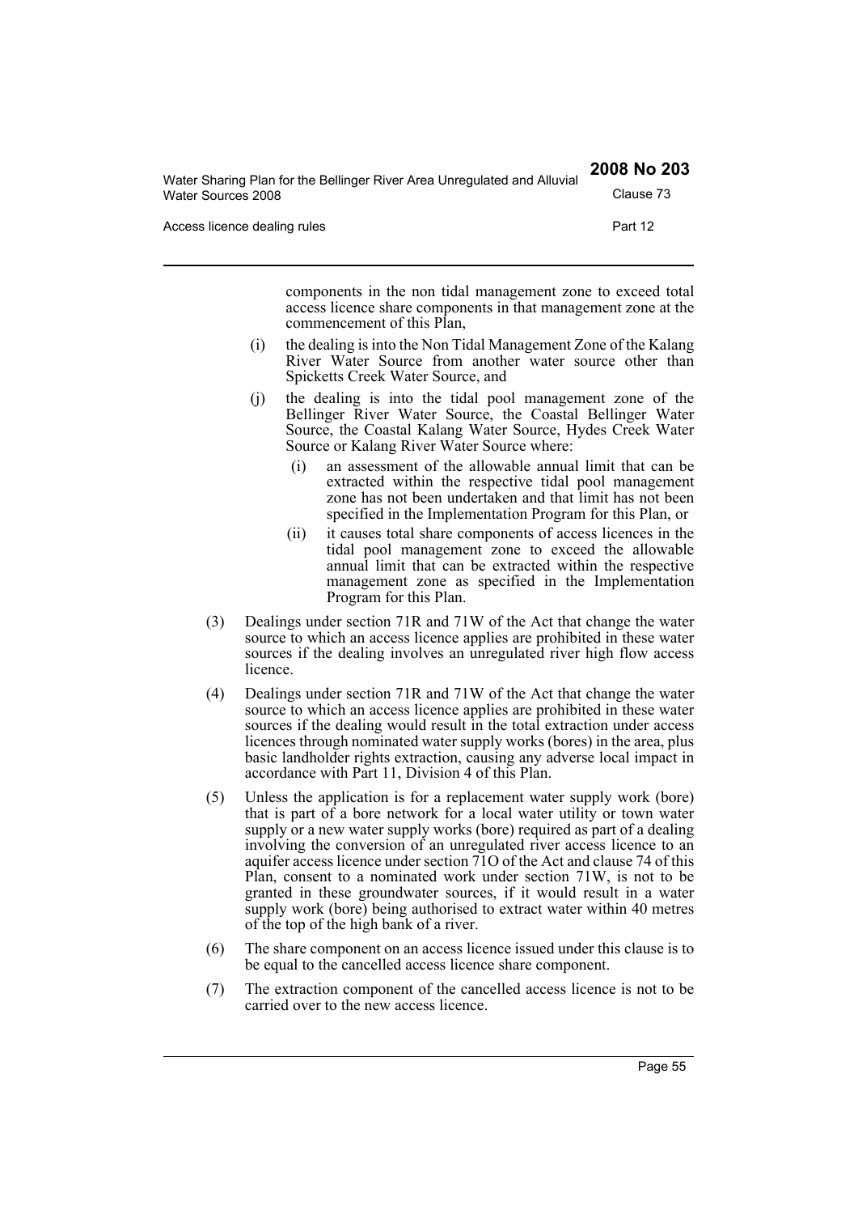components in the non tidal management zone to exceed total access licence share components in that management zone at the commencement of this Plan,

(i) the dealing is into the Non Tidal Management Zone of the Kalang River Water Source from another water source other than Spicketts Creek Water Source, and

(j) the dealing is into the tidal pool management zone of the Bellinger River Water Source, the Coastal Bellinger Water Source, the Coastal Kalang Water Source, Hydes Creek Water Source or Kalang River Water Source where:

   (i) an assessment of the allowable annual limit that can be extracted within the respective tidal pool management zone has not been undertaken and that limit has not been specified in the Implementation Program for this Plan, or

   (ii) it causes total share components of access licences in the tidal pool management zone to exceed the allowable annual limit that can be extracted within the respective management zone as specified in the Implementation Program for this Plan.

(3) Dealings under section 71R and 71W of the Act that change the water source to which an access licence applies are prohibited in these water sources if the dealing involves an unregulated river high flow access licence.

(4) Dealings under section 71R and 71W of the Act that change the water source to which an access licence applies are prohibited in these water sources if the dealing would result in the total extraction under access licences through nominated water supply works (bores) in the area, plus basic landholder rights extraction, causing any adverse local impact in accordance with Part 11, Division 4 of this Plan.

(5) Unless the application is for a replacement water supply work (bore) that is part of a bore network for a local water utility or town water supply or a new water supply works (bore) required as part of a dealing involving the conversion of an unregulated river access licence to an aquifer access licence under section 71O of the Act and clause 74 of this Plan, consent to a nominated work under section 71W, is not to be granted in these groundwater sources, if it would result in a water supply work (bore) being authorised to extract water within 40 metres of the top of the high bank of a river.

(6) The share component on an access licence issued under this clause is to be equal to the cancelled access licence share component.

(7) The extraction component of the cancelled access licence is not to be carried over to the new access licence.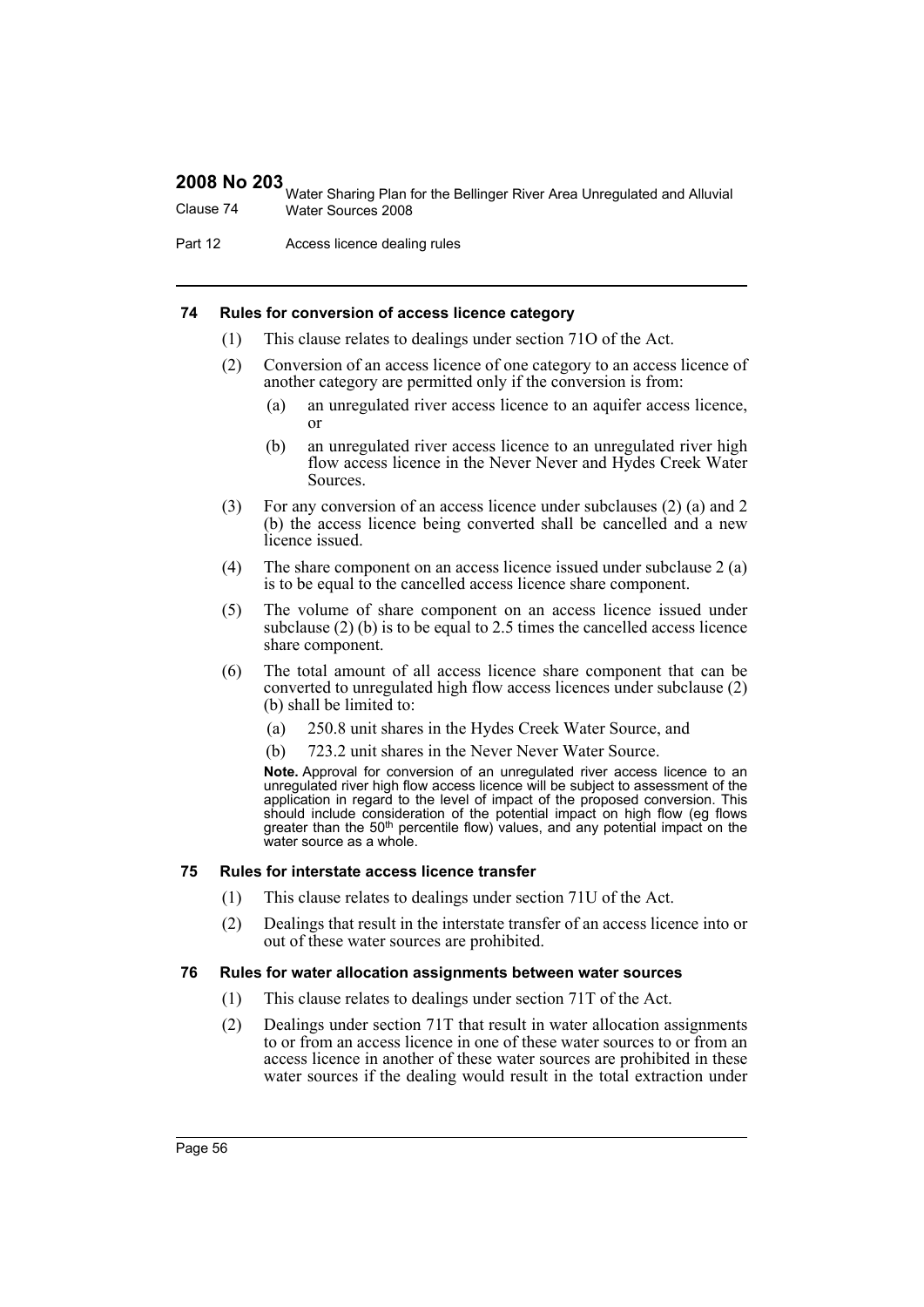#### 74 Rules for conversion of access licence category

(1) This clause relates to dealings under section 71O of the Act.

(2) Conversion of an access licence of one category to an access licence of another category are permitted only if the conversion is from:

- (a) an unregulated river access licence to an aquifer access licence, or
- (b) an unregulated river access licence to an unregulated river high flow access licence in the Never Never and Hydes Creek Water Sources.

(3) For any conversion of an access licence under subclauses (2) (a) and 2 (b) the access licence being converted shall be cancelled and a new licence issued.

(4) The share component on an access licence issued under subclause 2 (a) is to be equal to the cancelled access licence share component.

(5) The volume of share component on an access licence issued under subclause (2) (b) is to be equal to 2.5 times the cancelled access licence share component.

(6) The total amount of all access licence share component that can be converted to unregulated high flow access licences under subclause (2) (b) shall be limited to:

- (a) 250.8 unit shares in the Hydes Creek Water Source, and
- (b) 723.2 unit shares in the Never Never Water Source.

**Note.** Approval for conversion of an unregulated river access licence to an unregulated river high flow access licence will be subject to assessment of the application in regard to the level of impact of the proposed conversion. This should include consideration of the potential impact on high flow (eg flows greater than the 50th percentile flow) values, and any potential impact on the water source as a whole.

#### 75 Rules for interstate access licence transfer

(1) This clause relates to dealings under section 71U of the Act.

(2) Dealings that result in the interstate transfer of an access licence into or out of these water sources are prohibited.

#### 76 Rules for water allocation assignments between water sources

(1) This clause relates to dealings under section 71T of the Act.

(2) Dealings under section 71T that result in water allocation assignments to or from an access licence in one of these water sources to or from an access licence in another of these water sources are prohibited in these water sources if the dealing would result in the total extraction under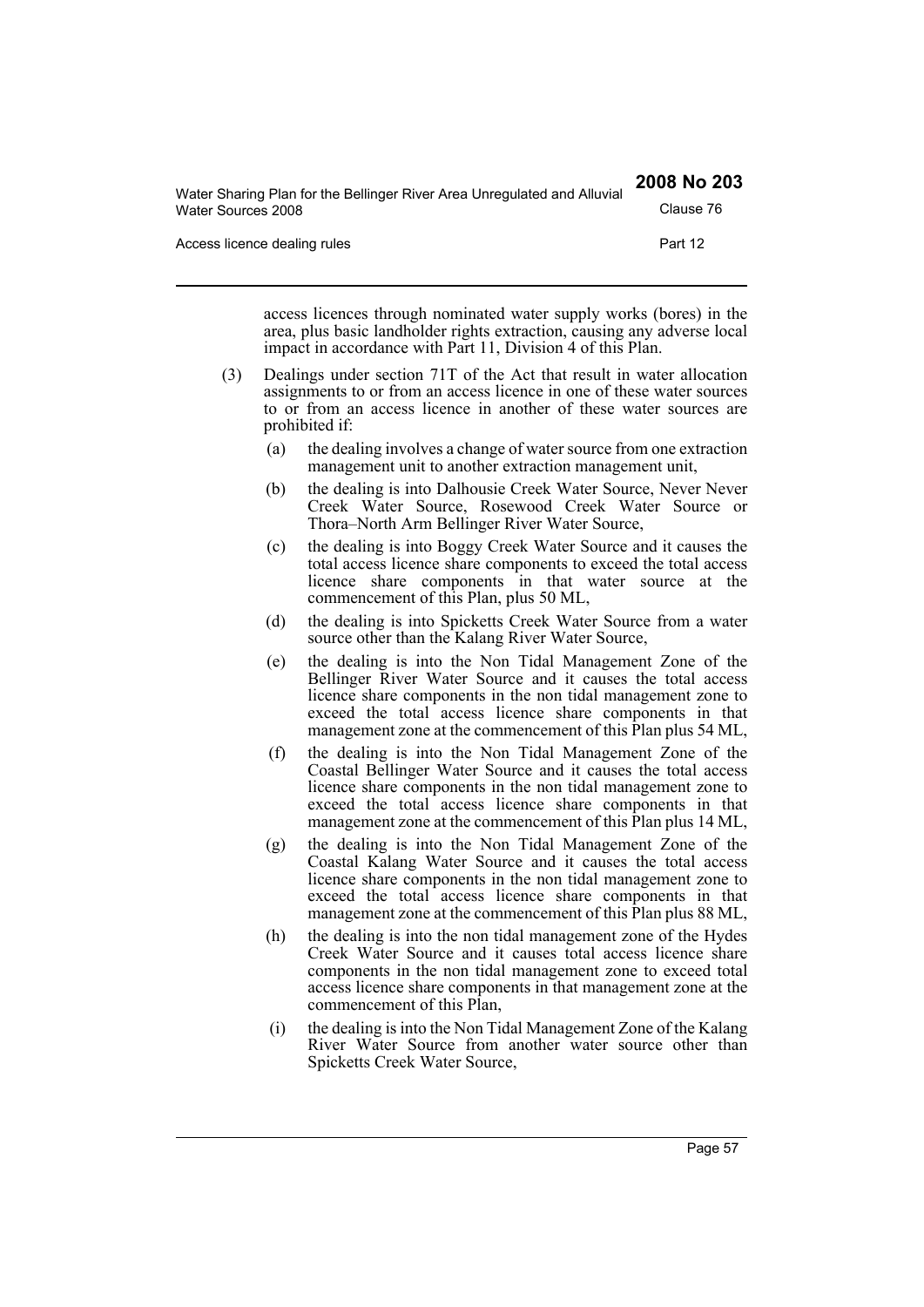access licences through nominated water supply works (bores) in the area, plus basic landholder rights extraction, causing any adverse local impact in accordance with Part 11, Division 4 of this Plan.

(3) Dealings under section 71T of the Act that result in water allocation assignments to or from an access licence in one of these water sources to or from an access licence in another of these water sources are prohibited if:

(a) the dealing involves a change of water source from one extraction management unit to another extraction management unit,

(b) the dealing is into Dalhousie Creek Water Source, Never Never Creek Water Source, Rosewood Creek Water Source or Thora–North Arm Bellinger River Water Source,

(c) the dealing is into Boggy Creek Water Source and it causes the total access licence share components to exceed the total access licence share components in that water source at the commencement of this Plan, plus 50 ML,

(d) the dealing is into Spicketts Creek Water Source from a water source other than the Kalang River Water Source,

(e) the dealing is into the Non Tidal Management Zone of the Bellinger River Water Source and it causes the total access licence share components in the non tidal management zone to exceed the total access licence share components in that management zone at the commencement of this Plan plus 54 ML,

(f) the dealing is into the Non Tidal Management Zone of the Coastal Bellinger Water Source and it causes the total access licence share components in the non tidal management zone to exceed the total access licence share components in that management zone at the commencement of this Plan plus 14 ML,

(g) the dealing is into the Non Tidal Management Zone of the Coastal Kalang Water Source and it causes the total access licence share components in the non tidal management zone to exceed the total access licence share components in that management zone at the commencement of this Plan plus 88 ML,

(h) the dealing is into the non tidal management zone of the Hydes Creek Water Source and it causes total access licence share components in the non tidal management zone to exceed total access licence share components in that management zone at the commencement of this Plan,

(i) the dealing is into the Non Tidal Management Zone of the Kalang River Water Source from another water source other than Spicketts Creek Water Source,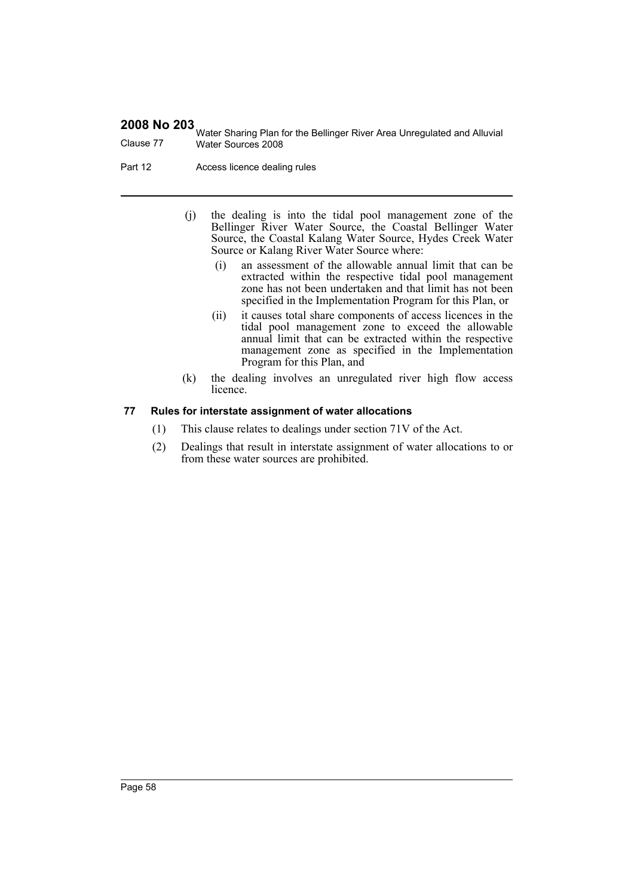(j) the dealing is into the tidal pool management zone of the Bellinger River Water Source, the Coastal Bellinger Water Source, the Coastal Kalang Water Source, Hydes Creek Water Source or Kalang River Water Source where:

   (i) an assessment of the allowable annual limit that can be extracted within the respective tidal pool management zone has not been undertaken and that limit has not been specified in the Implementation Program for this Plan, or

   (ii) it causes total share components of access licences in the tidal pool management zone to exceed the allowable annual limit that can be extracted within the respective management zone as specified in the Implementation Program for this Plan, and

(k) the dealing involves an unregulated river high flow access licence.

### 77 Rules for interstate assignment of water allocations

(1) This clause relates to dealings under section 71V of the Act.

(2) Dealings that result in interstate assignment of water allocations to or from these water sources are prohibited.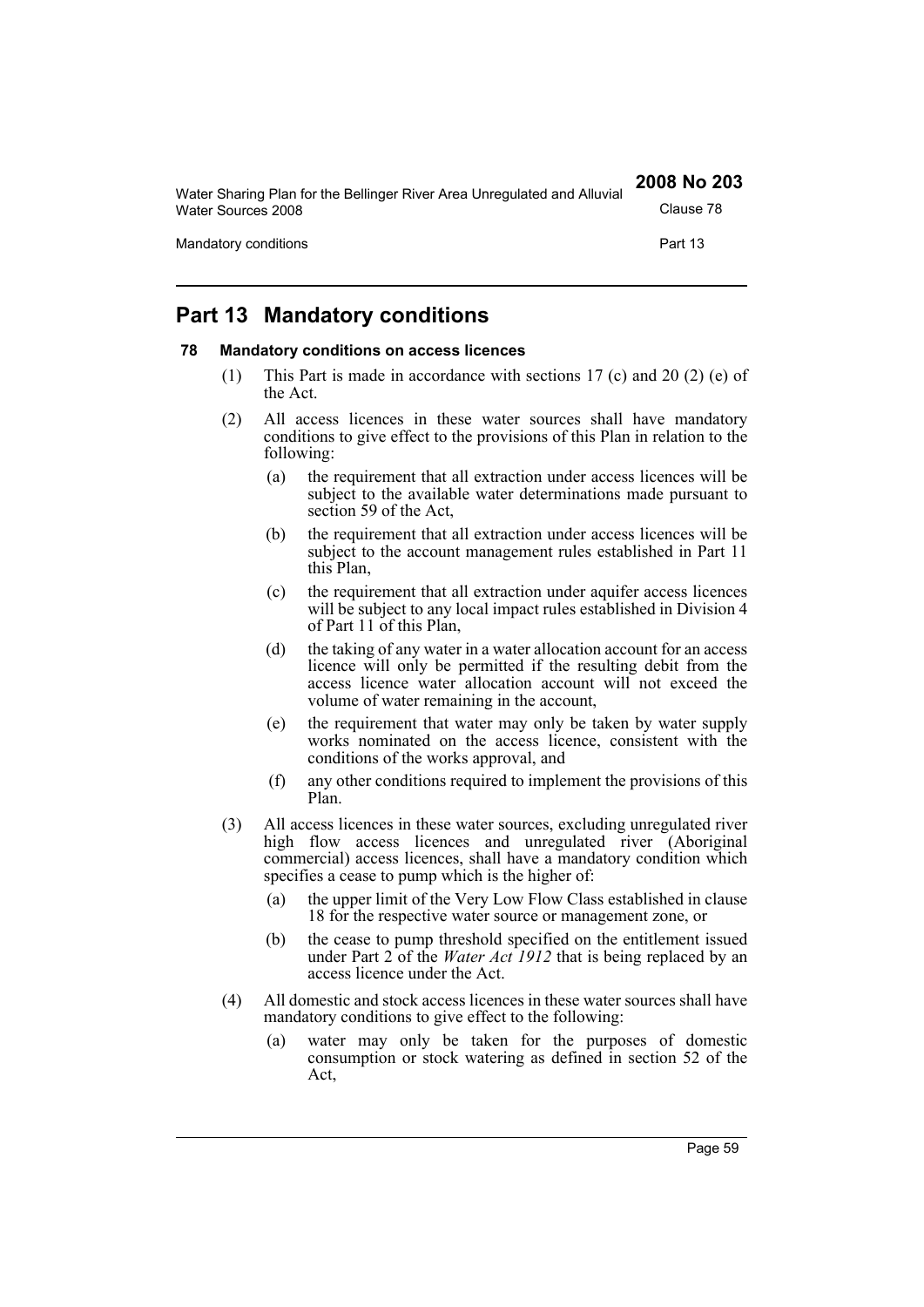## Part 13 Mandatory conditions

### 78 Mandatory conditions on access licences

(1) This Part is made in accordance with sections 17 (c) and 20 (2) (e) of the Act.

(2) All access licences in these water sources shall have mandatory conditions to give effect to the provisions of this Plan in relation to the following:

(a) the requirement that all extraction under access licences will be subject to the available water determinations made pursuant to section 59 of the Act,

(b) the requirement that all extraction under access licences will be subject to the account management rules established in Part 11 this Plan,

(c) the requirement that all extraction under aquifer access licences will be subject to any local impact rules established in Division 4 of Part 11 of this Plan,

(d) the taking of any water in a water allocation account for an access licence will only be permitted if the resulting debit from the access licence water allocation account will not exceed the volume of water remaining in the account,

(e) the requirement that water may only be taken by water supply works nominated on the access licence, consistent with the conditions of the works approval, and

(f) any other conditions required to implement the provisions of this Plan.

(3) All access licences in these water sources, excluding unregulated river high flow access licences and unregulated river (Aboriginal commercial) access licences, shall have a mandatory condition which specifies a cease to pump which is the higher of:

(a) the upper limit of the Very Low Flow Class established in clause 18 for the respective water source or management zone, or

(b) the cease to pump threshold specified on the entitlement issued under Part 2 of the *Water Act 1912* that is being replaced by an access licence under the Act.

(4) All domestic and stock access licences in these water sources shall have mandatory conditions to give effect to the following:

(a) water may only be taken for the purposes of domestic consumption or stock watering as defined in section 52 of the Act,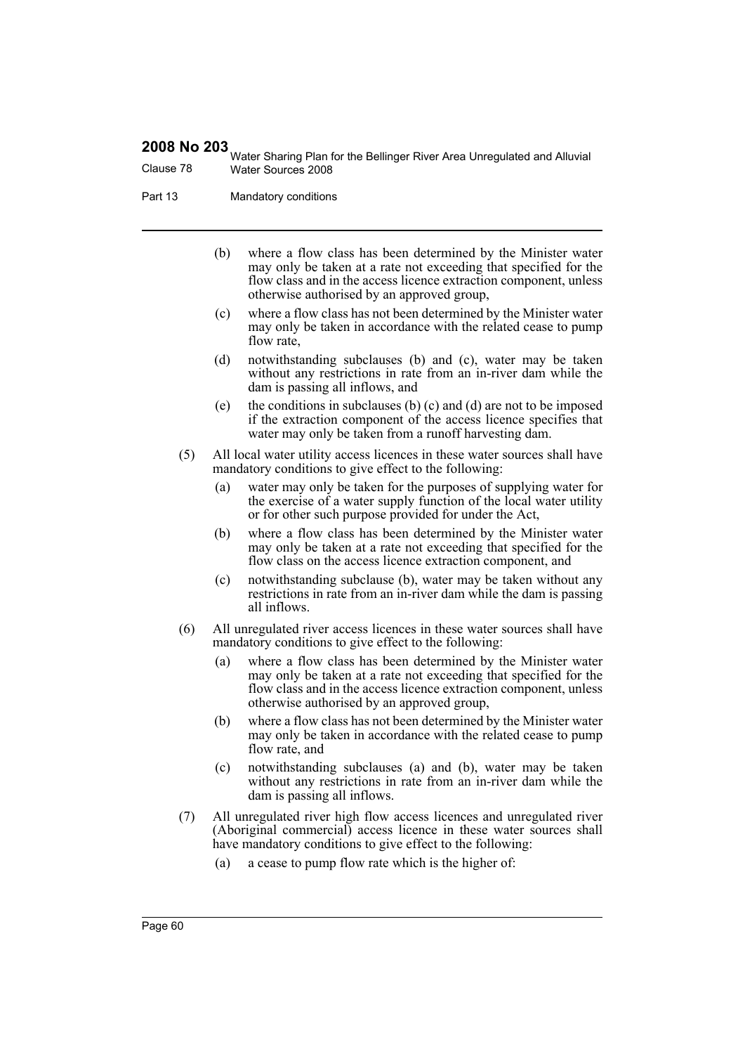(b) where a flow class has been determined by the Minister water may only be taken at a rate not exceeding that specified for the flow class and in the access licence extraction component, unless otherwise authorised by an approved group,

(c) where a flow class has not been determined by the Minister water may only be taken in accordance with the related cease to pump flow rate,

(d) notwithstanding subclauses (b) and (c), water may be taken without any restrictions in rate from an in-river dam while the dam is passing all inflows, and

(e) the conditions in subclauses (b) (c) and (d) are not to be imposed if the extraction component of the access licence specifies that water may only be taken from a runoff harvesting dam.

(5) All local water utility access licences in these water sources shall have mandatory conditions to give effect to the following:

(a) water may only be taken for the purposes of supplying water for the exercise of a water supply function of the local water utility or for other such purpose provided for under the Act,

(b) where a flow class has been determined by the Minister water may only be taken at a rate not exceeding that specified for the flow class on the access licence extraction component, and

(c) notwithstanding subclause (b), water may be taken without any restrictions in rate from an in-river dam while the dam is passing all inflows.

(6) All unregulated river access licences in these water sources shall have mandatory conditions to give effect to the following:

(a) where a flow class has been determined by the Minister water may only be taken at a rate not exceeding that specified for the flow class and in the access licence extraction component, unless otherwise authorised by an approved group,

(b) where a flow class has not been determined by the Minister water may only be taken in accordance with the related cease to pump flow rate, and

(c) notwithstanding subclauses (a) and (b), water may be taken without any restrictions in rate from an in-river dam while the dam is passing all inflows.

(7) All unregulated river high flow access licences and unregulated river (Aboriginal commercial) access licence in these water sources shall have mandatory conditions to give effect to the following:

(a) a cease to pump flow rate which is the higher of: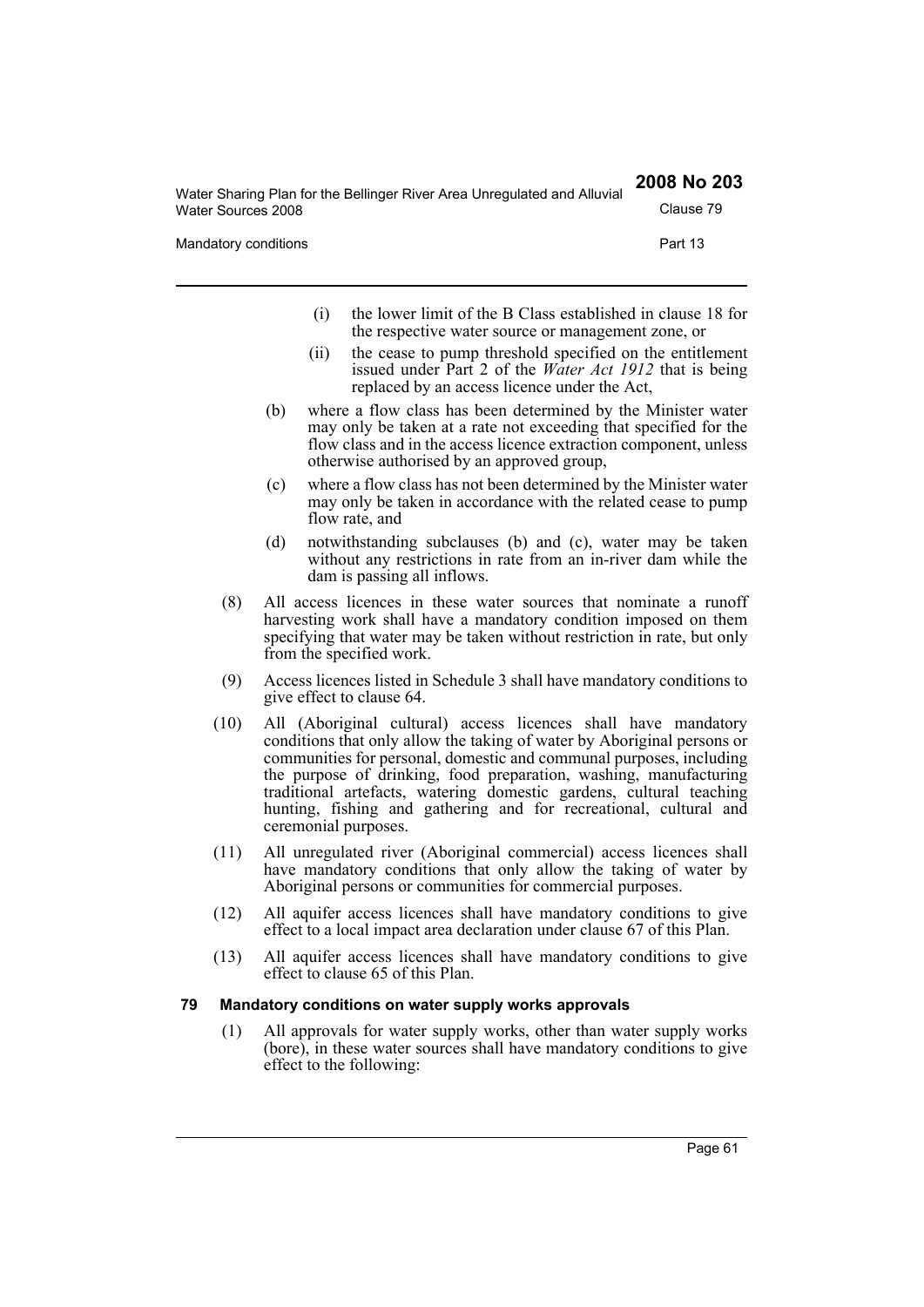(i) the lower limit of the B Class established in clause 18 for the respective water source or management zone, or

(ii) the cease to pump threshold specified on the entitlement issued under Part 2 of the *Water Act 1912* that is being replaced by an access licence under the Act,

(b) where a flow class has been determined by the Minister water may only be taken at a rate not exceeding that specified for the flow class and in the access licence extraction component, unless otherwise authorised by an approved group,

(c) where a flow class has not been determined by the Minister water may only be taken in accordance with the related cease to pump flow rate, and

(d) notwithstanding subclauses (b) and (c), water may be taken without any restrictions in rate from an in-river dam while the dam is passing all inflows.

(8) All access licences in these water sources that nominate a runoff harvesting work shall have a mandatory condition imposed on them specifying that water may be taken without restriction in rate, but only from the specified work.

(9) Access licences listed in Schedule 3 shall have mandatory conditions to give effect to clause 64.

(10) All (Aboriginal cultural) access licences shall have mandatory conditions that only allow the taking of water by Aboriginal persons or communities for personal, domestic and communal purposes, including the purpose of drinking, food preparation, washing, manufacturing traditional artefacts, watering domestic gardens, cultural teaching hunting, fishing and gathering and for recreational, cultural and ceremonial purposes.

(11) All unregulated river (Aboriginal commercial) access licences shall have mandatory conditions that only allow the taking of water by Aboriginal persons or communities for commercial purposes.

(12) All aquifer access licences shall have mandatory conditions to give effect to a local impact area declaration under clause 67 of this Plan.

(13) All aquifer access licences shall have mandatory conditions to give effect to clause 65 of this Plan.

### 79 Mandatory conditions on water supply works approvals

(1) All approvals for water supply works, other than water supply works (bore), in these water sources shall have mandatory conditions to give effect to the following: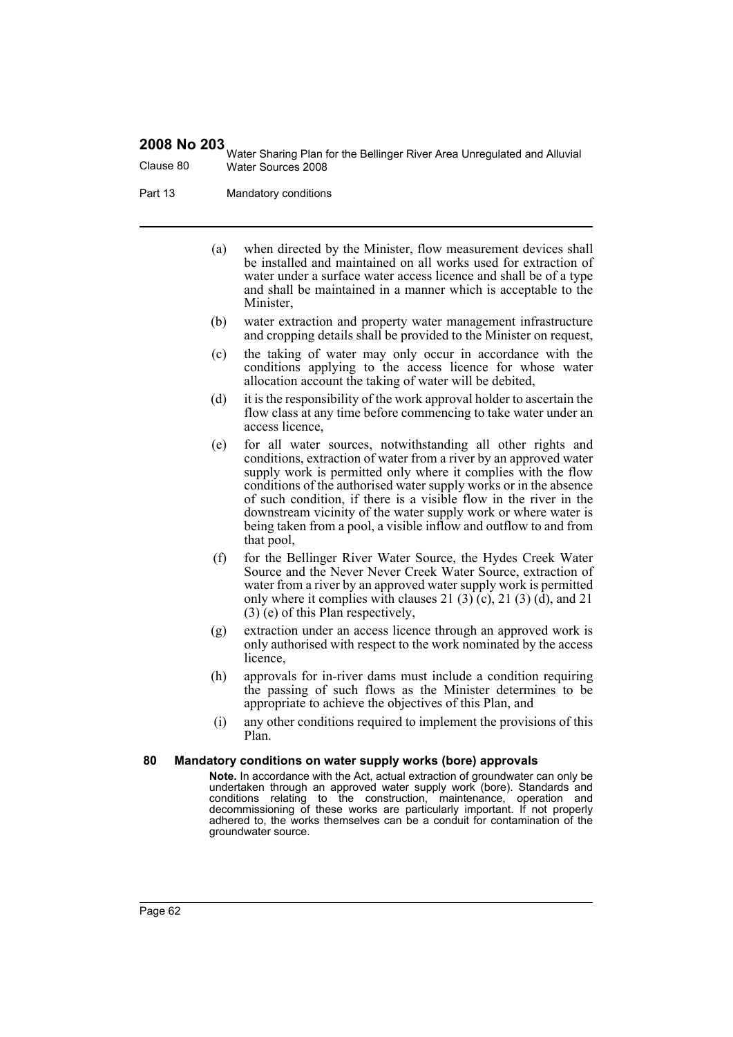(a) when directed by the Minister, flow measurement devices shall be installed and maintained on all works used for extraction of water under a surface water access licence and shall be of a type and shall be maintained in a manner which is acceptable to the Minister,

(b) water extraction and property water management infrastructure and cropping details shall be provided to the Minister on request,

(c) the taking of water may only occur in accordance with the conditions applying to the access licence for whose water allocation account the taking of water will be debited,

(d) it is the responsibility of the work approval holder to ascertain the flow class at any time before commencing to take water under an access licence,

(e) for all water sources, notwithstanding all other rights and conditions, extraction of water from a river by an approved water supply work is permitted only where it complies with the flow conditions of the authorised water supply works or in the absence of such condition, if there is a visible flow in the river in the downstream vicinity of the water supply work or where water is being taken from a pool, a visible inflow and outflow to and from that pool,

(f) for the Bellinger River Water Source, the Hydes Creek Water Source and the Never Never Creek Water Source, extraction of water from a river by an approved water supply work is permitted only where it complies with clauses 21 (3) (c), 21 (3) (d), and 21 (3) (e) of this Plan respectively,

(g) extraction under an access licence through an approved work is only authorised with respect to the work nominated by the access licence,

(h) approvals for in-river dams must include a condition requiring the passing of such flows as the Minister determines to be appropriate to achieve the objectives of this Plan, and

(i) any other conditions required to implement the provisions of this Plan.

## 80 Mandatory conditions on water supply works (bore) approvals

**Note.** In accordance with the Act, actual extraction of groundwater can only be undertaken through an approved water supply work (bore). Standards and conditions relating to the construction, maintenance, operation and decommissioning of these works are particularly important. If not properly adhered to, the works themselves can be a conduit for contamination of the groundwater source.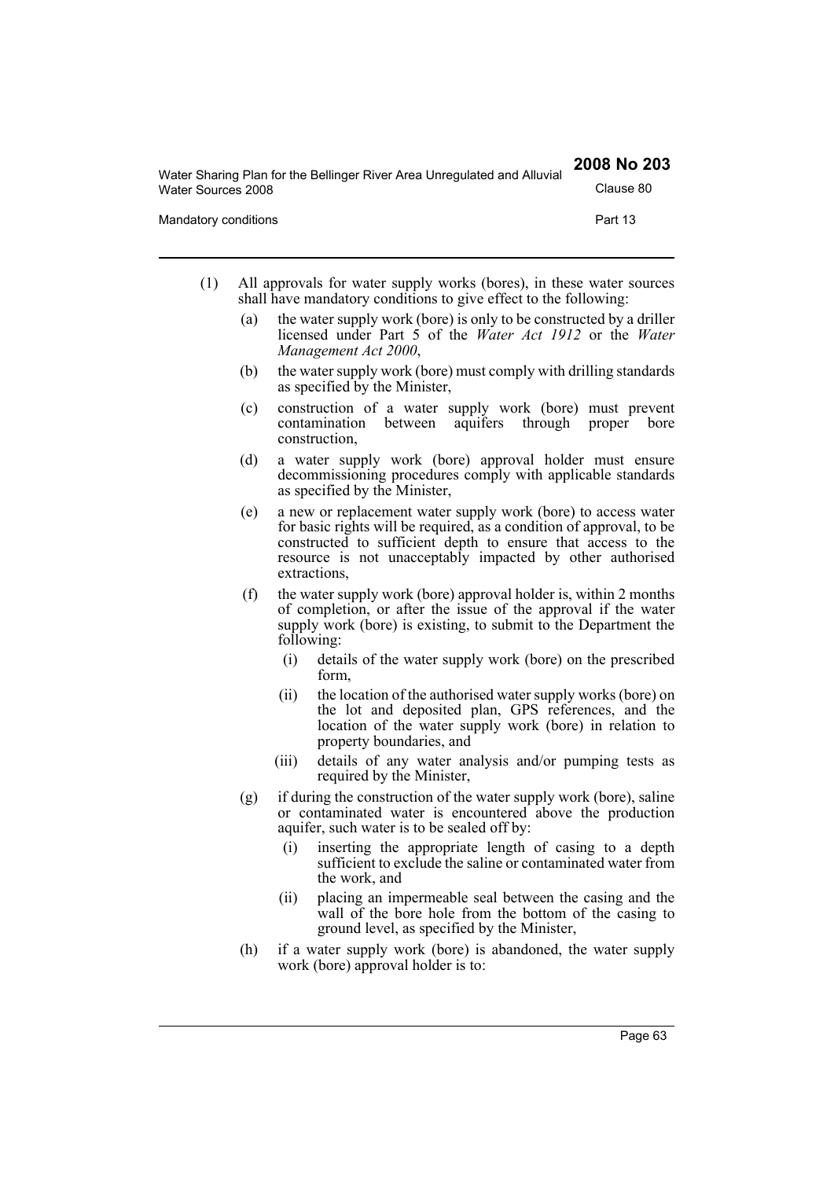(1) All approvals for water supply works (bores), in these water sources shall have mandatory conditions to give effect to the following:

(a) the water supply work (bore) is only to be constructed by a driller licensed under Part 5 of the *Water Act 1912* or the *Water Management Act 2000*,

(b) the water supply work (bore) must comply with drilling standards as specified by the Minister,

(c) construction of a water supply work (bore) must prevent contamination between aquifers through proper bore construction,

(d) a water supply work (bore) approval holder must ensure decommissioning procedures comply with applicable standards as specified by the Minister,

(e) a new or replacement water supply work (bore) to access water for basic rights will be required, as a condition of approval, to be constructed to sufficient depth to ensure that access to the resource is not unacceptably impacted by other authorised extractions,

(f) the water supply work (bore) approval holder is, within 2 months of completion, or after the issue of the approval if the water supply work (bore) is existing, to submit to the Department the following:

(i) details of the water supply work (bore) on the prescribed form,

(ii) the location of the authorised water supply works (bore) on the lot and deposited plan, GPS references, and the location of the water supply work (bore) in relation to property boundaries, and

(iii) details of any water analysis and/or pumping tests as required by the Minister,

(g) if during the construction of the water supply work (bore), saline or contaminated water is encountered above the production aquifer, such water is to be sealed off by:

(i) inserting the appropriate length of casing to a depth sufficient to exclude the saline or contaminated water from the work, and

(ii) placing an impermeable seal between the casing and the wall of the bore hole from the bottom of the casing to ground level, as specified by the Minister,

(h) if a water supply work (bore) is abandoned, the water supply work (bore) approval holder is to: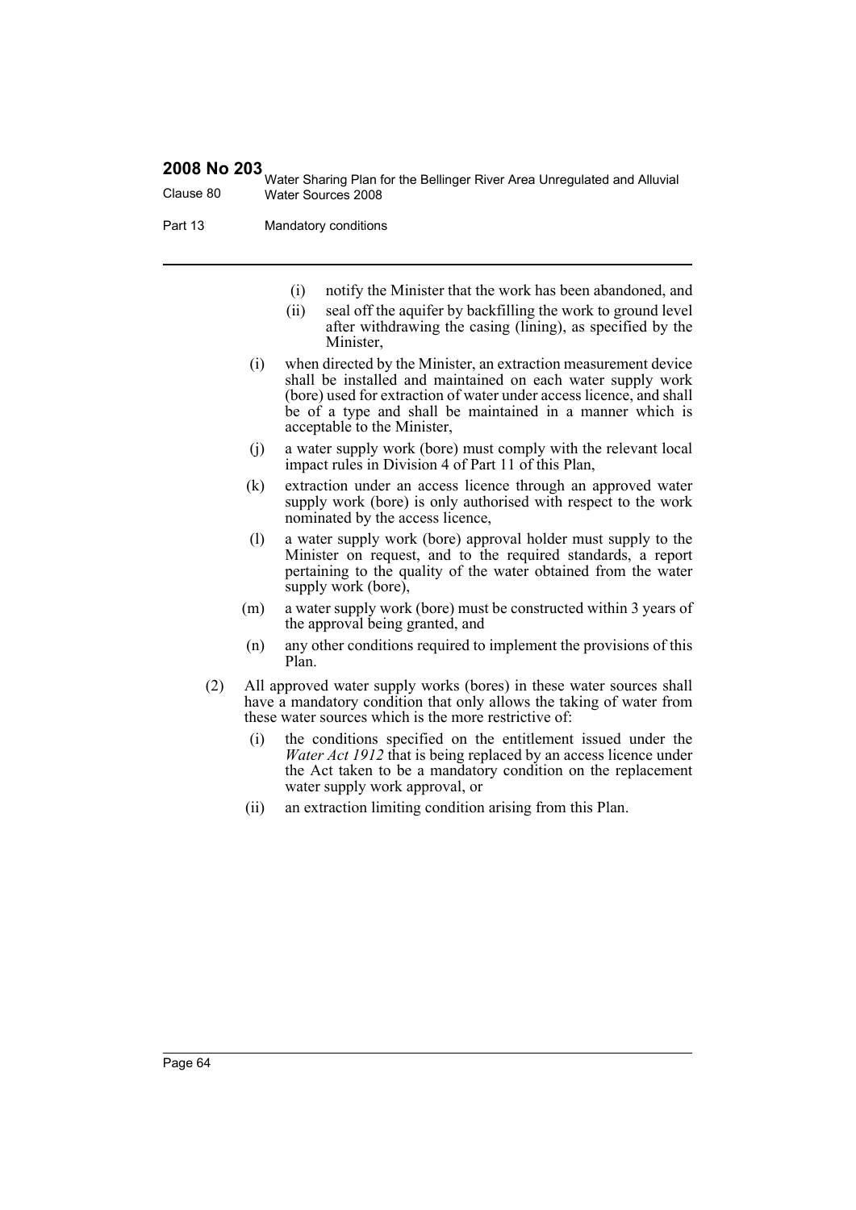(i) notify the Minister that the work has been abandoned, and

(ii) seal off the aquifer by backfilling the work to ground level after withdrawing the casing (lining), as specified by the Minister,

(i) when directed by the Minister, an extraction measurement device shall be installed and maintained on each water supply work (bore) used for extraction of water under access licence, and shall be of a type and shall be maintained in a manner which is acceptable to the Minister,

(j) a water supply work (bore) must comply with the relevant local impact rules in Division 4 of Part 11 of this Plan,

(k) extraction under an access licence through an approved water supply work (bore) is only authorised with respect to the work nominated by the access licence,

(l) a water supply work (bore) approval holder must supply to the Minister on request, and to the required standards, a report pertaining to the quality of the water obtained from the water supply work (bore),

(m) a water supply work (bore) must be constructed within 3 years of the approval being granted, and

(n) any other conditions required to implement the provisions of this Plan.

(2) All approved water supply works (bores) in these water sources shall have a mandatory condition that only allows the taking of water from these water sources which is the more restrictive of:

(i) the conditions specified on the entitlement issued under the *Water Act 1912* that is being replaced by an access licence under the Act taken to be a mandatory condition on the replacement water supply work approval, or

(ii) an extraction limiting condition arising from this Plan.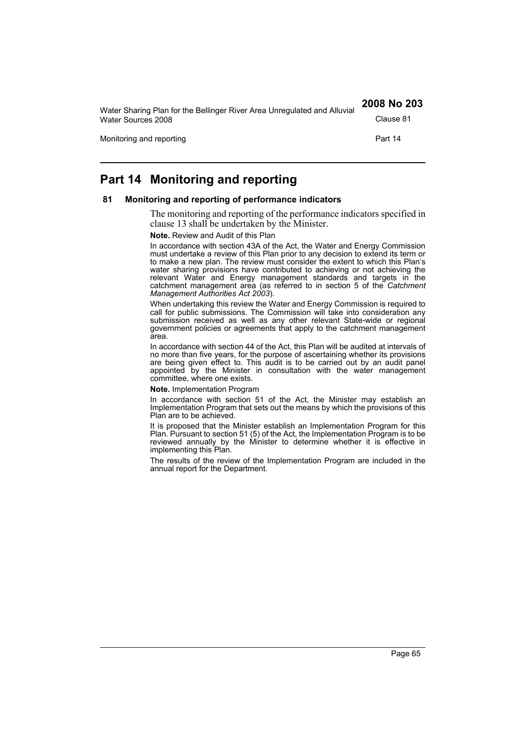## Part 14 Monitoring and reporting

### 81 Monitoring and reporting of performance indicators

The monitoring and reporting of the performance indicators specified in clause 13 shall be undertaken by the Minister.

**Note.** Review and Audit of this Plan

In accordance with section 43A of the Act, the Water and Energy Commission must undertake a review of this Plan prior to any decision to extend its term or to make a new plan. The review must consider the extent to which this Plan's water sharing provisions have contributed to achieving or not achieving the relevant Water and Energy management standards and targets in the catchment management area (as referred to in section 5 of the *Catchment Management Authorities Act 2003*).

When undertaking this review the Water and Energy Commission is required to call for public submissions. The Commission will take into consideration any submission received as well as any other relevant State-wide or regional government policies or agreements that apply to the catchment management area.

In accordance with section 44 of the Act, this Plan will be audited at intervals of no more than five years, for the purpose of ascertaining whether its provisions are being given effect to. This audit is to be carried out by an audit panel appointed by the Minister in consultation with the water management committee, where one exists.

**Note.** Implementation Program

In accordance with section 51 of the Act, the Minister may establish an Implementation Program that sets out the means by which the provisions of this Plan are to be achieved.

It is proposed that the Minister establish an Implementation Program for this Plan. Pursuant to section 51 (5) of the Act, the Implementation Program is to be reviewed annually by the Minister to determine whether it is effective in implementing this Plan.

The results of the review of the Implementation Program are included in the annual report for the Department.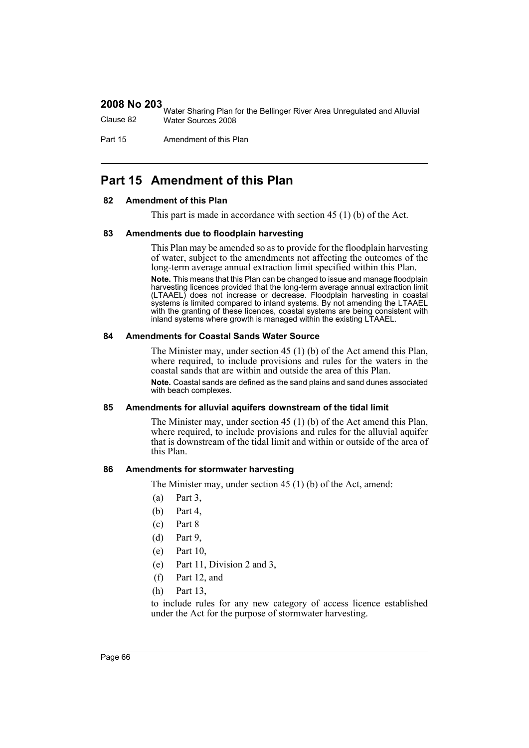## Part 15 Amendment of this Plan

### 82 Amendment of this Plan

This part is made in accordance with section 45 (1) (b) of the Act.

### 83 Amendments due to floodplain harvesting

This Plan may be amended so as to provide for the floodplain harvesting of water, subject to the amendments not affecting the outcomes of the long-term average annual extraction limit specified within this Plan.

**Note.** This means that this Plan can be changed to issue and manage floodplain harvesting licences provided that the long-term average annual extraction limit (LTAAEL) does not increase or decrease. Floodplain harvesting in coastal systems is limited compared to inland systems. By not amending the LTAAEL with the granting of these licences, coastal systems are being consistent with inland systems where growth is managed within the existing LTAAEL.

### 84 Amendments for Coastal Sands Water Source

The Minister may, under section 45 (1) (b) of the Act amend this Plan, where required, to include provisions and rules for the waters in the coastal sands that are within and outside the area of this Plan.

**Note.** Coastal sands are defined as the sand plains and sand dunes associated with beach complexes.

### 85 Amendments for alluvial aquifers downstream of the tidal limit

The Minister may, under section 45 (1) (b) of the Act amend this Plan, where required, to include provisions and rules for the alluvial aquifer that is downstream of the tidal limit and within or outside of the area of this Plan.

### 86 Amendments for stormwater harvesting

The Minister may, under section 45 (1) (b) of the Act, amend:

(a) Part 3,

(b) Part 4,

(c) Part 8

(d) Part 9,

(e) Part 10,

(e) Part 11, Division 2 and 3,

(f) Part 12, and

(h) Part 13,

to include rules for any new category of access licence established under the Act for the purpose of stormwater harvesting.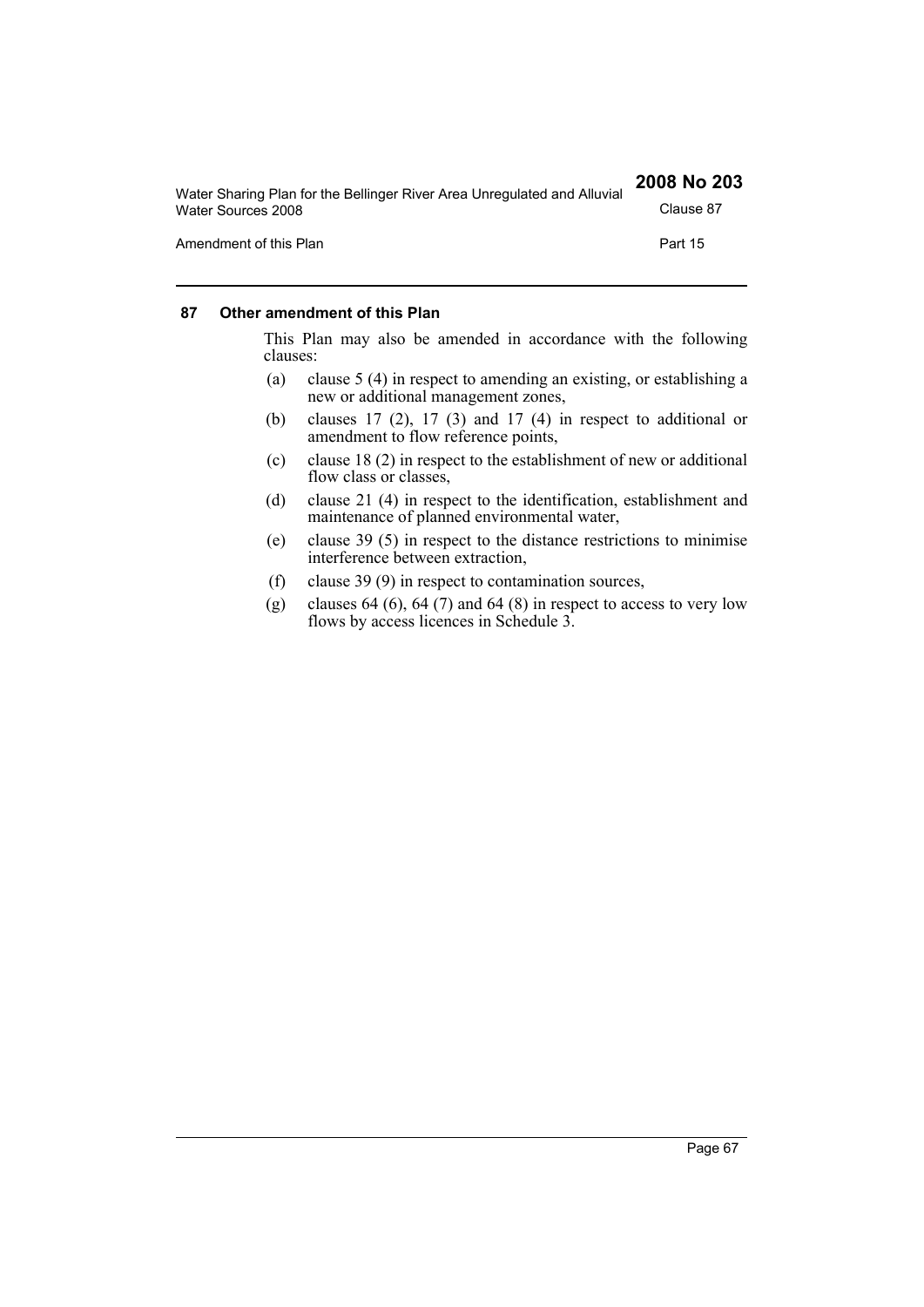### 87 Other amendment of this Plan

This Plan may also be amended in accordance with the following clauses:

(a) clause 5 (4) in respect to amending an existing, or establishing a new or additional management zones,

(b) clauses 17 (2), 17 (3) and 17 (4) in respect to additional or amendment to flow reference points,

(c) clause 18 (2) in respect to the establishment of new or additional flow class or classes,

(d) clause 21 (4) in respect to the identification, establishment and maintenance of planned environmental water,

(e) clause 39 (5) in respect to the distance restrictions to minimise interference between extraction,

(f) clause 39 (9) in respect to contamination sources,

(g) clauses 64 (6), 64 (7) and 64 (8) in respect to access to very low flows by access licences in Schedule 3.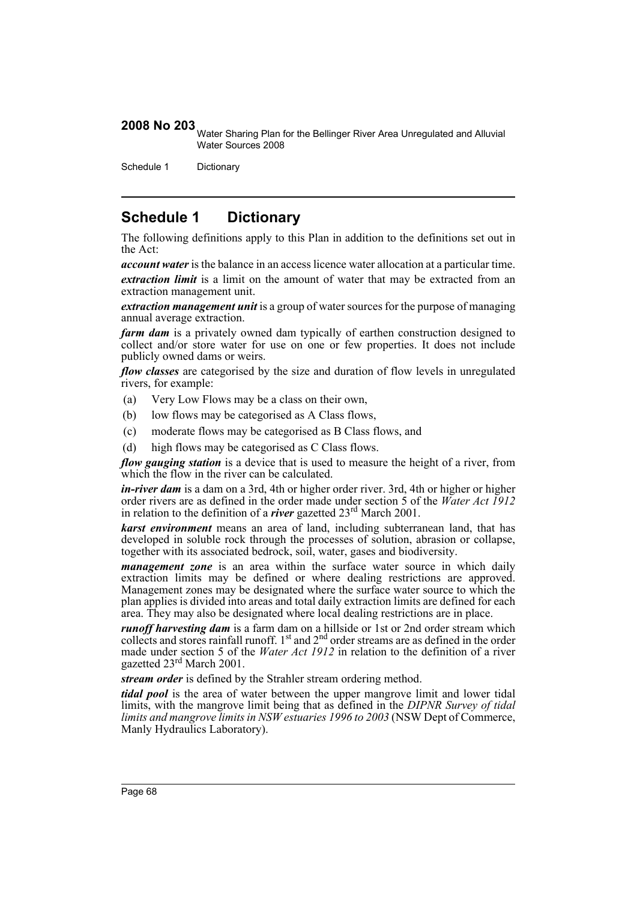# Schedule 1 Dictionary

The following definitions apply to this Plan in addition to the definitions set out in the Act:

***account water*** is the balance in an access licence water allocation at a particular time.

***extraction limit*** is a limit on the amount of water that may be extracted from an extraction management unit.

***extraction management unit*** is a group of water sources for the purpose of managing annual average extraction.

***farm dam*** is a privately owned dam typically of earthen construction designed to collect and/or store water for use on one or few properties. It does not include publicly owned dams or weirs.

***flow classes*** are categorised by the size and duration of flow levels in unregulated rivers, for example:

(a) Very Low Flows may be a class on their own,

(b) low flows may be categorised as A Class flows,

(c) moderate flows may be categorised as B Class flows, and

(d) high flows may be categorised as C Class flows.

***flow gauging station*** is a device that is used to measure the height of a river, from which the flow in the river can be calculated.

***in-river dam*** is a dam on a 3rd, 4th or higher order river. 3rd, 4th or higher or higher order rivers are as defined in the order made under section 5 of the *Water Act 1912* in relation to the definition of a ***river*** gazetted 23rd March 2001.

***karst environment*** means an area of land, including subterranean land, that has developed in soluble rock through the processes of solution, abrasion or collapse, together with its associated bedrock, soil, water, gases and biodiversity.

***management zone*** is an area within the surface water source in which daily extraction limits may be defined or where dealing restrictions are approved. Management zones may be designated where the surface water source to which the plan applies is divided into areas and total daily extraction limits are defined for each area. They may also be designated where local dealing restrictions are in place.

***runoff harvesting dam*** is a farm dam on a hillside or 1st or 2nd order stream which collects and stores rainfall runoff. 1st and 2nd order streams are as defined in the order made under section 5 of the *Water Act 1912* in relation to the definition of a river gazetted 23rd March 2001.

***stream order*** is defined by the Strahler stream ordering method.

***tidal pool*** is the area of water between the upper mangrove limit and lower tidal limits, with the mangrove limit being that as defined in the *DIPNR Survey of tidal limits and mangrove limits in NSW estuaries 1996 to 2003* (NSW Dept of Commerce, Manly Hydraulics Laboratory).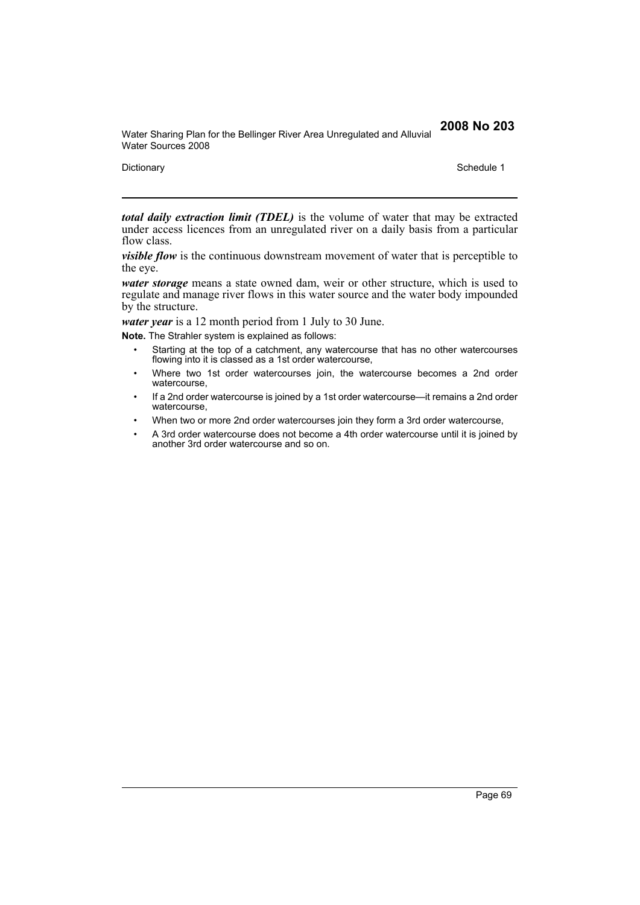***total daily extraction limit (TDEL)*** is the volume of water that may be extracted under access licences from an unregulated river on a daily basis from a particular flow class.

***visible flow*** is the continuous downstream movement of water that is perceptible to the eye.

***water storage*** means a state owned dam, weir or other structure, which is used to regulate and manage river flows in this water source and the water body impounded by the structure.

***water year*** is a 12 month period from 1 July to 30 June.

**Note.** The Strahler system is explained as follows:

- Starting at the top of a catchment, any watercourse that has no other watercourses flowing into it is classed as a 1st order watercourse,
- Where two 1st order watercourses join, the watercourse becomes a 2nd order watercourse,
- If a 2nd order watercourse is joined by a 1st order watercourse—it remains a 2nd order watercourse,
- When two or more 2nd order watercourses join they form a 3rd order watercourse,
- A 3rd order watercourse does not become a 4th order watercourse until it is joined by another 3rd order watercourse and so on.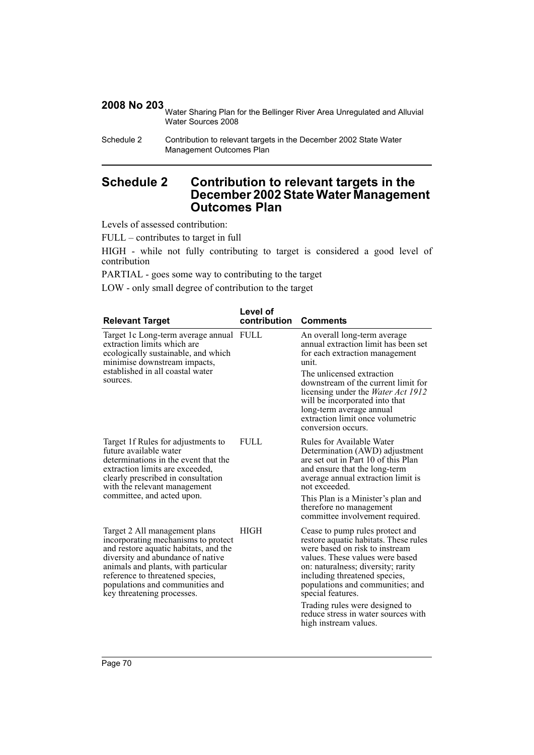# Schedule 2 Contribution to relevant targets in the December 2002 State Water Management Outcomes Plan

Levels of assessed contribution:

FULL – contributes to target in full

HIGH - while not fully contributing to target is considered a good level of contribution

PARTIAL - goes some way to contributing to the target

LOW - only small degree of contribution to the target

| Relevant Target | Level of contribution | Comments |
|---|---|---|
| Target 1c Long-term average annual extraction limits which are ecologically sustainable, and which minimise downstream impacts, established in all coastal water sources. | FULL | An overall long-term average annual extraction limit has been set for each extraction management unit.<br><br>The unlicensed extraction downstream of the current limit for licensing under the *Water Act 1912* will be incorporated into that long-term average annual extraction limit once volumetric conversion occurs. |
| Target 1f Rules for adjustments to future available water determinations in the event that the extraction limits are exceeded, clearly prescribed in consultation with the relevant management committee, and acted upon. | FULL | Rules for Available Water Determination (AWD) adjustment are set out in Part 10 of this Plan and ensure that the long-term average annual extraction limit is not exceeded.<br><br>This Plan is a Minister's plan and therefore no management committee involvement required. |
| Target 2 All management plans incorporating mechanisms to protect and restore aquatic habitats, and the diversity and abundance of native animals and plants, with particular reference to threatened species, populations and communities and key threatening processes. | HIGH | Cease to pump rules protect and restore aquatic habitats. These rules were based on risk to instream values. These values were based on: naturalness; diversity; rarity including threatened species, populations and communities; and special features.<br><br>Trading rules were designed to reduce stress in water sources with high instream values. |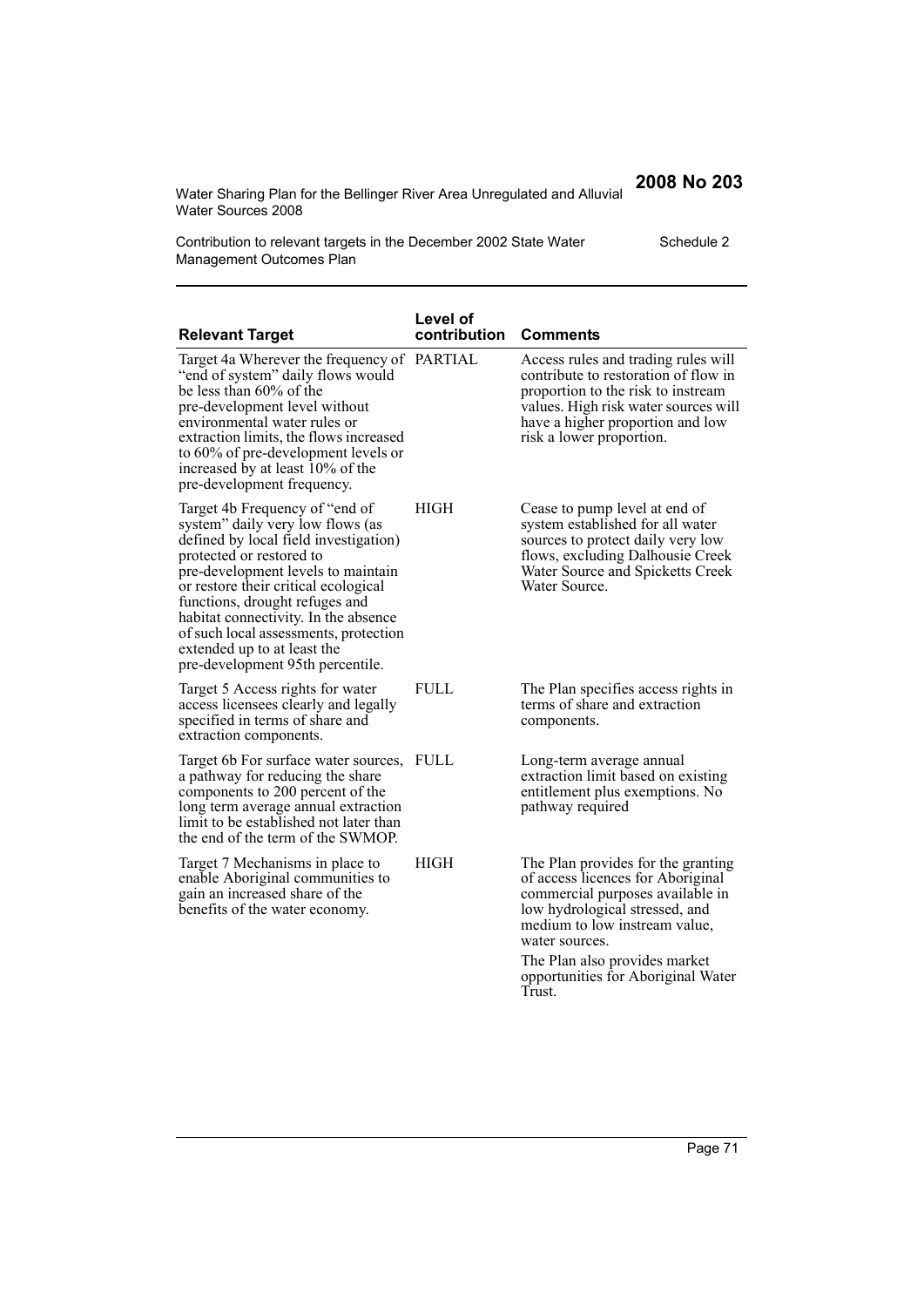| Relevant Target | Level of contribution | Comments |
|---|---|---|
| Target 4a Wherever the frequency of "end of system" daily flows would be less than 60% of the pre-development level without environmental water rules or extraction limits, the flows increased to 60% of pre-development levels or increased by at least 10% of the pre-development frequency. | PARTIAL | Access rules and trading rules will contribute to restoration of flow in proportion to the risk to instream values. High risk water sources will have a higher proportion and low risk a lower proportion. |
| Target 4b Frequency of "end of system" daily very low flows (as defined by local field investigation) protected or restored to pre-development levels to maintain or restore their critical ecological functions, drought refuges and habitat connectivity. In the absence of such local assessments, protection extended up to at least the pre-development 95th percentile. | HIGH | Cease to pump level at end of system established for all water sources to protect daily very low flows, excluding Dalhousie Creek Water Source and Spicketts Creek Water Source. |
| Target 5 Access rights for water access licensees clearly and legally specified in terms of share and extraction components. | FULL | The Plan specifies access rights in terms of share and extraction components. |
| Target 6b For surface water sources, a pathway for reducing the share components to 200 percent of the long term average annual extraction limit to be established not later than the end of the term of the SWMOP. | FULL | Long-term average annual extraction limit based on existing entitlement plus exemptions. No pathway required |
| Target 7 Mechanisms in place to enable Aboriginal communities to gain an increased share of the benefits of the water economy. | HIGH | The Plan provides for the granting of access licences for Aboriginal commercial purposes available in low hydrological stressed, and medium to low instream value, water sources.<br><br>The Plan also provides market opportunities for Aboriginal Water Trust. |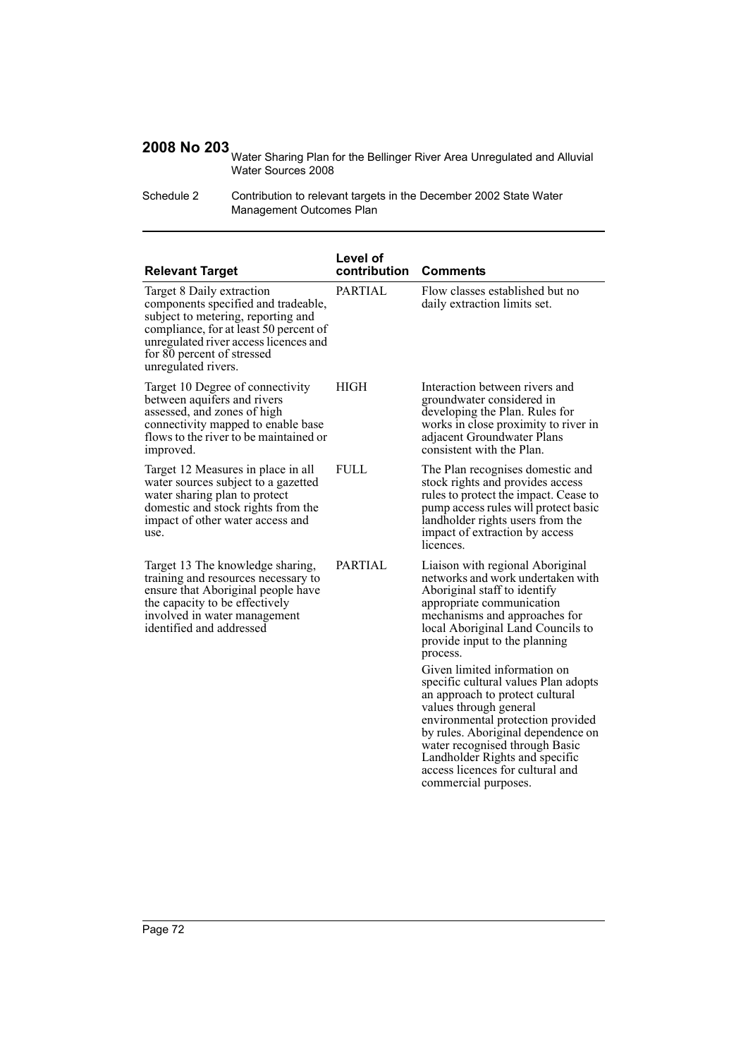| Relevant Target | Level of contribution | Comments |
| --- | --- | --- |
| Target 8 Daily extraction components specified and tradeable, subject to metering, reporting and compliance, for at least 50 percent of unregulated river access licences and for 80 percent of stressed unregulated rivers. | PARTIAL | Flow classes established but no daily extraction limits set. |
| Target 10 Degree of connectivity between aquifers and rivers assessed, and zones of high connectivity mapped to enable base flows to the river to be maintained or improved. | HIGH | Interaction between rivers and groundwater considered in developing the Plan. Rules for works in close proximity to river in adjacent Groundwater Plans consistent with the Plan. |
| Target 12 Measures in place in all water sources subject to a gazetted water sharing plan to protect domestic and stock rights from the impact of other water access and use. | FULL | The Plan recognises domestic and stock rights and provides access rules to protect the impact. Cease to pump access rules will protect basic landholder rights users from the impact of extraction by access licences. |
| Target 13 The knowledge sharing, training and resources necessary to ensure that Aboriginal people have the capacity to be effectively involved in water management identified and addressed | PARTIAL | Liaison with regional Aboriginal networks and work undertaken with Aboriginal staff to identify appropriate communication mechanisms and approaches for local Aboriginal Land Councils to provide input to the planning process.<br><br>Given limited information on specific cultural values Plan adopts an approach to protect cultural values through general environmental protection provided by rules. Aboriginal dependence on water recognised through Basic Landholder Rights and specific access licences for cultural and commercial purposes. |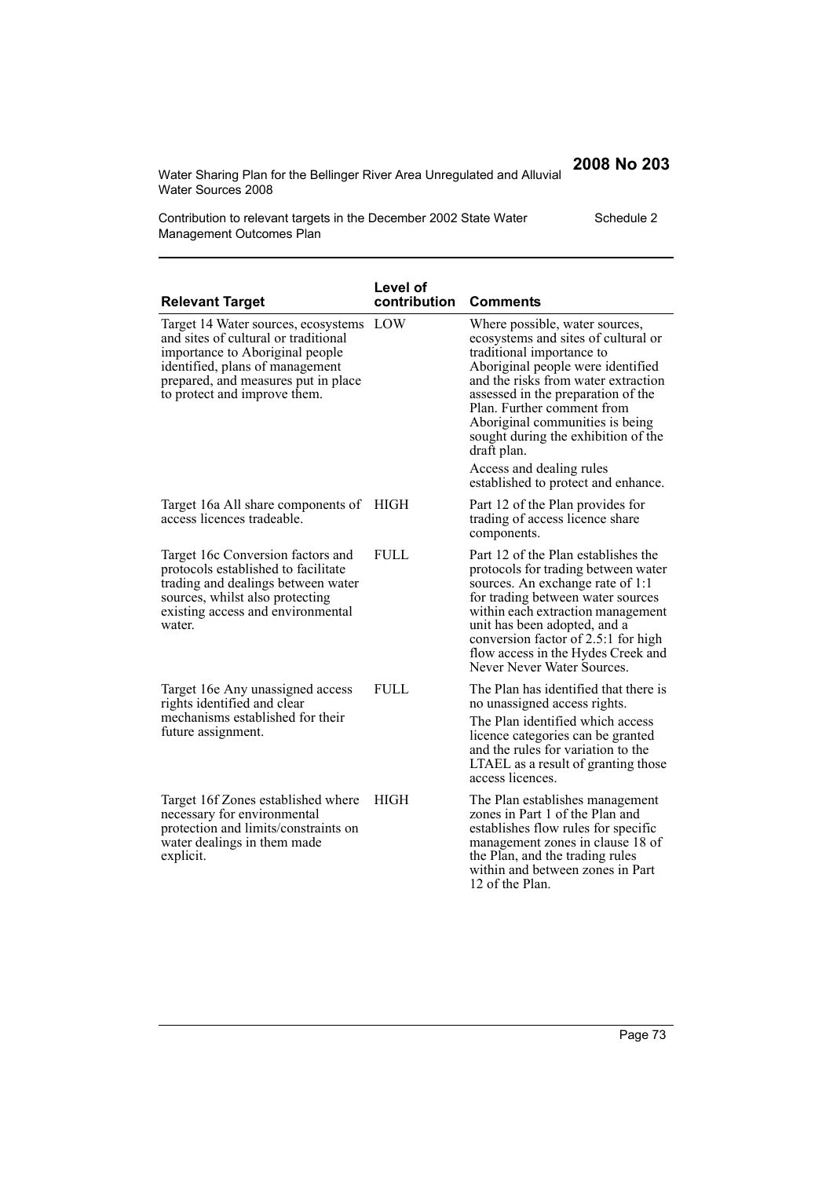| Relevant Target | Level of contribution | Comments |
| --- | --- | --- |
| Target 14 Water sources, ecosystems and sites of cultural or traditional importance to Aboriginal people identified, plans of management prepared, and measures put in place to protect and improve them. | LOW | Where possible, water sources, ecosystems and sites of cultural or traditional importance to Aboriginal people were identified and the risks from water extraction assessed in the preparation of the Plan. Further comment from Aboriginal communities is being sought during the exhibition of the draft plan. Access and dealing rules established to protect and enhance. |
| Target 16a All share components of access licences tradeable. | HIGH | Part 12 of the Plan provides for trading of access licence share components. |
| Target 16c Conversion factors and protocols established to facilitate trading and dealings between water sources, whilst also protecting existing access and environmental water. | FULL | Part 12 of the Plan establishes the protocols for trading between water sources. An exchange rate of 1:1 for trading between water sources within each extraction management unit has been adopted, and a conversion factor of 2.5:1 for high flow access in the Hydes Creek and Never Never Water Sources. |
| Target 16e Any unassigned access rights identified and clear mechanisms established for their future assignment. | FULL | The Plan has identified that there is no unassigned access rights. The Plan identified which access licence categories can be granted and the rules for variation to the LTAEL as a result of granting those access licences. |
| Target 16f Zones established where necessary for environmental protection and limits/constraints on water dealings in them made explicit. | HIGH | The Plan establishes management zones in Part 1 of the Plan and establishes flow rules for specific management zones in clause 18 of the Plan, and the trading rules within and between zones in Part 12 of the Plan. |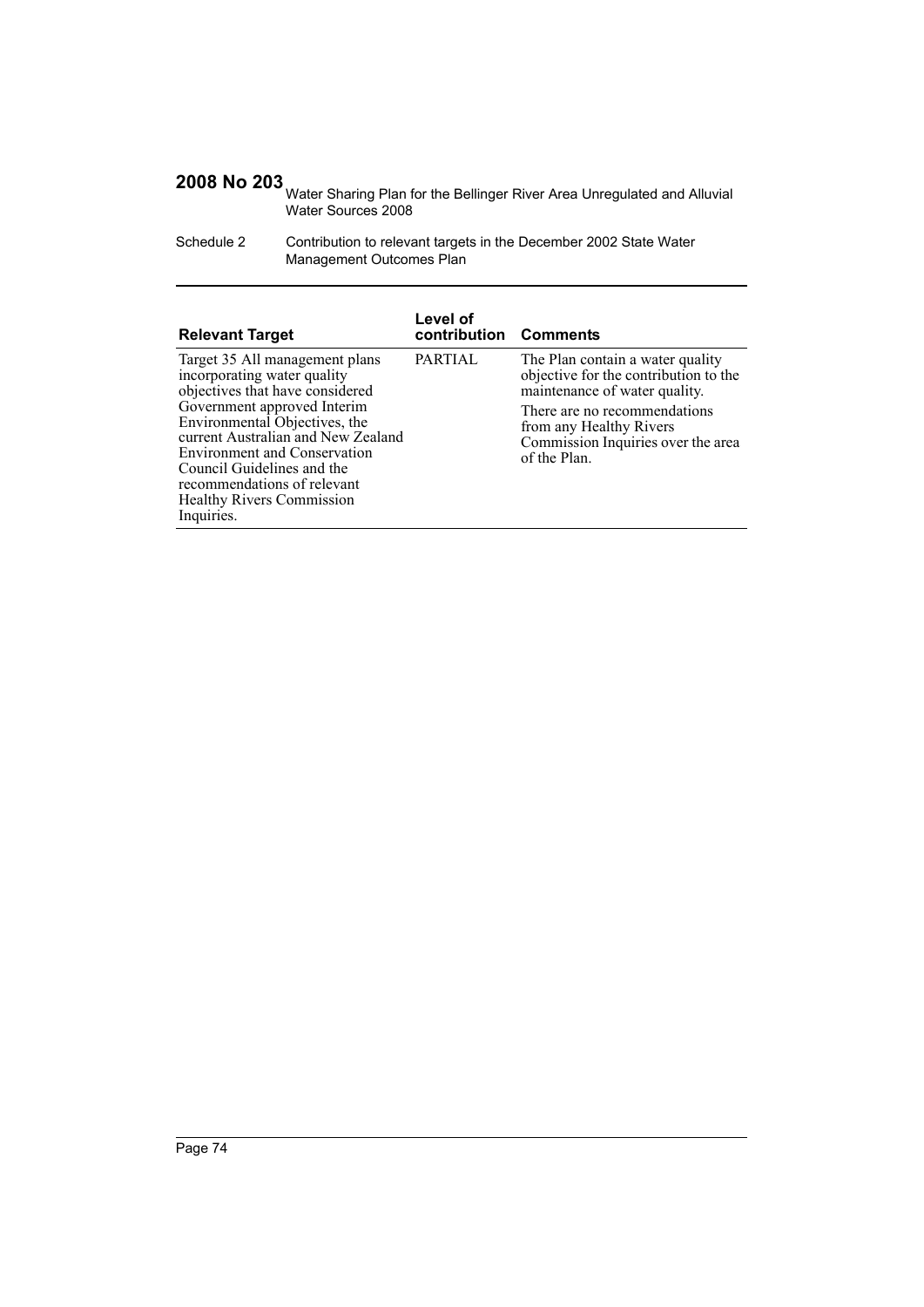| Relevant Target | Level of contribution | Comments |
|---|---|---|
| Target 35 All management plans incorporating water quality objectives that have considered Government approved Interim Environmental Objectives, the current Australian and New Zealand Environment and Conservation Council Guidelines and the recommendations of relevant Healthy Rivers Commission Inquiries. | PARTIAL | The Plan contain a water quality objective for the contribution to the maintenance of water quality. There are no recommendations from any Healthy Rivers Commission Inquiries over the area of the Plan. |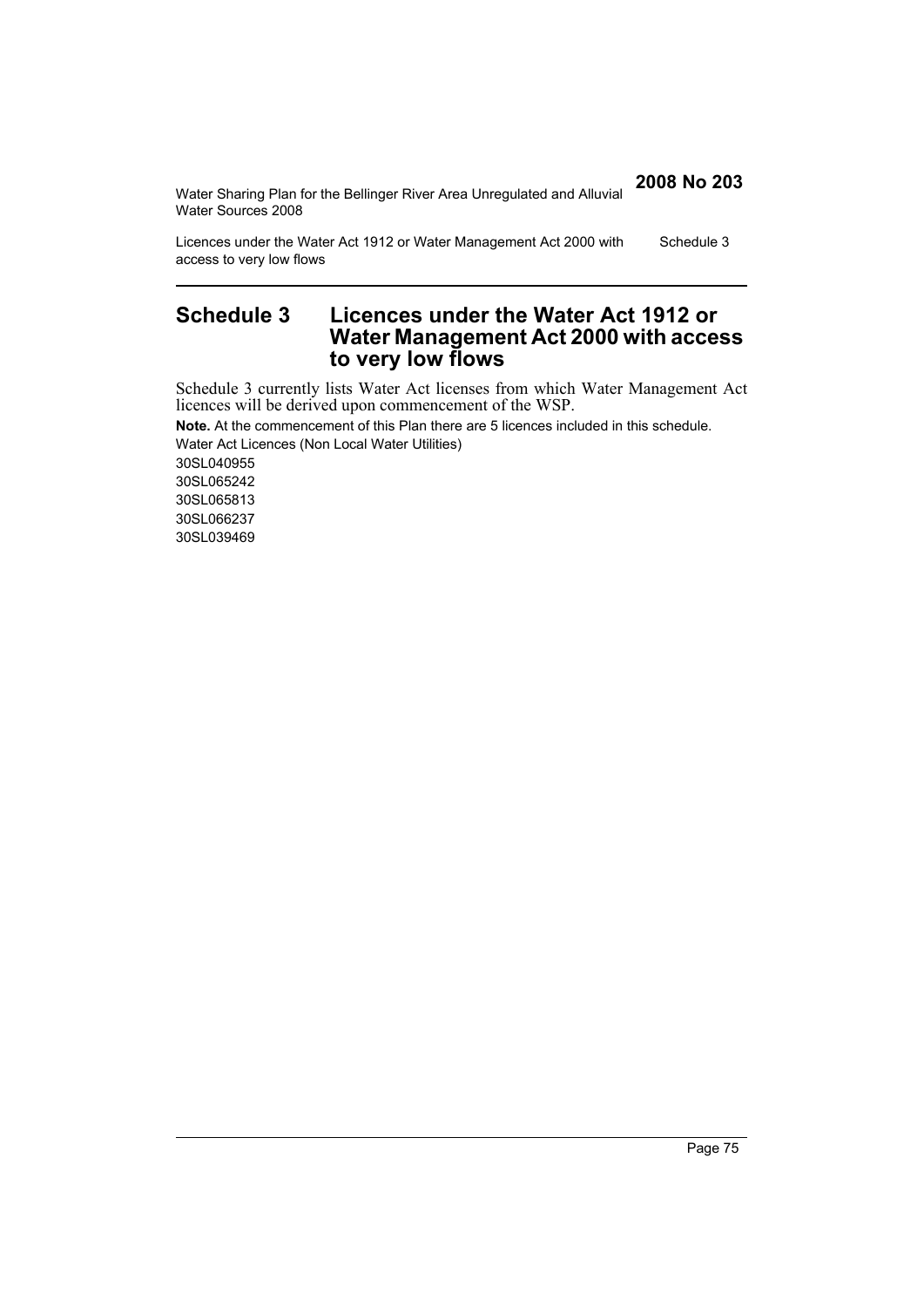# Schedule 3 Licences under the Water Act 1912 or Water Management Act 2000 with access to very low flows

Schedule 3 currently lists Water Act licenses from which Water Management Act licences will be derived upon commencement of the WSP.

**Note.** At the commencement of this Plan there are 5 licences included in this schedule.

Water Act Licences (Non Local Water Utilities)

30SL040955

30SL065242

30SL065813

30SL066237

30SL039469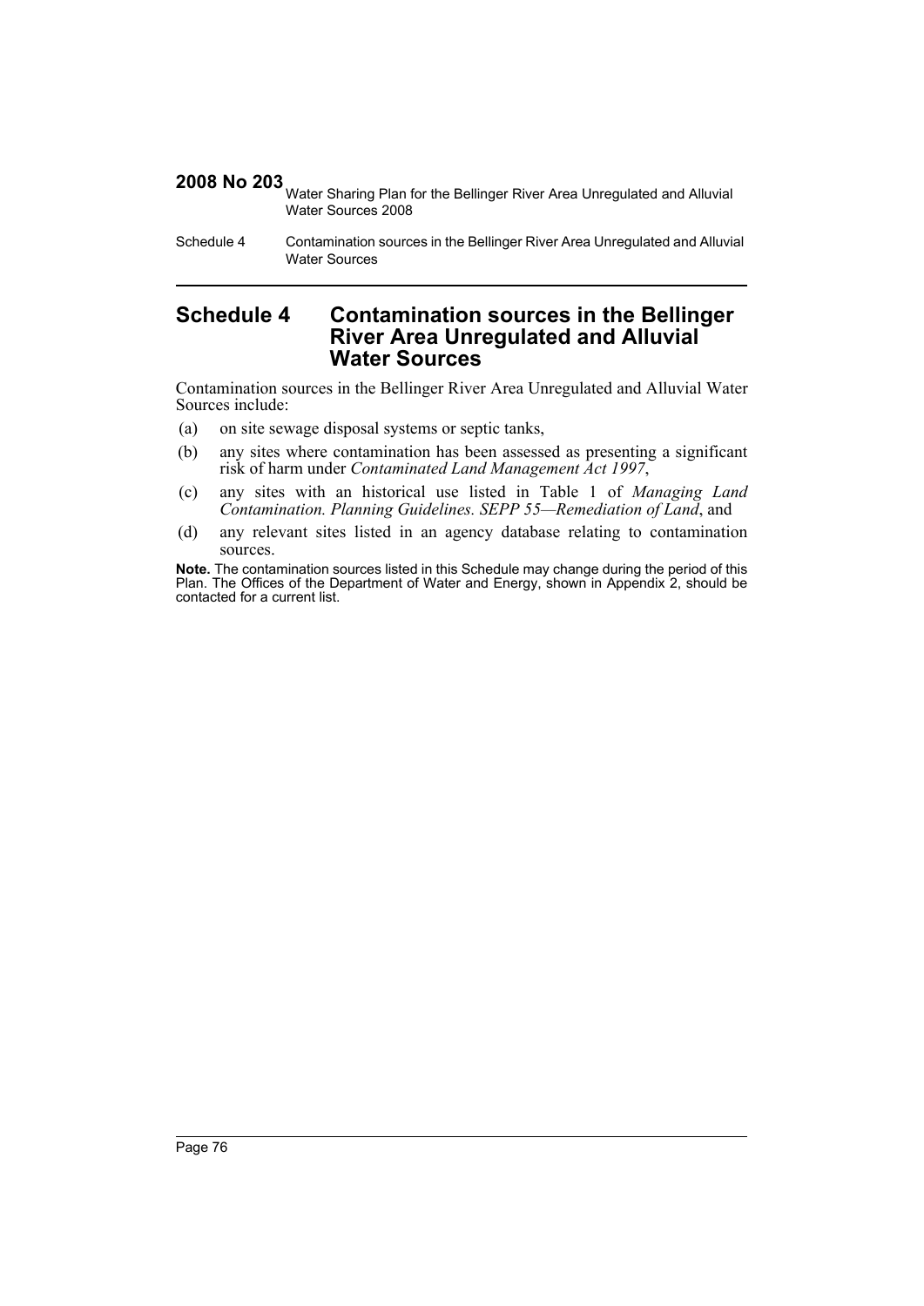# Schedule 4 Contamination sources in the Bellinger River Area Unregulated and Alluvial Water Sources

Contamination sources in the Bellinger River Area Unregulated and Alluvial Water Sources include:

(a) on site sewage disposal systems or septic tanks,

(b) any sites where contamination has been assessed as presenting a significant risk of harm under *Contaminated Land Management Act 1997*,

(c) any sites with an historical use listed in Table 1 of *Managing Land Contamination. Planning Guidelines. SEPP 55—Remediation of Land*, and

(d) any relevant sites listed in an agency database relating to contamination sources.

**Note.** The contamination sources listed in this Schedule may change during the period of this Plan. The Offices of the Department of Water and Energy, shown in Appendix 2, should be contacted for a current list.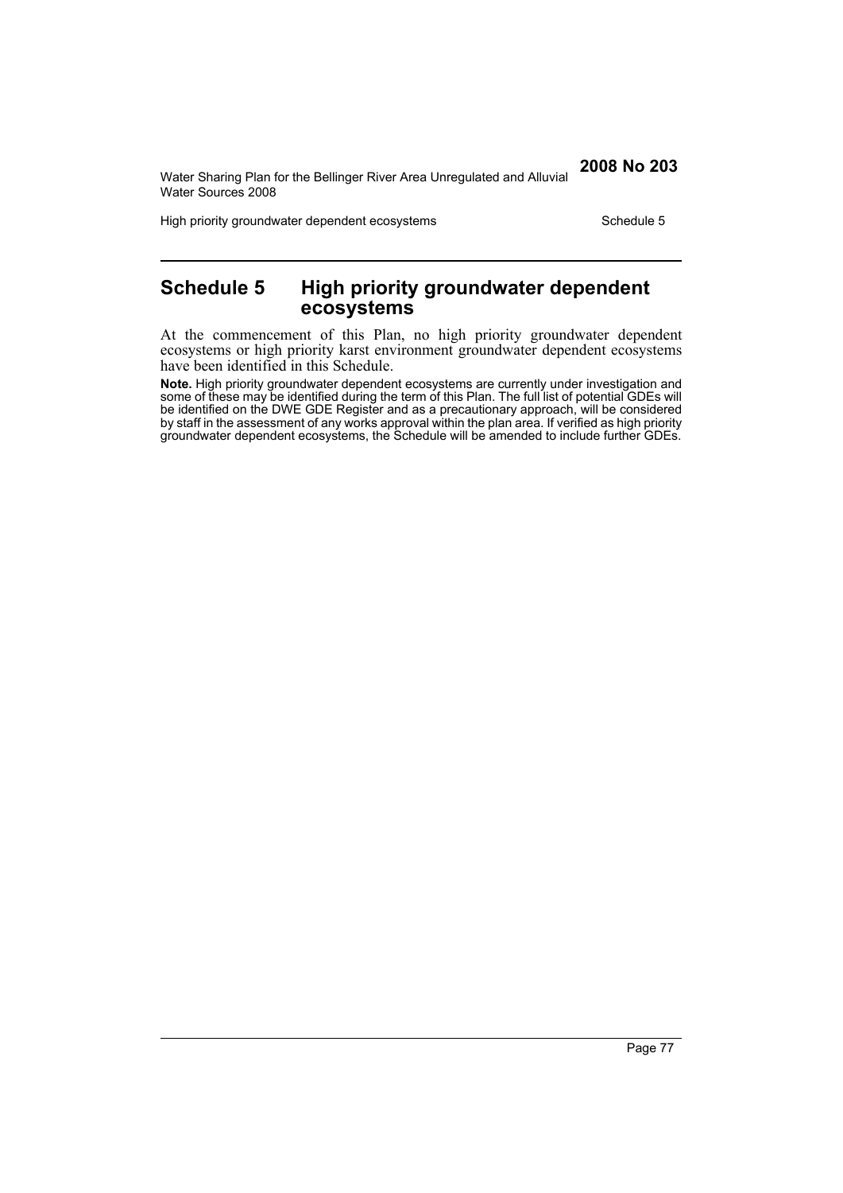# Schedule 5 High priority groundwater dependent ecosystems

At the commencement of this Plan, no high priority groundwater dependent ecosystems or high priority karst environment groundwater dependent ecosystems have been identified in this Schedule.

**Note.** High priority groundwater dependent ecosystems are currently under investigation and some of these may be identified during the term of this Plan. The full list of potential GDEs will be identified on the DWE GDE Register and as a precautionary approach, will be considered by staff in the assessment of any works approval within the plan area. If verified as high priority groundwater dependent ecosystems, the Schedule will be amended to include further GDEs.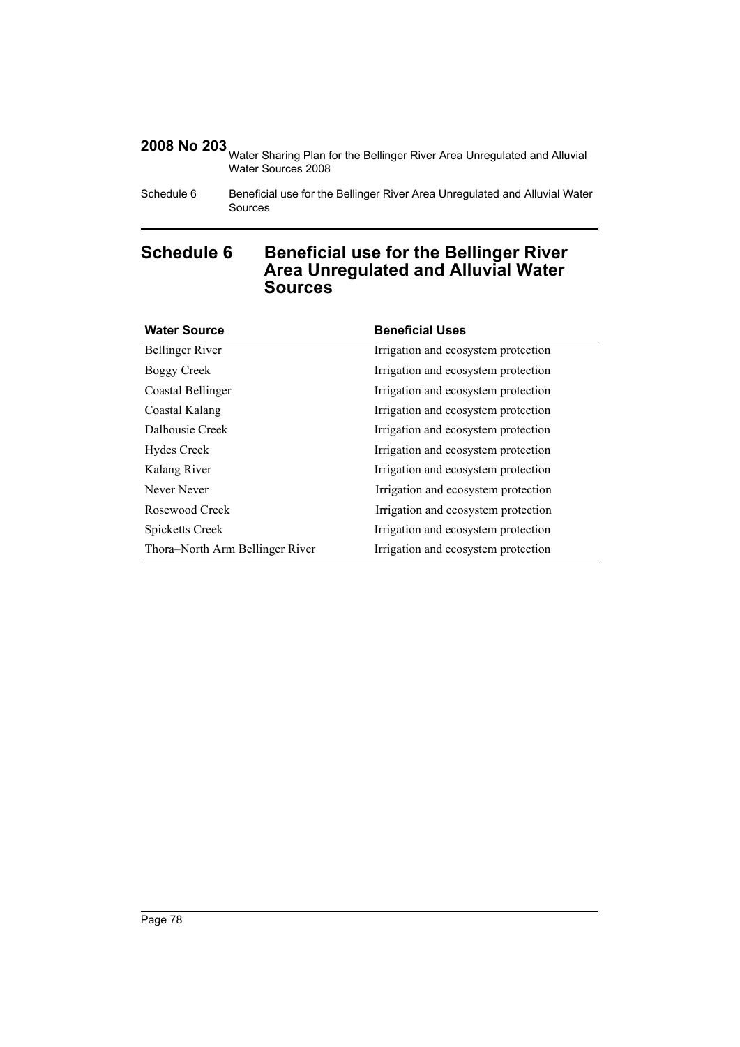# Schedule 6 Beneficial use for the Bellinger River Area Unregulated and Alluvial Water Sources

| Water Source | Beneficial Uses |
|---|---|
| Bellinger River | Irrigation and ecosystem protection |
| Boggy Creek | Irrigation and ecosystem protection |
| Coastal Bellinger | Irrigation and ecosystem protection |
| Coastal Kalang | Irrigation and ecosystem protection |
| Dalhousie Creek | Irrigation and ecosystem protection |
| Hydes Creek | Irrigation and ecosystem protection |
| Kalang River | Irrigation and ecosystem protection |
| Never Never | Irrigation and ecosystem protection |
| Rosewood Creek | Irrigation and ecosystem protection |
| Spicketts Creek | Irrigation and ecosystem protection |
| Thora–North Arm Bellinger River | Irrigation and ecosystem protection |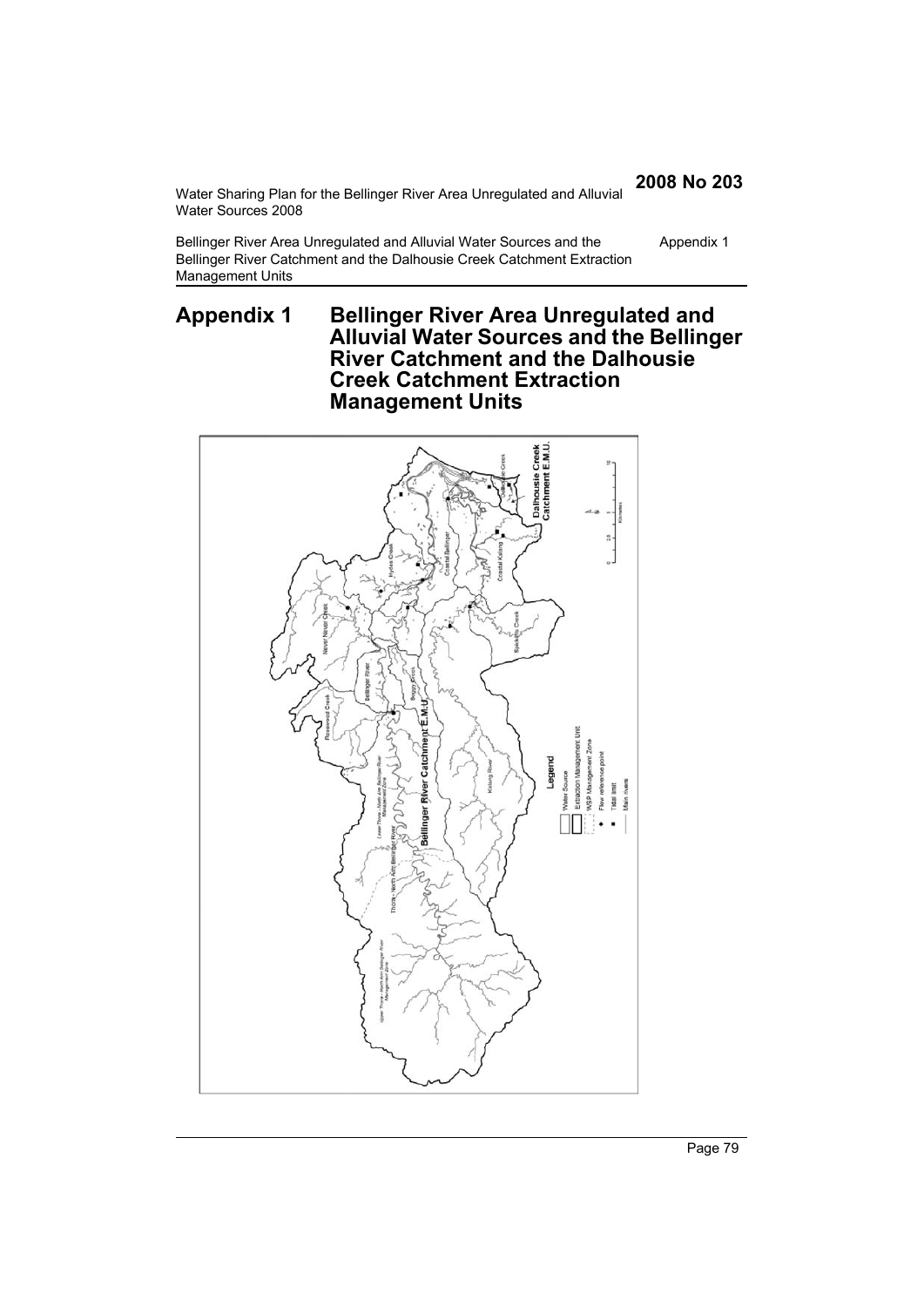# Appendix 1 Bellinger River Area Unregulated and Alluvial Water Sources and the Bellinger River Catchment and the Dalhousie Creek Catchment Extraction Management Units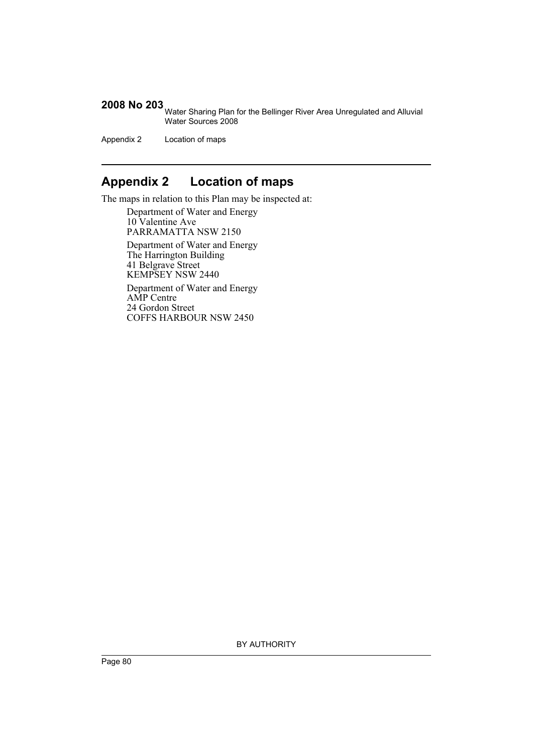# Appendix 2 Location of maps

The maps in relation to this Plan may be inspected at:

Department of Water and Energy
10 Valentine Ave
PARRAMATTA NSW 2150

Department of Water and Energy
The Harrington Building
41 Belgrave Street
KEMPSEY NSW 2440

Department of Water and Energy
AMP Centre
24 Gordon Street
COFFS HARBOUR NSW 2450

BY AUTHORITY